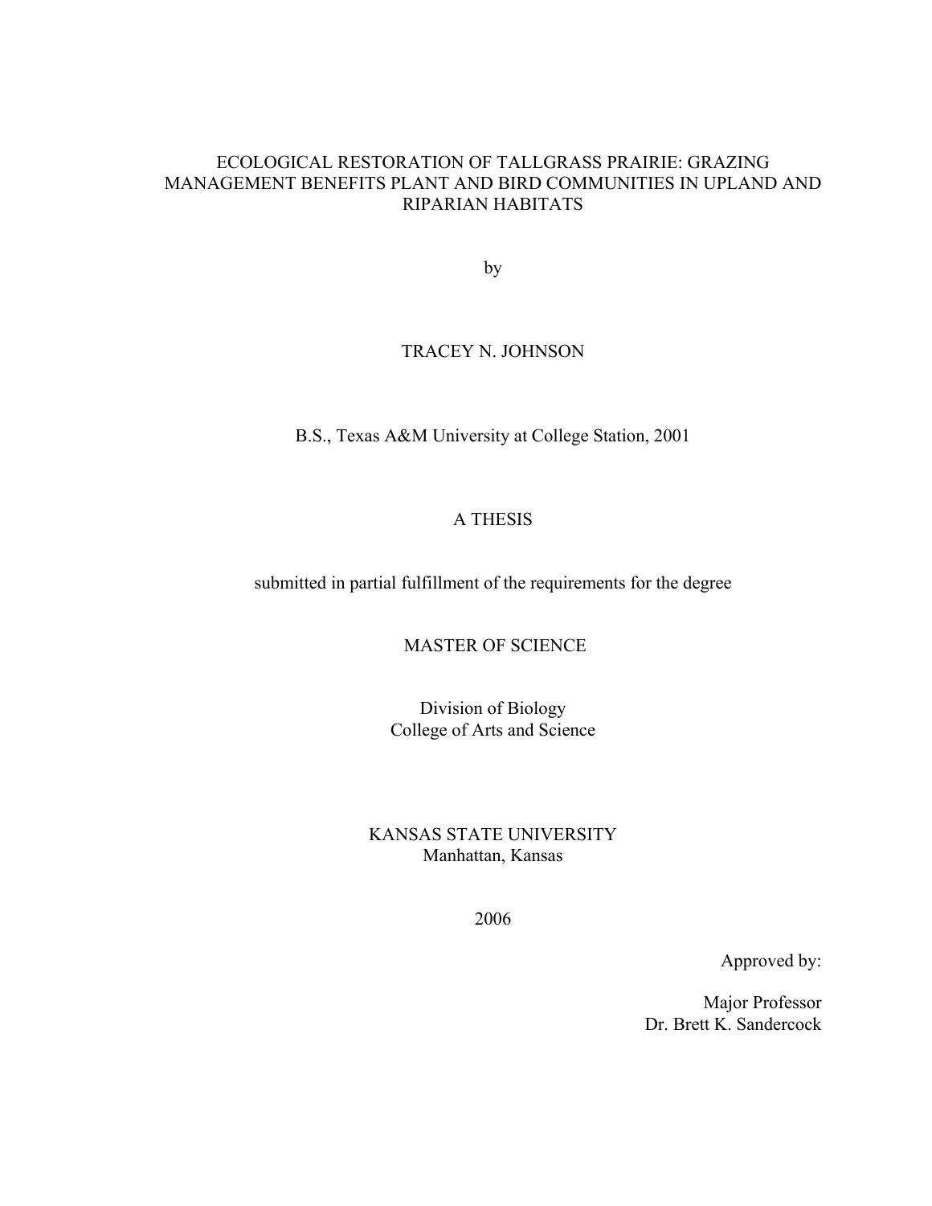# ECOLOGICAL RESTORATION OF TALLGRASS PRAIRIE: GRAZING MANAGEMENT BENEFITS PLANT AND BIRD COMMUNITIES IN UPLAND AND RIPARIAN HABITATS

by

TRACEY N. JOHNSON

B.S., Texas A&M University at College Station, 2001

A THESIS

submitted in partial fulfillment of the requirements for the degree

MASTER OF SCIENCE

Division of Biology
College of Arts and Science

KANSAS STATE UNIVERSITY
Manhattan, Kansas

2006

Approved by:

Major Professor
Dr. Brett K. Sandercock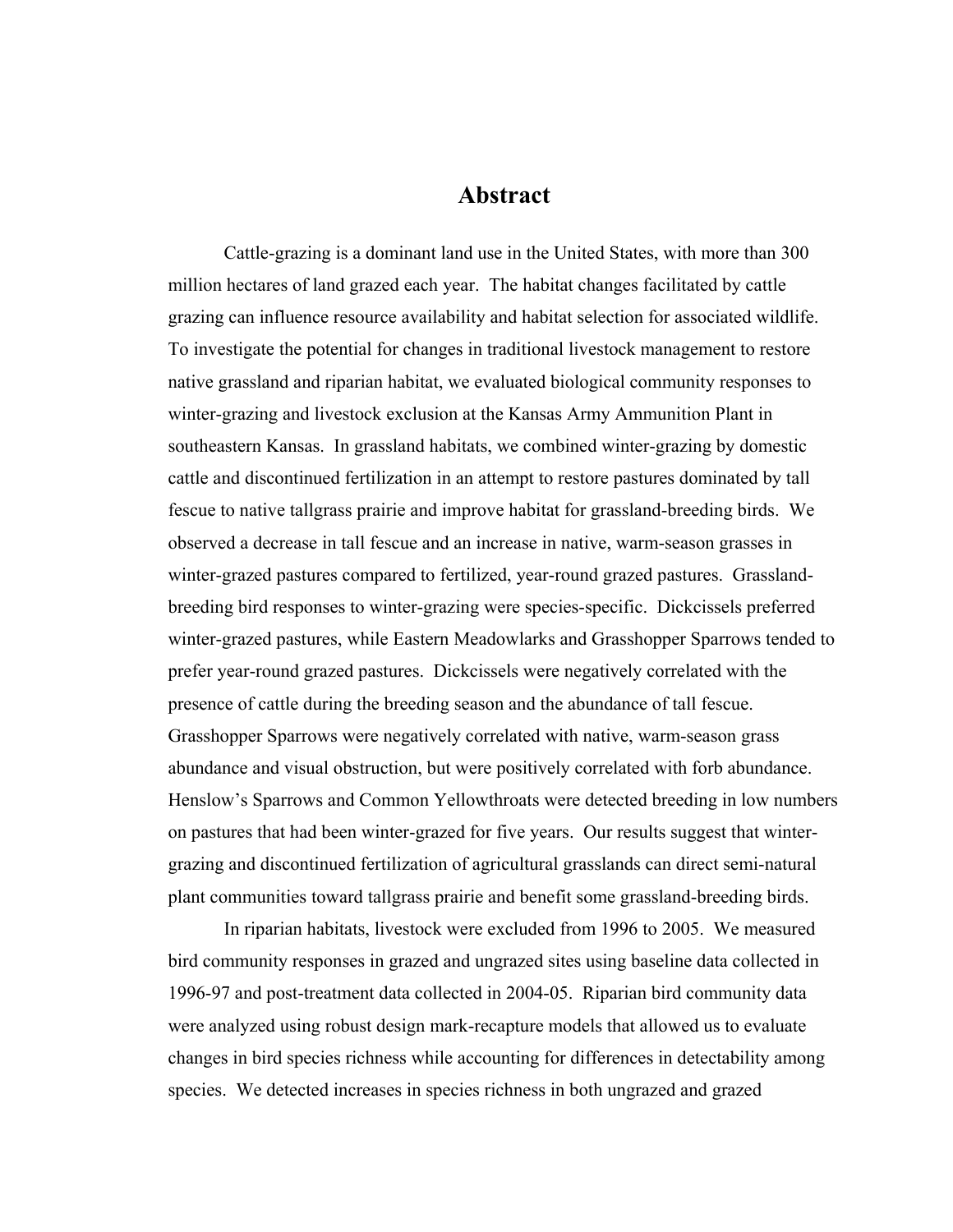# Abstract

Cattle-grazing is a dominant land use in the United States, with more than 300 million hectares of land grazed each year. The habitat changes facilitated by cattle grazing can influence resource availability and habitat selection for associated wildlife. To investigate the potential for changes in traditional livestock management to restore native grassland and riparian habitat, we evaluated biological community responses to winter-grazing and livestock exclusion at the Kansas Army Ammunition Plant in southeastern Kansas. In grassland habitats, we combined winter-grazing by domestic cattle and discontinued fertilization in an attempt to restore pastures dominated by tall fescue to native tallgrass prairie and improve habitat for grassland-breeding birds. We observed a decrease in tall fescue and an increase in native, warm-season grasses in winter-grazed pastures compared to fertilized, year-round grazed pastures. Grassland-breeding bird responses to winter-grazing were species-specific. Dickcissels preferred winter-grazed pastures, while Eastern Meadowlarks and Grasshopper Sparrows tended to prefer year-round grazed pastures. Dickcissels were negatively correlated with the presence of cattle during the breeding season and the abundance of tall fescue. Grasshopper Sparrows were negatively correlated with native, warm-season grass abundance and visual obstruction, but were positively correlated with forb abundance. Henslow's Sparrows and Common Yellowthroats were detected breeding in low numbers on pastures that had been winter-grazed for five years. Our results suggest that winter-grazing and discontinued fertilization of agricultural grasslands can direct semi-natural plant communities toward tallgrass prairie and benefit some grassland-breeding birds.

In riparian habitats, livestock were excluded from 1996 to 2005. We measured bird community responses in grazed and ungrazed sites using baseline data collected in 1996-97 and post-treatment data collected in 2004-05. Riparian bird community data were analyzed using robust design mark-recapture models that allowed us to evaluate changes in bird species richness while accounting for differences in detectability among species. We detected increases in species richness in both ungrazed and grazed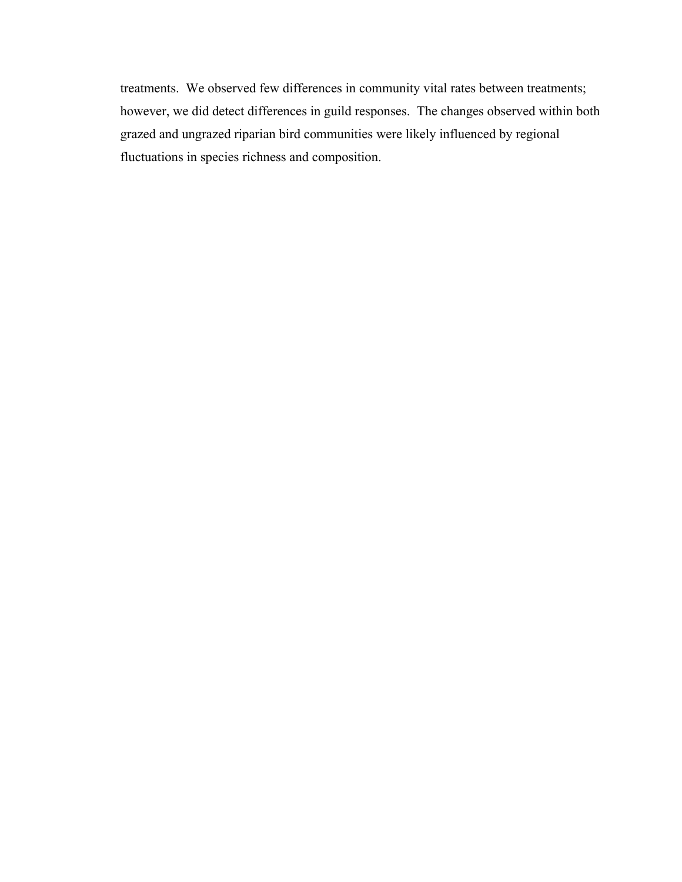treatments. We observed few differences in community vital rates between treatments; however, we did detect differences in guild responses. The changes observed within both grazed and ungrazed riparian bird communities were likely influenced by regional fluctuations in species richness and composition.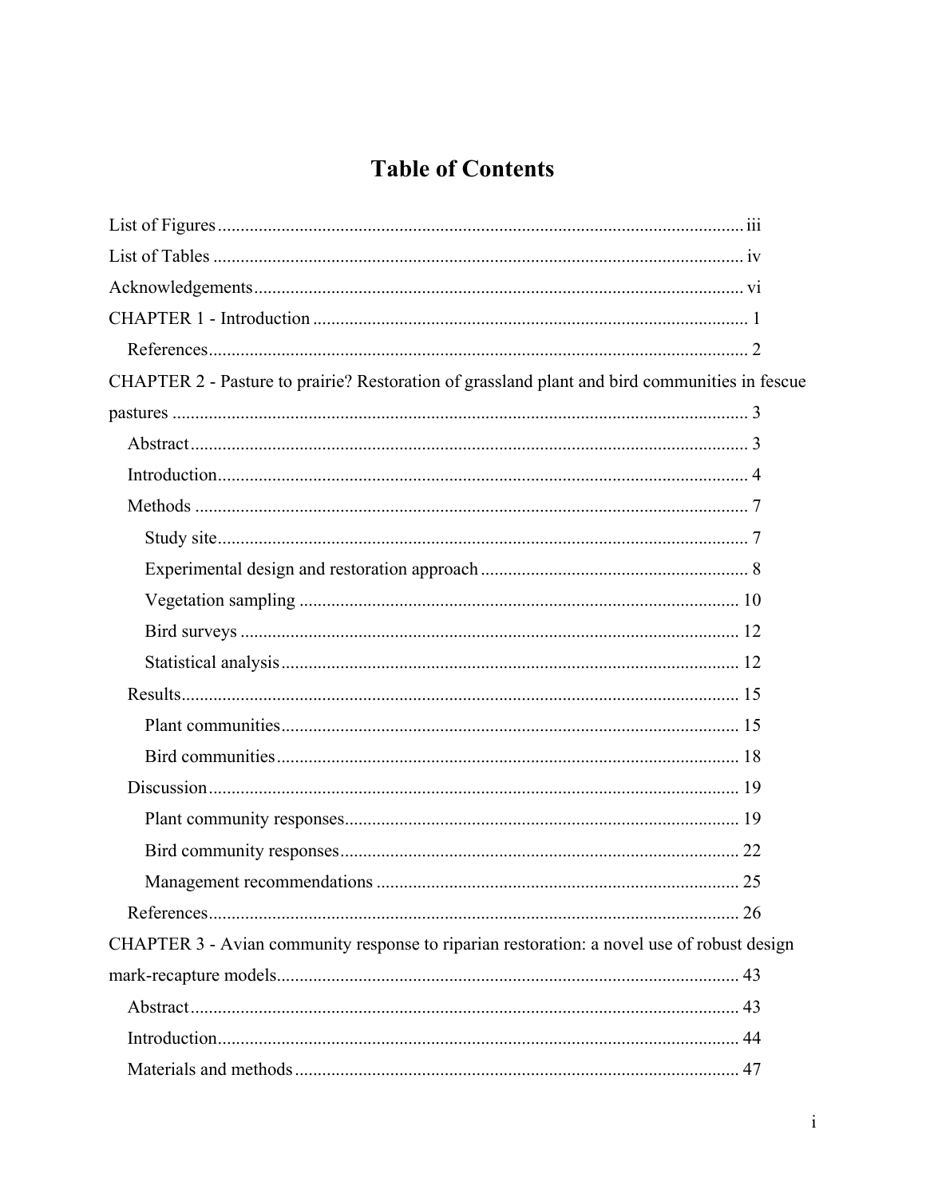# Table of Contents

List of Figures ........................................................................................................... iii

List of Tables ............................................................................................................. iv

Acknowledgements ..................................................................................................... vi

CHAPTER 1 - Introduction ........................................................................................... 1

- References .................................................................................................................. 2

CHAPTER 2 - Pasture to prairie? Restoration of grassland plant and bird communities in fescue pastures ........................................................................................................................ 3

- Abstract ....................................................................................................................... 3
- Introduction ................................................................................................................. 4
- Methods ...................................................................................................................... 7
  - Study site ................................................................................................................. 7
  - Experimental design and restoration approach ........................................................ 8
  - Vegetation sampling ............................................................................................... 10
  - Bird surveys ........................................................................................................... 12
  - Statistical analysis .................................................................................................. 12
- Results ....................................................................................................................... 15
  - Plant communities .................................................................................................. 15
  - Bird communities ................................................................................................... 18
- Discussion .................................................................................................................. 19
  - Plant community responses .................................................................................... 19
  - Bird community responses ..................................................................................... 22
  - Management recommendations .............................................................................. 25
- References .................................................................................................................. 26

CHAPTER 3 - Avian community response to riparian restoration: a novel use of robust design mark-recapture models ................................................................................................ 43

- Abstract ....................................................................................................................... 43
- Introduction ................................................................................................................. 44
- Materials and methods ................................................................................................ 47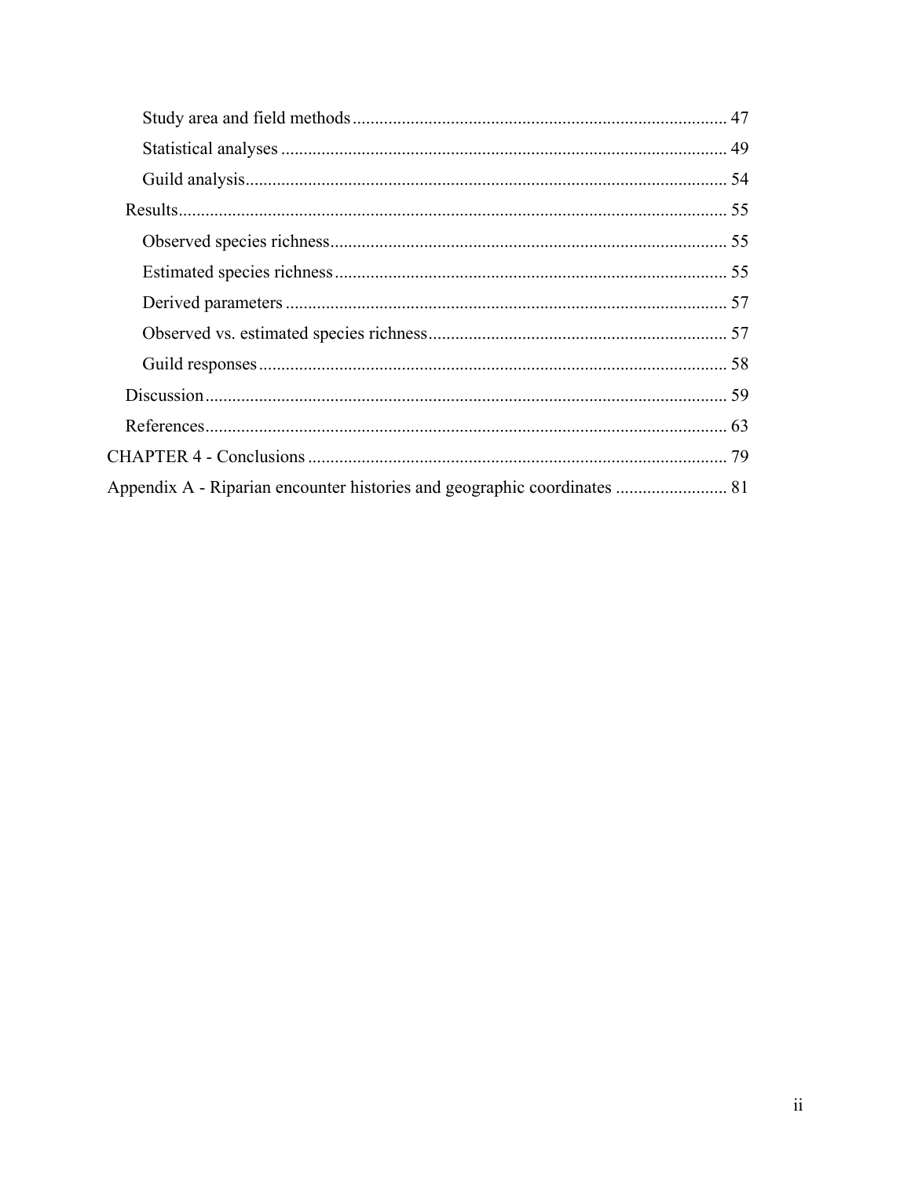Study area and field methods .................................................................................. 47

Statistical analyses .................................................................................................. 49

Guild analysis.......................................................................................................... 54

Results......................................................................................................................... 55

Observed species richness....................................................................................... 55

Estimated species richness...................................................................................... 55

Derived parameters ................................................................................................. 57

Observed vs. estimated species richness.................................................................. 57

Guild responses....................................................................................................... 58

Discussion.................................................................................................................... 59

References.................................................................................................................... 63

CHAPTER 4 - Conclusions ............................................................................................ 79

Appendix A - Riparian encounter histories and geographic coordinates ......................... 81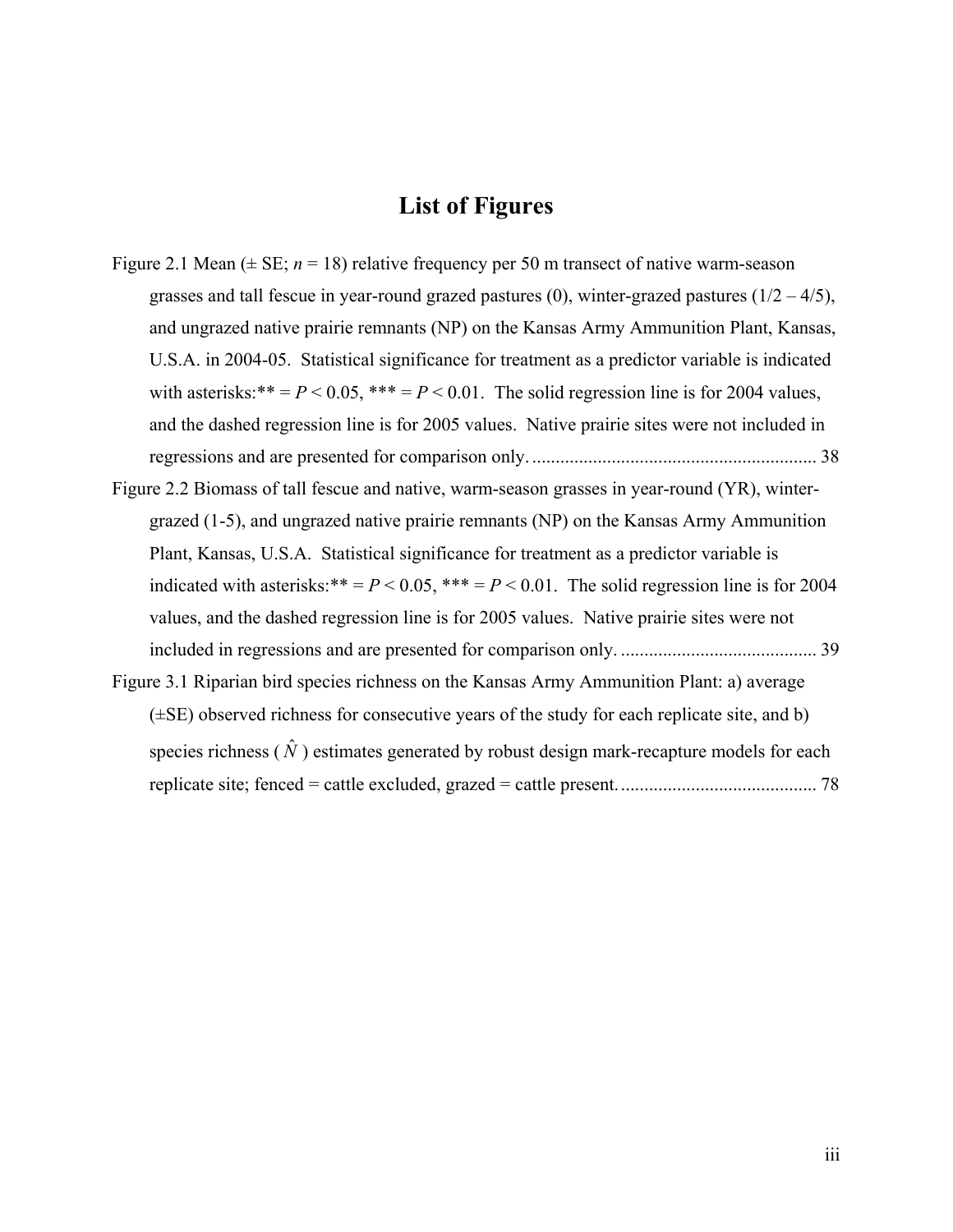# List of Figures

Figure 2.1 Mean (± SE; $n = 18$) relative frequency per 50 m transect of native warm-season grasses and tall fescue in year-round grazed pastures (0), winter-grazed pastures (1/2 – 4/5), and ungrazed native prairie remnants (NP) on the Kansas Army Ammunition Plant, Kansas, U.S.A. in 2004-05. Statistical significance for treatment as a predictor variable is indicated with asterisks:** = $P < 0.05$, *** = $P < 0.01$. The solid regression line is for 2004 values, and the dashed regression line is for 2005 values. Native prairie sites were not included in regressions and are presented for comparison only. ............................................................ 38

Figure 2.2 Biomass of tall fescue and native, warm-season grasses in year-round (YR), winter-grazed (1-5), and ungrazed native prairie remnants (NP) on the Kansas Army Ammunition Plant, Kansas, U.S.A. Statistical significance for treatment as a predictor variable is indicated with asterisks:** = $P < 0.05$, *** = $P < 0.01$. The solid regression line is for 2004 values, and the dashed regression line is for 2005 values. Native prairie sites were not included in regressions and are presented for comparison only. ......................................... 39

Figure 3.1 Riparian bird species richness on the Kansas Army Ammunition Plant: a) average (±SE) observed richness for consecutive years of the study for each replicate site, and b) species richness ( $\hat{N}$ ) estimates generated by robust design mark-recapture models for each replicate site; fenced = cattle excluded, grazed = cattle present. ......................................... 78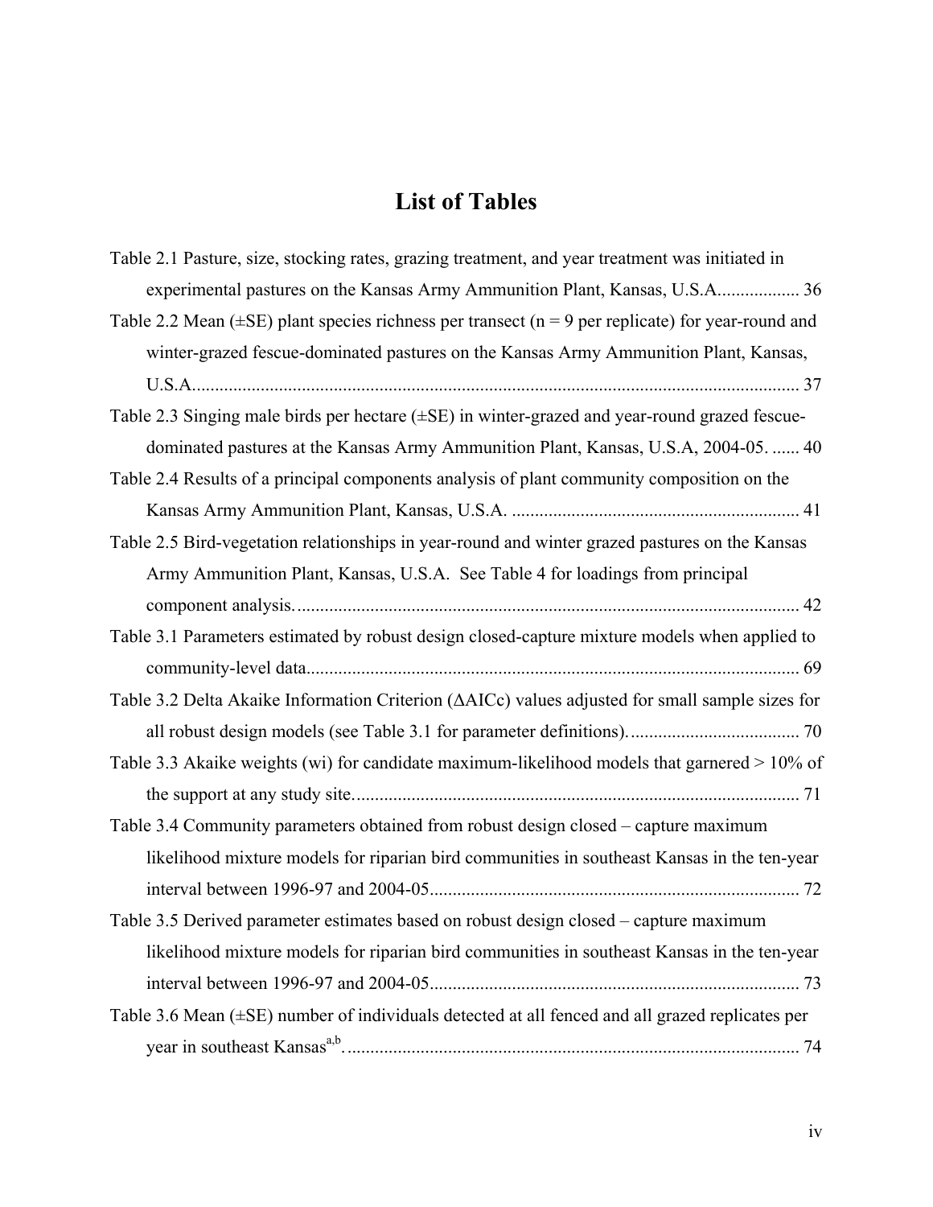# List of Tables

Table 2.1 Pasture, size, stocking rates, grazing treatment, and year treatment was initiated in experimental pastures on the Kansas Army Ammunition Plant, Kansas, U.S.A.................. 36

Table 2.2 Mean (±SE) plant species richness per transect (n = 9 per replicate) for year-round and winter-grazed fescue-dominated pastures on the Kansas Army Ammunition Plant, Kansas, U.S.A..................................................................................................................................... 37

Table 2.3 Singing male birds per hectare (±SE) in winter-grazed and year-round grazed fescue-dominated pastures at the Kansas Army Ammunition Plant, Kansas, U.S.A, 2004-05. ...... 40

Table 2.4 Results of a principal components analysis of plant community composition on the Kansas Army Ammunition Plant, Kansas, U.S.A. ............................................................... 41

Table 2.5 Bird-vegetation relationships in year-round and winter grazed pastures on the Kansas Army Ammunition Plant, Kansas, U.S.A. See Table 4 for loadings from principal component analysis. ............................................................................................................ 42

Table 3.1 Parameters estimated by robust design closed-capture mixture models when applied to community-level data........................................................................................................... 69

Table 3.2 Delta Akaike Information Criterion (ΔAICc) values adjusted for small sample sizes for all robust design models (see Table 3.1 for parameter definitions)...................................... 70

Table 3.3 Akaike weights (wi) for candidate maximum-likelihood models that garnered > 10% of the support at any study site................................................................................................. 71

Table 3.4 Community parameters obtained from robust design closed – capture maximum likelihood mixture models for riparian bird communities in southeast Kansas in the ten-year interval between 1996-97 and 2004-05................................................................................. 72

Table 3.5 Derived parameter estimates based on robust design closed – capture maximum likelihood mixture models for riparian bird communities in southeast Kansas in the ten-year interval between 1996-97 and 2004-05................................................................................. 73

Table 3.6 Mean (±SE) number of individuals detected at all fenced and all grazed replicates per year in southeast Kansas[a,b]. .................................................................................................. 74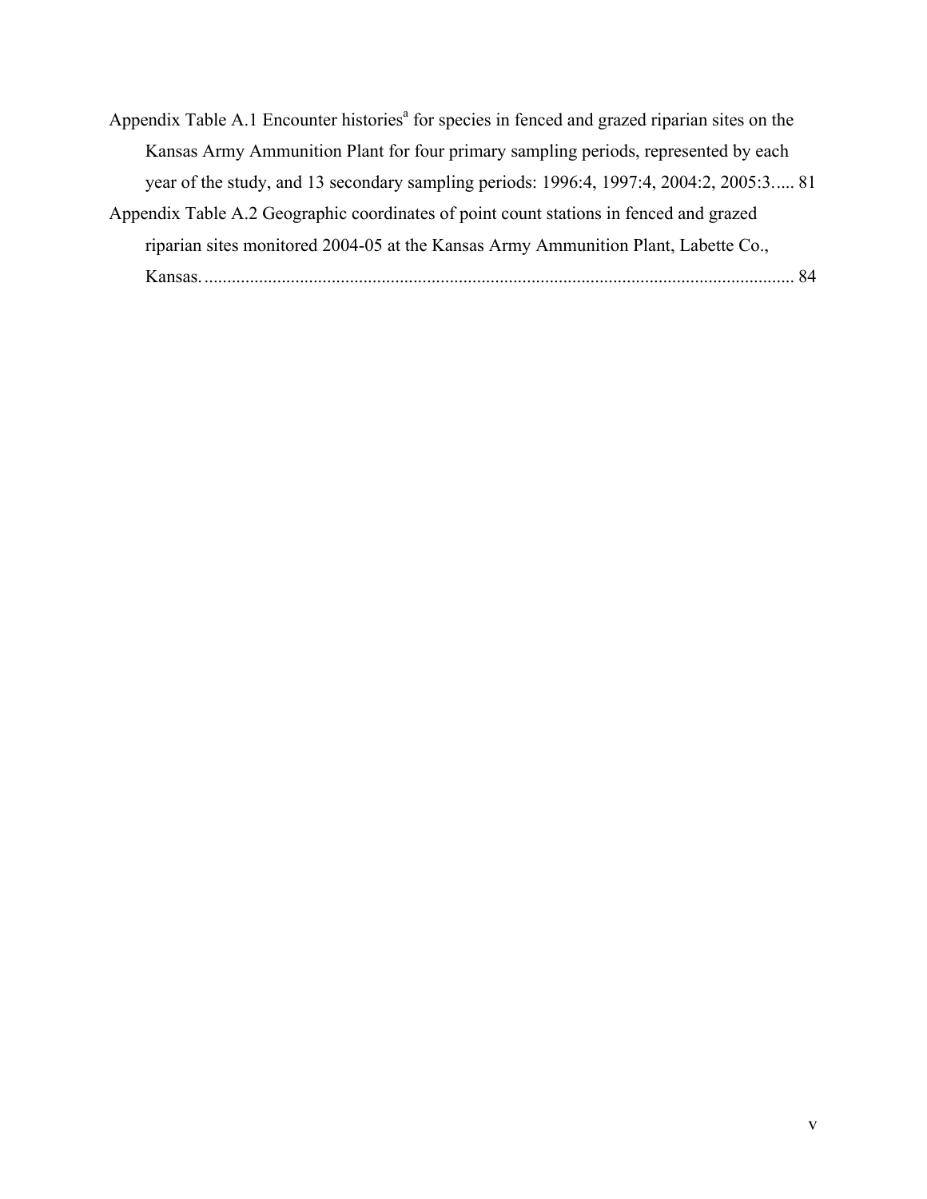Appendix Table A.1 Encounter histories[a] for species in fenced and grazed riparian sites on the Kansas Army Ammunition Plant for four primary sampling periods, represented by each year of the study, and 13 secondary sampling periods: 1996:4, 1997:4, 2004:2, 2005:3..... 81

Appendix Table A.2 Geographic coordinates of point count stations in fenced and grazed riparian sites monitored 2004-05 at the Kansas Army Ammunition Plant, Labette Co., Kansas. ............................................................................................................................ 84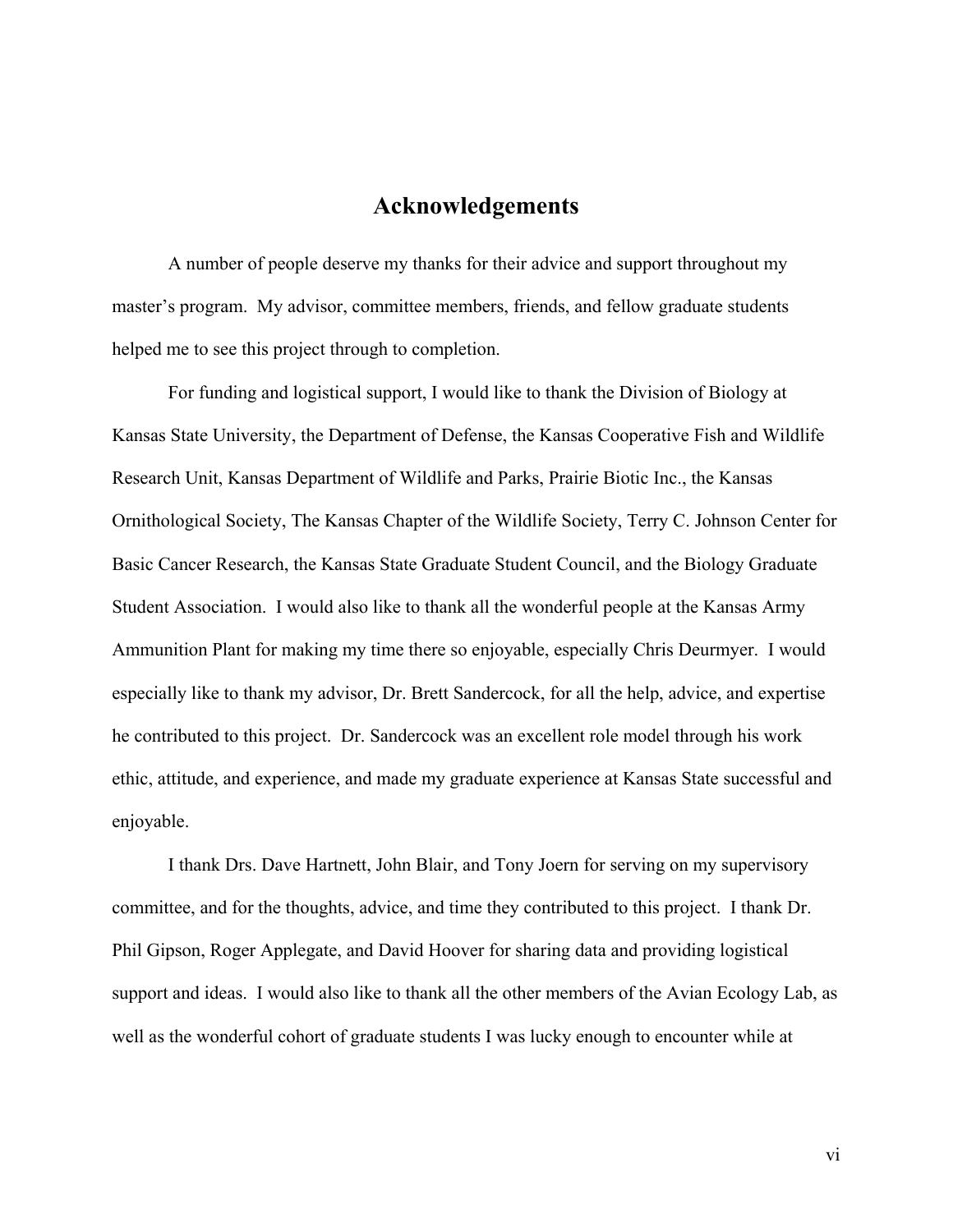# Acknowledgements

A number of people deserve my thanks for their advice and support throughout my master's program. My advisor, committee members, friends, and fellow graduate students helped me to see this project through to completion.

For funding and logistical support, I would like to thank the Division of Biology at Kansas State University, the Department of Defense, the Kansas Cooperative Fish and Wildlife Research Unit, Kansas Department of Wildlife and Parks, Prairie Biotic Inc., the Kansas Ornithological Society, The Kansas Chapter of the Wildlife Society, Terry C. Johnson Center for Basic Cancer Research, the Kansas State Graduate Student Council, and the Biology Graduate Student Association. I would also like to thank all the wonderful people at the Kansas Army Ammunition Plant for making my time there so enjoyable, especially Chris Deurmyer. I would especially like to thank my advisor, Dr. Brett Sandercock, for all the help, advice, and expertise he contributed to this project. Dr. Sandercock was an excellent role model through his work ethic, attitude, and experience, and made my graduate experience at Kansas State successful and enjoyable.

I thank Drs. Dave Hartnett, John Blair, and Tony Joern for serving on my supervisory committee, and for the thoughts, advice, and time they contributed to this project. I thank Dr. Phil Gipson, Roger Applegate, and David Hoover for sharing data and providing logistical support and ideas. I would also like to thank all the other members of the Avian Ecology Lab, as well as the wonderful cohort of graduate students I was lucky enough to encounter while at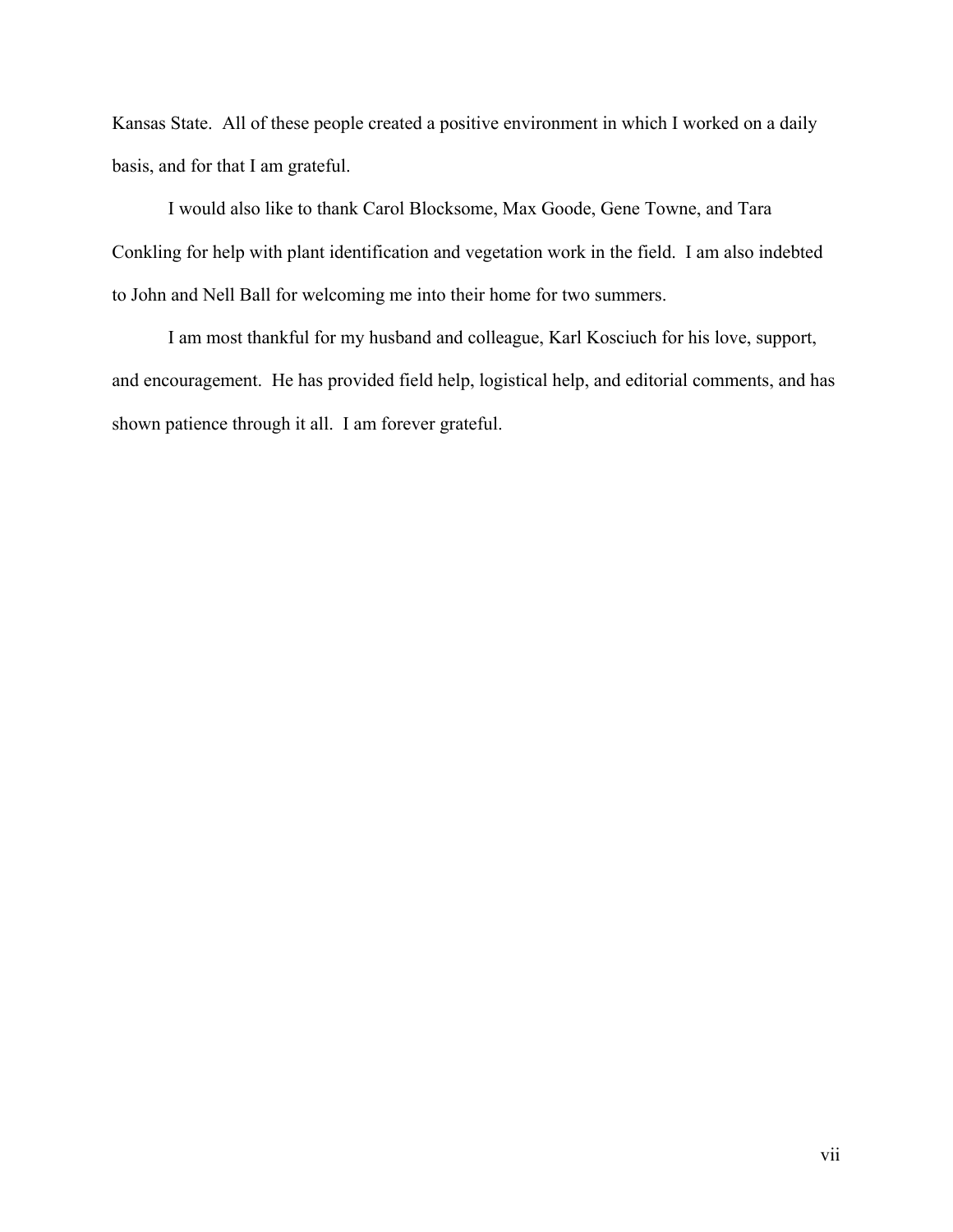Kansas State. All of these people created a positive environment in which I worked on a daily basis, and for that I am grateful.

I would also like to thank Carol Blocksome, Max Goode, Gene Towne, and Tara Conkling for help with plant identification and vegetation work in the field. I am also indebted to John and Nell Ball for welcoming me into their home for two summers.

I am most thankful for my husband and colleague, Karl Kosciuch for his love, support, and encouragement. He has provided field help, logistical help, and editorial comments, and has shown patience through it all. I am forever grateful.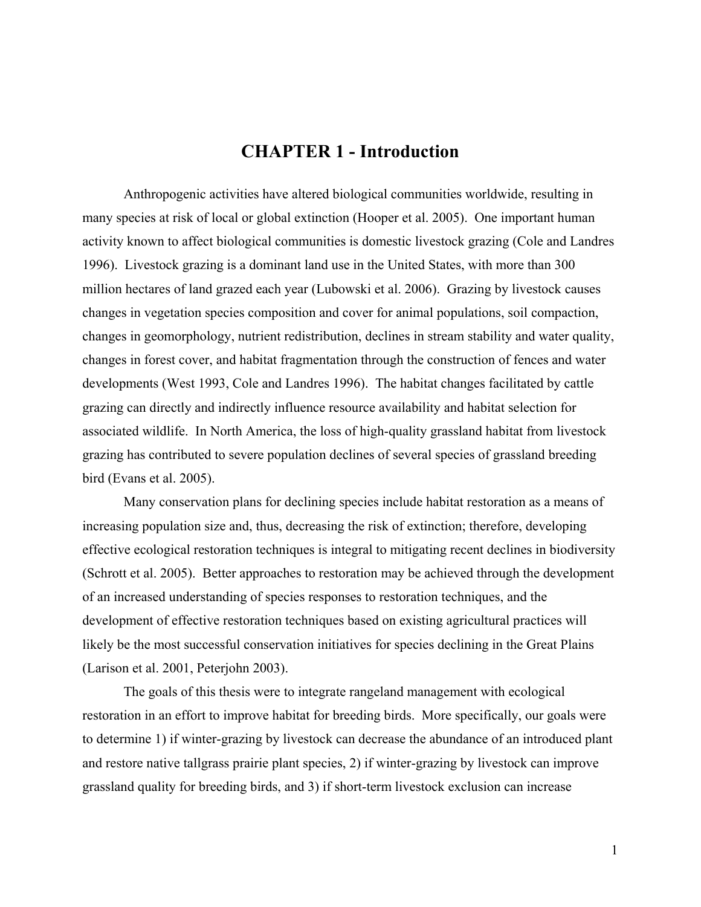# CHAPTER 1 - Introduction

Anthropogenic activities have altered biological communities worldwide, resulting in many species at risk of local or global extinction (Hooper et al. 2005). One important human activity known to affect biological communities is domestic livestock grazing (Cole and Landres 1996). Livestock grazing is a dominant land use in the United States, with more than 300 million hectares of land grazed each year (Lubowski et al. 2006). Grazing by livestock causes changes in vegetation species composition and cover for animal populations, soil compaction, changes in geomorphology, nutrient redistribution, declines in stream stability and water quality, changes in forest cover, and habitat fragmentation through the construction of fences and water developments (West 1993, Cole and Landres 1996). The habitat changes facilitated by cattle grazing can directly and indirectly influence resource availability and habitat selection for associated wildlife. In North America, the loss of high-quality grassland habitat from livestock grazing has contributed to severe population declines of several species of grassland breeding bird (Evans et al. 2005).

Many conservation plans for declining species include habitat restoration as a means of increasing population size and, thus, decreasing the risk of extinction; therefore, developing effective ecological restoration techniques is integral to mitigating recent declines in biodiversity (Schrott et al. 2005). Better approaches to restoration may be achieved through the development of an increased understanding of species responses to restoration techniques, and the development of effective restoration techniques based on existing agricultural practices will likely be the most successful conservation initiatives for species declining in the Great Plains (Larison et al. 2001, Peterjohn 2003).

The goals of this thesis were to integrate rangeland management with ecological restoration in an effort to improve habitat for breeding birds. More specifically, our goals were to determine 1) if winter-grazing by livestock can decrease the abundance of an introduced plant and restore native tallgrass prairie plant species, 2) if winter-grazing by livestock can improve grassland quality for breeding birds, and 3) if short-term livestock exclusion can increase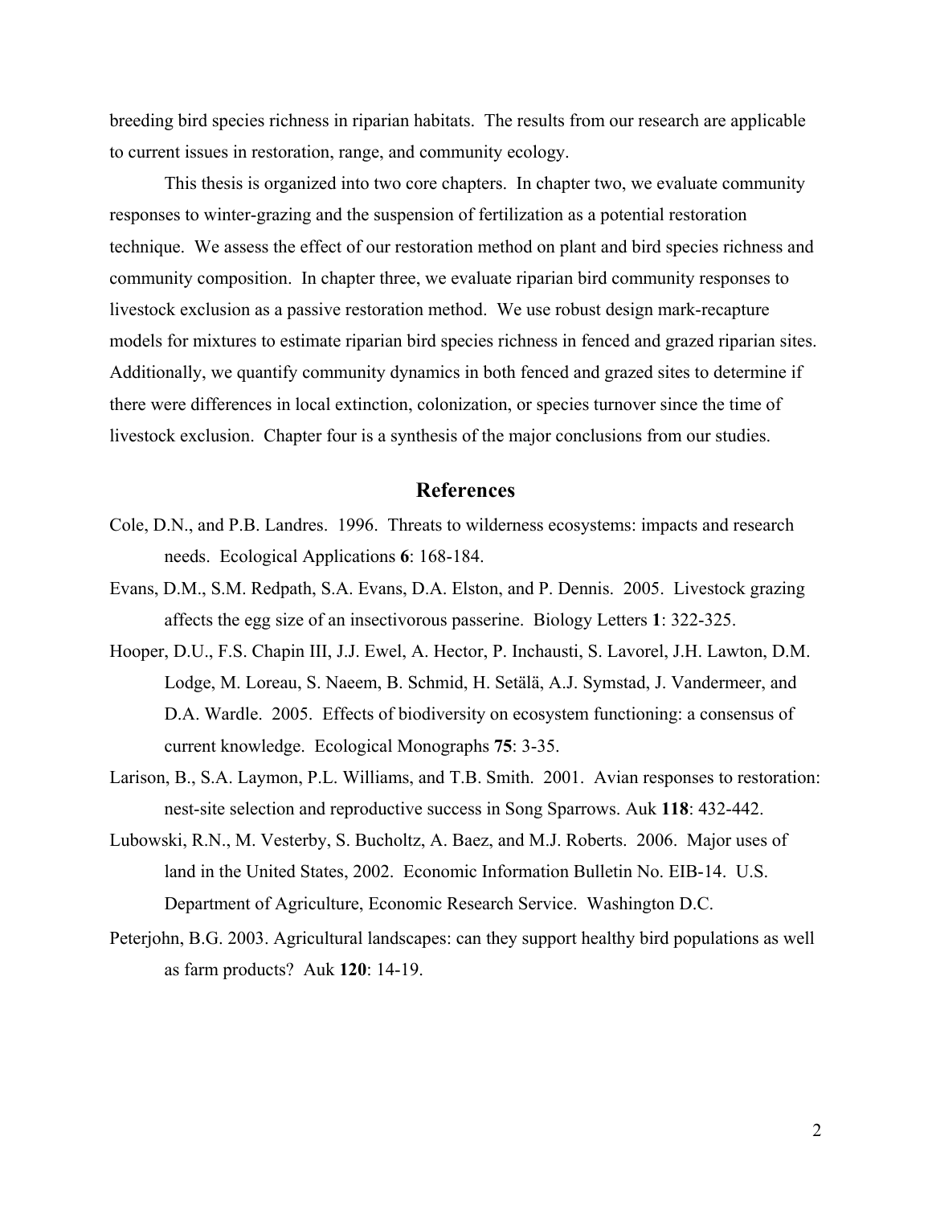breeding bird species richness in riparian habitats. The results from our research are applicable to current issues in restoration, range, and community ecology.

This thesis is organized into two core chapters. In chapter two, we evaluate community responses to winter-grazing and the suspension of fertilization as a potential restoration technique. We assess the effect of our restoration method on plant and bird species richness and community composition. In chapter three, we evaluate riparian bird community responses to livestock exclusion as a passive restoration method. We use robust design mark-recapture models for mixtures to estimate riparian bird species richness in fenced and grazed riparian sites. Additionally, we quantify community dynamics in both fenced and grazed sites to determine if there were differences in local extinction, colonization, or species turnover since the time of livestock exclusion. Chapter four is a synthesis of the major conclusions from our studies.

## References

Cole, D.N., and P.B. Landres. 1996. Threats to wilderness ecosystems: impacts and research needs. Ecological Applications **6**: 168-184.

Evans, D.M., S.M. Redpath, S.A. Evans, D.A. Elston, and P. Dennis. 2005. Livestock grazing affects the egg size of an insectivorous passerine. Biology Letters **1**: 322-325.

Hooper, D.U., F.S. Chapin III, J.J. Ewel, A. Hector, P. Inchausti, S. Lavorel, J.H. Lawton, D.M. Lodge, M. Loreau, S. Naeem, B. Schmid, H. Setälä, A.J. Symstad, J. Vandermeer, and D.A. Wardle. 2005. Effects of biodiversity on ecosystem functioning: a consensus of current knowledge. Ecological Monographs **75**: 3-35.

Larison, B., S.A. Laymon, P.L. Williams, and T.B. Smith. 2001. Avian responses to restoration: nest-site selection and reproductive success in Song Sparrows. Auk **118**: 432-442.

Lubowski, R.N., M. Vesterby, S. Bucholtz, A. Baez, and M.J. Roberts. 2006. Major uses of land in the United States, 2002. Economic Information Bulletin No. EIB-14. U.S. Department of Agriculture, Economic Research Service. Washington D.C.

Peterjohn, B.G. 2003. Agricultural landscapes: can they support healthy bird populations as well as farm products? Auk **120**: 14-19.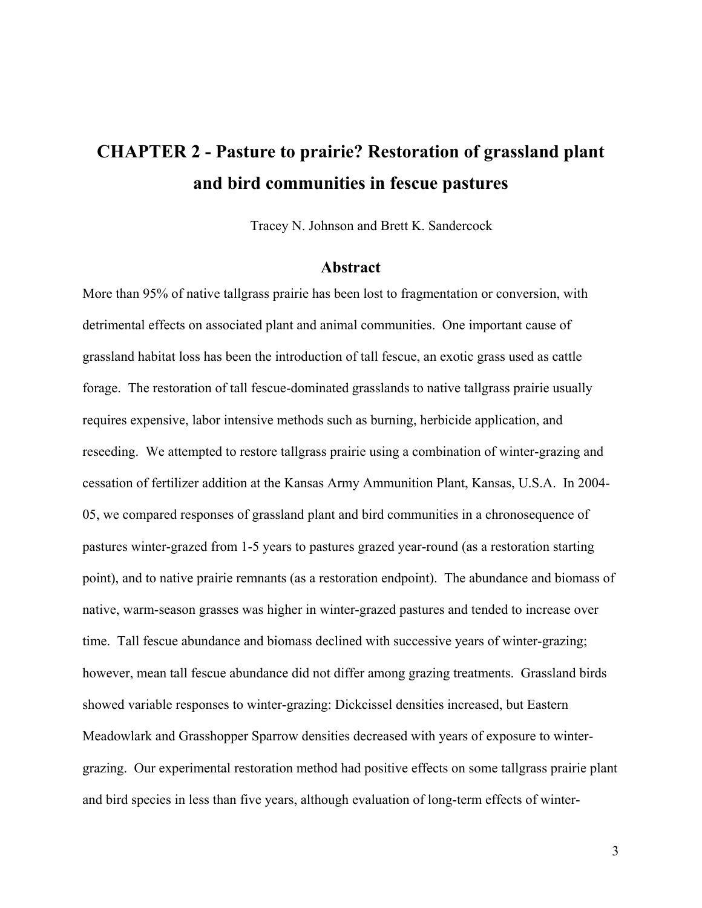# CHAPTER 2 - Pasture to prairie? Restoration of grassland plant and bird communities in fescue pastures

Tracey N. Johnson and Brett K. Sandercock

## Abstract

More than 95% of native tallgrass prairie has been lost to fragmentation or conversion, with detrimental effects on associated plant and animal communities. One important cause of grassland habitat loss has been the introduction of tall fescue, an exotic grass used as cattle forage. The restoration of tall fescue-dominated grasslands to native tallgrass prairie usually requires expensive, labor intensive methods such as burning, herbicide application, and reseeding. We attempted to restore tallgrass prairie using a combination of winter-grazing and cessation of fertilizer addition at the Kansas Army Ammunition Plant, Kansas, U.S.A. In 2004-05, we compared responses of grassland plant and bird communities in a chronosequence of pastures winter-grazed from 1-5 years to pastures grazed year-round (as a restoration starting point), and to native prairie remnants (as a restoration endpoint). The abundance and biomass of native, warm-season grasses was higher in winter-grazed pastures and tended to increase over time. Tall fescue abundance and biomass declined with successive years of winter-grazing; however, mean tall fescue abundance did not differ among grazing treatments. Grassland birds showed variable responses to winter-grazing: Dickcissel densities increased, but Eastern Meadowlark and Grasshopper Sparrow densities decreased with years of exposure to winter-grazing. Our experimental restoration method had positive effects on some tallgrass prairie plant and bird species in less than five years, although evaluation of long-term effects of winter-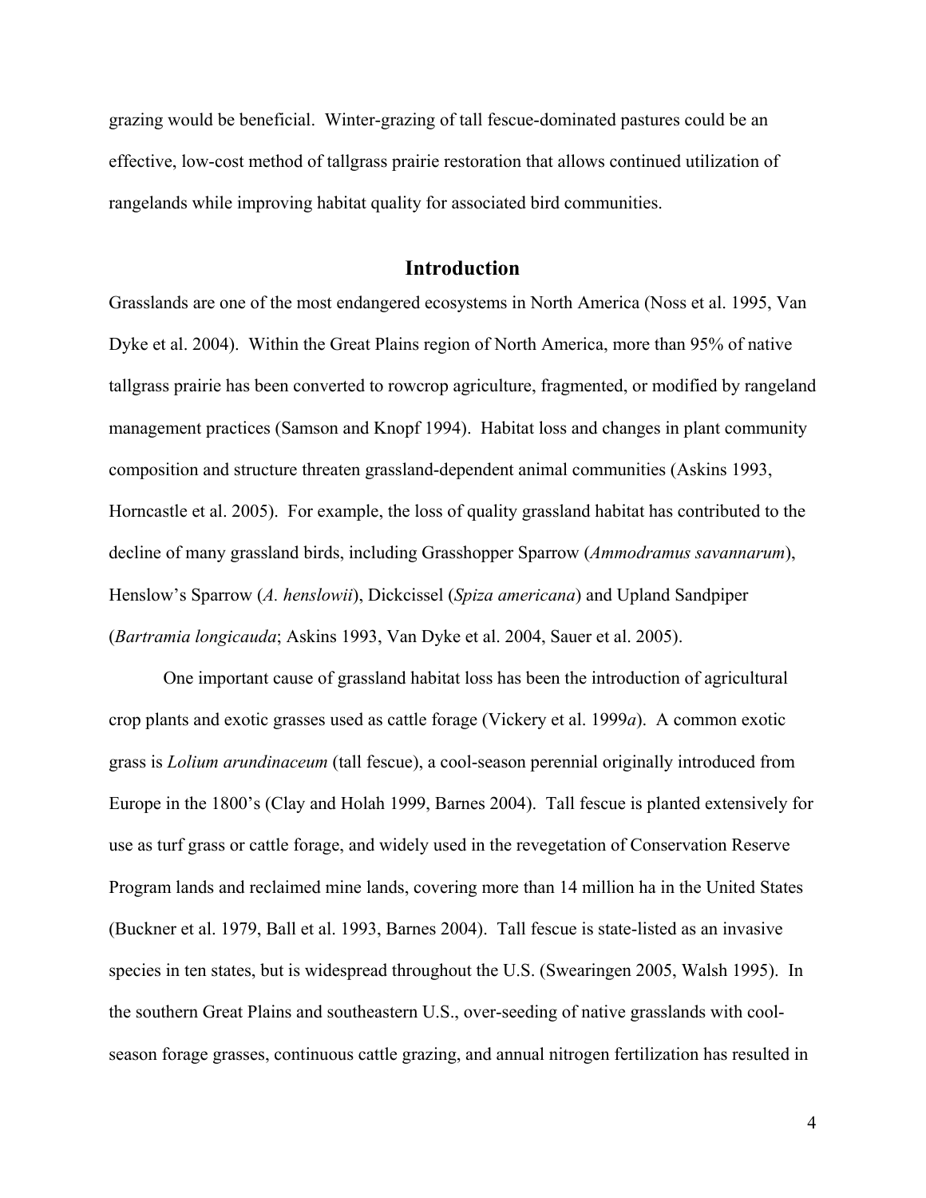grazing would be beneficial. Winter-grazing of tall fescue-dominated pastures could be an effective, low-cost method of tallgrass prairie restoration that allows continued utilization of rangelands while improving habitat quality for associated bird communities.

## Introduction

Grasslands are one of the most endangered ecosystems in North America (Noss et al. 1995, Van Dyke et al. 2004). Within the Great Plains region of North America, more than 95% of native tallgrass prairie has been converted to rowcrop agriculture, fragmented, or modified by rangeland management practices (Samson and Knopf 1994). Habitat loss and changes in plant community composition and structure threaten grassland-dependent animal communities (Askins 1993, Horncastle et al. 2005). For example, the loss of quality grassland habitat has contributed to the decline of many grassland birds, including Grasshopper Sparrow (*Ammodramus savannarum*), Henslow's Sparrow (*A. henslowii*), Dickcissel (*Spiza americana*) and Upland Sandpiper (*Bartramia longicauda*; Askins 1993, Van Dyke et al. 2004, Sauer et al. 2005).

One important cause of grassland habitat loss has been the introduction of agricultural crop plants and exotic grasses used as cattle forage (Vickery et al. 1999*a*). A common exotic grass is *Lolium arundinaceum* (tall fescue), a cool-season perennial originally introduced from Europe in the 1800's (Clay and Holah 1999, Barnes 2004). Tall fescue is planted extensively for use as turf grass or cattle forage, and widely used in the revegetation of Conservation Reserve Program lands and reclaimed mine lands, covering more than 14 million ha in the United States (Buckner et al. 1979, Ball et al. 1993, Barnes 2004). Tall fescue is state-listed as an invasive species in ten states, but is widespread throughout the U.S. (Swearingen 2005, Walsh 1995). In the southern Great Plains and southeastern U.S., over-seeding of native grasslands with cool-season forage grasses, continuous cattle grazing, and annual nitrogen fertilization has resulted in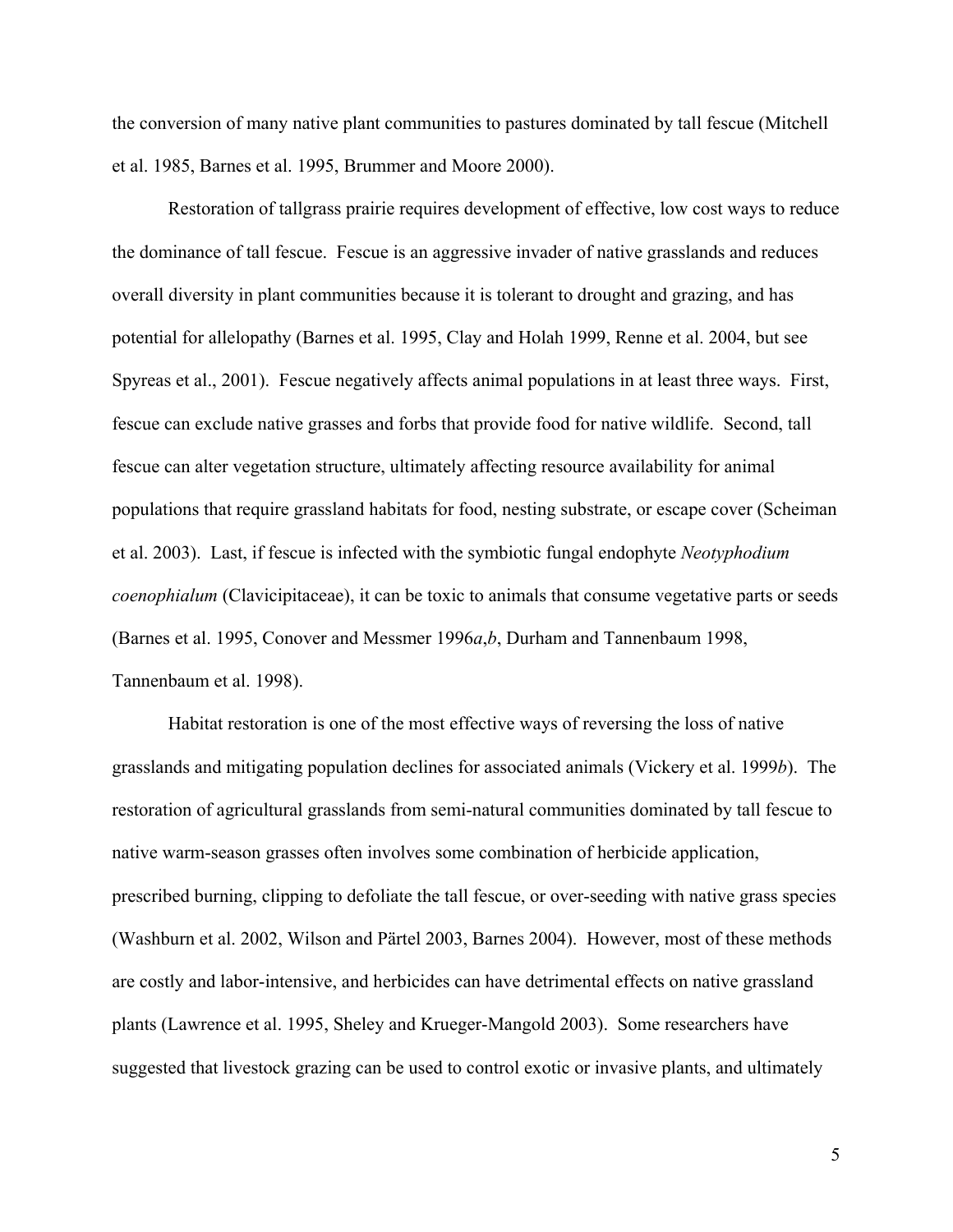the conversion of many native plant communities to pastures dominated by tall fescue (Mitchell et al. 1985, Barnes et al. 1995, Brummer and Moore 2000).

Restoration of tallgrass prairie requires development of effective, low cost ways to reduce the dominance of tall fescue. Fescue is an aggressive invader of native grasslands and reduces overall diversity in plant communities because it is tolerant to drought and grazing, and has potential for allelopathy (Barnes et al. 1995, Clay and Holah 1999, Renne et al. 2004, but see Spyreas et al., 2001). Fescue negatively affects animal populations in at least three ways. First, fescue can exclude native grasses and forbs that provide food for native wildlife. Second, tall fescue can alter vegetation structure, ultimately affecting resource availability for animal populations that require grassland habitats for food, nesting substrate, or escape cover (Scheiman et al. 2003). Last, if fescue is infected with the symbiotic fungal endophyte *Neotyphodium coenophialum* (Clavicipitaceae), it can be toxic to animals that consume vegetative parts or seeds (Barnes et al. 1995, Conover and Messmer 1996*a*,*b*, Durham and Tannenbaum 1998, Tannenbaum et al. 1998).

Habitat restoration is one of the most effective ways of reversing the loss of native grasslands and mitigating population declines for associated animals (Vickery et al. 1999*b*). The restoration of agricultural grasslands from semi-natural communities dominated by tall fescue to native warm-season grasses often involves some combination of herbicide application, prescribed burning, clipping to defoliate the tall fescue, or over-seeding with native grass species (Washburn et al. 2002, Wilson and Pärtel 2003, Barnes 2004). However, most of these methods are costly and labor-intensive, and herbicides can have detrimental effects on native grassland plants (Lawrence et al. 1995, Sheley and Krueger-Mangold 2003). Some researchers have suggested that livestock grazing can be used to control exotic or invasive plants, and ultimately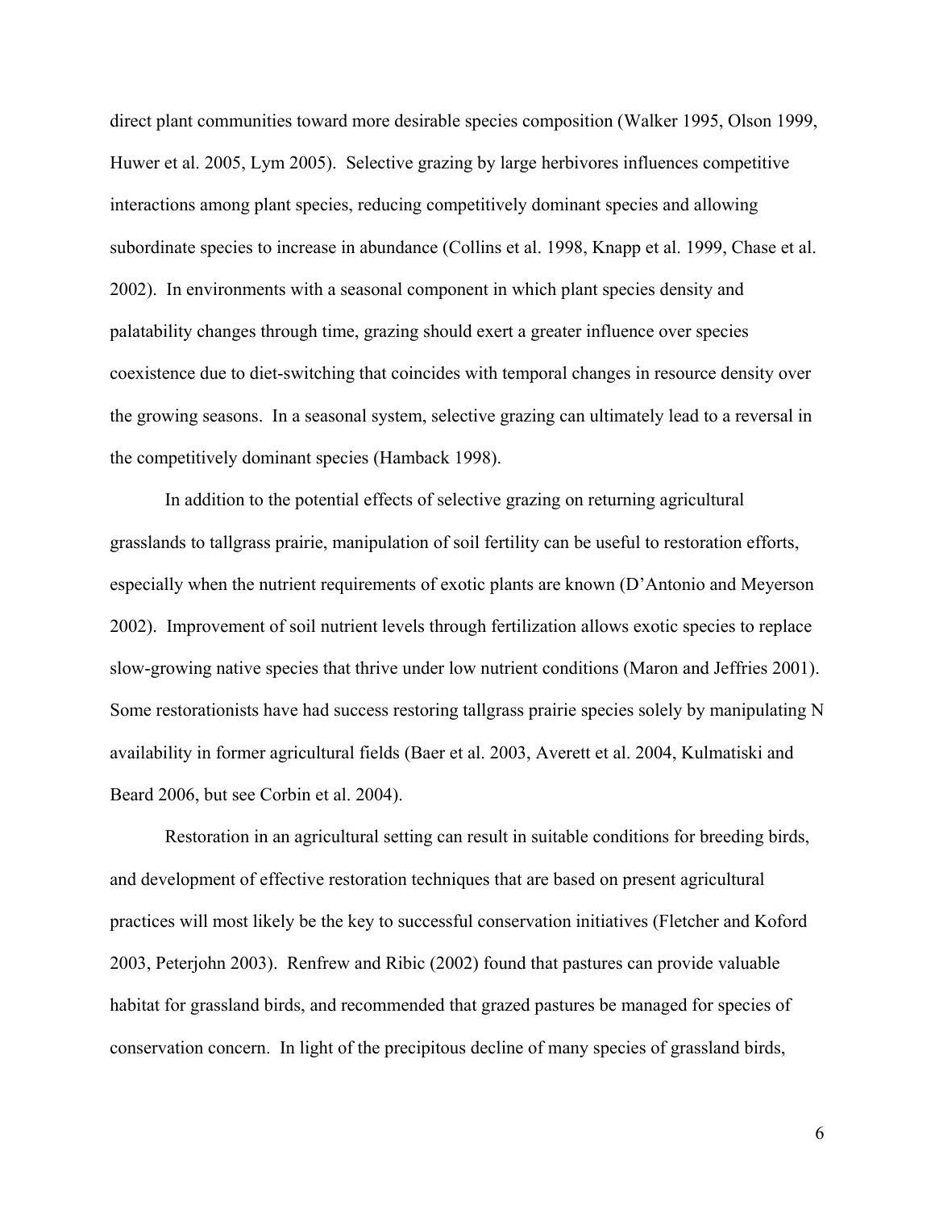direct plant communities toward more desirable species composition (Walker 1995, Olson 1999, Huwer et al. 2005, Lym 2005). Selective grazing by large herbivores influences competitive interactions among plant species, reducing competitively dominant species and allowing subordinate species to increase in abundance (Collins et al. 1998, Knapp et al. 1999, Chase et al. 2002). In environments with a seasonal component in which plant species density and palatability changes through time, grazing should exert a greater influence over species coexistence due to diet-switching that coincides with temporal changes in resource density over the growing seasons. In a seasonal system, selective grazing can ultimately lead to a reversal in the competitively dominant species (Hamback 1998).

In addition to the potential effects of selective grazing on returning agricultural grasslands to tallgrass prairie, manipulation of soil fertility can be useful to restoration efforts, especially when the nutrient requirements of exotic plants are known (D'Antonio and Meyerson 2002). Improvement of soil nutrient levels through fertilization allows exotic species to replace slow-growing native species that thrive under low nutrient conditions (Maron and Jeffries 2001). Some restorationists have had success restoring tallgrass prairie species solely by manipulating N availability in former agricultural fields (Baer et al. 2003, Averett et al. 2004, Kulmatiski and Beard 2006, but see Corbin et al. 2004).

Restoration in an agricultural setting can result in suitable conditions for breeding birds, and development of effective restoration techniques that are based on present agricultural practices will most likely be the key to successful conservation initiatives (Fletcher and Koford 2003, Peterjohn 2003). Renfrew and Ribic (2002) found that pastures can provide valuable habitat for grassland birds, and recommended that grazed pastures be managed for species of conservation concern. In light of the precipitous decline of many species of grassland birds,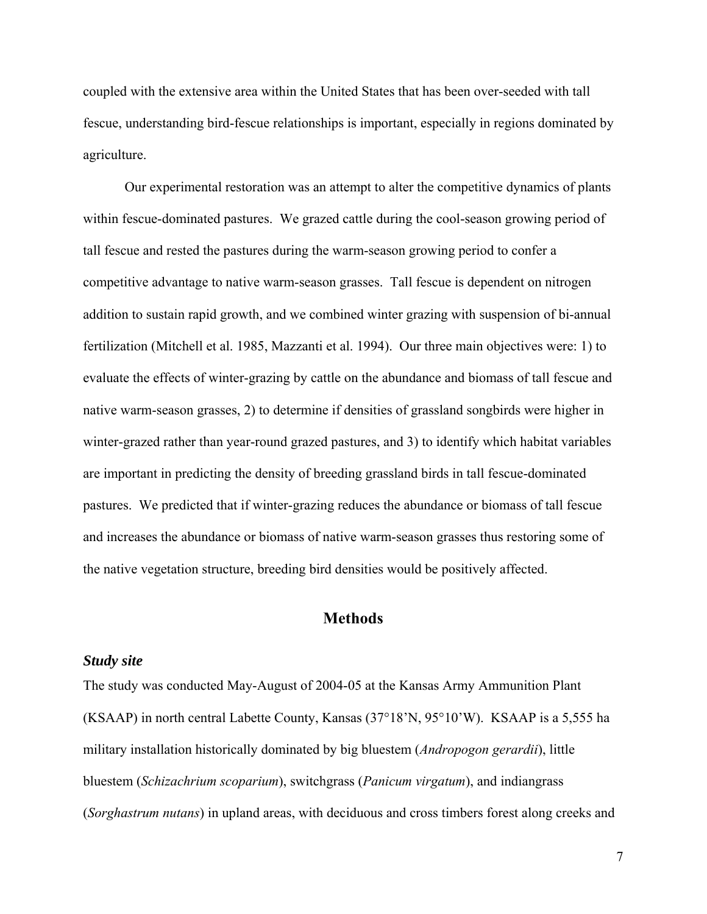coupled with the extensive area within the United States that has been over-seeded with tall fescue, understanding bird-fescue relationships is important, especially in regions dominated by agriculture.

Our experimental restoration was an attempt to alter the competitive dynamics of plants within fescue-dominated pastures. We grazed cattle during the cool-season growing period of tall fescue and rested the pastures during the warm-season growing period to confer a competitive advantage to native warm-season grasses. Tall fescue is dependent on nitrogen addition to sustain rapid growth, and we combined winter grazing with suspension of bi-annual fertilization (Mitchell et al. 1985, Mazzanti et al. 1994). Our three main objectives were: 1) to evaluate the effects of winter-grazing by cattle on the abundance and biomass of tall fescue and native warm-season grasses, 2) to determine if densities of grassland songbirds were higher in winter-grazed rather than year-round grazed pastures, and 3) to identify which habitat variables are important in predicting the density of breeding grassland birds in tall fescue-dominated pastures. We predicted that if winter-grazing reduces the abundance or biomass of tall fescue and increases the abundance or biomass of native warm-season grasses thus restoring some of the native vegetation structure, breeding bird densities would be positively affected.

## Methods

### *Study site*

The study was conducted May-August of 2004-05 at the Kansas Army Ammunition Plant (KSAAP) in north central Labette County, Kansas (37°18'N, 95°10'W). KSAAP is a 5,555 ha military installation historically dominated by big bluestem (*Andropogon gerardii*), little bluestem (*Schizachrium scoparium*), switchgrass (*Panicum virgatum*), and indiangrass (*Sorghastrum nutans*) in upland areas, with deciduous and cross timbers forest along creeks and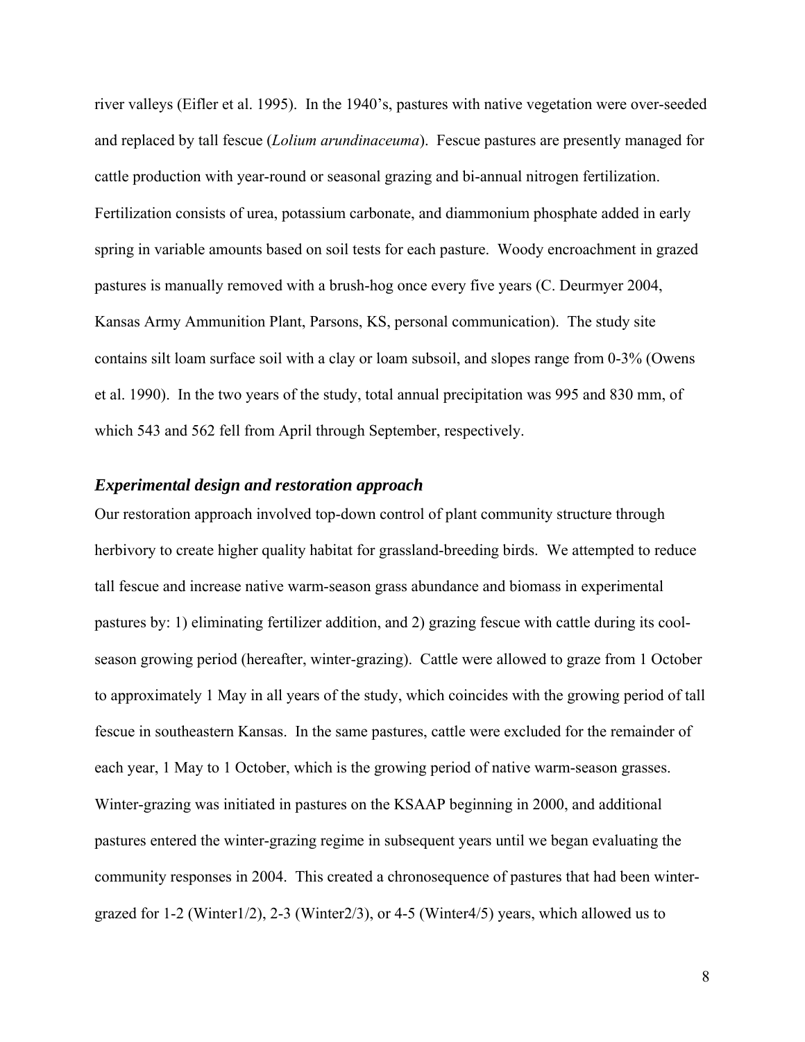river valleys (Eifler et al. 1995). In the 1940's, pastures with native vegetation were over-seeded and replaced by tall fescue (*Lolium arundinaceuma*). Fescue pastures are presently managed for cattle production with year-round or seasonal grazing and bi-annual nitrogen fertilization. Fertilization consists of urea, potassium carbonate, and diammonium phosphate added in early spring in variable amounts based on soil tests for each pasture. Woody encroachment in grazed pastures is manually removed with a brush-hog once every five years (C. Deurmyer 2004, Kansas Army Ammunition Plant, Parsons, KS, personal communication). The study site contains silt loam surface soil with a clay or loam subsoil, and slopes range from 0-3% (Owens et al. 1990). In the two years of the study, total annual precipitation was 995 and 830 mm, of which 543 and 562 fell from April through September, respectively.

### *Experimental design and restoration approach*

Our restoration approach involved top-down control of plant community structure through herbivory to create higher quality habitat for grassland-breeding birds. We attempted to reduce tall fescue and increase native warm-season grass abundance and biomass in experimental pastures by: 1) eliminating fertilizer addition, and 2) grazing fescue with cattle during its cool-season growing period (hereafter, winter-grazing). Cattle were allowed to graze from 1 October to approximately 1 May in all years of the study, which coincides with the growing period of tall fescue in southeastern Kansas. In the same pastures, cattle were excluded for the remainder of each year, 1 May to 1 October, which is the growing period of native warm-season grasses. Winter-grazing was initiated in pastures on the KSAAP beginning in 2000, and additional pastures entered the winter-grazing regime in subsequent years until we began evaluating the community responses in 2004. This created a chronosequence of pastures that had been winter-grazed for 1-2 (Winter1/2), 2-3 (Winter2/3), or 4-5 (Winter4/5) years, which allowed us to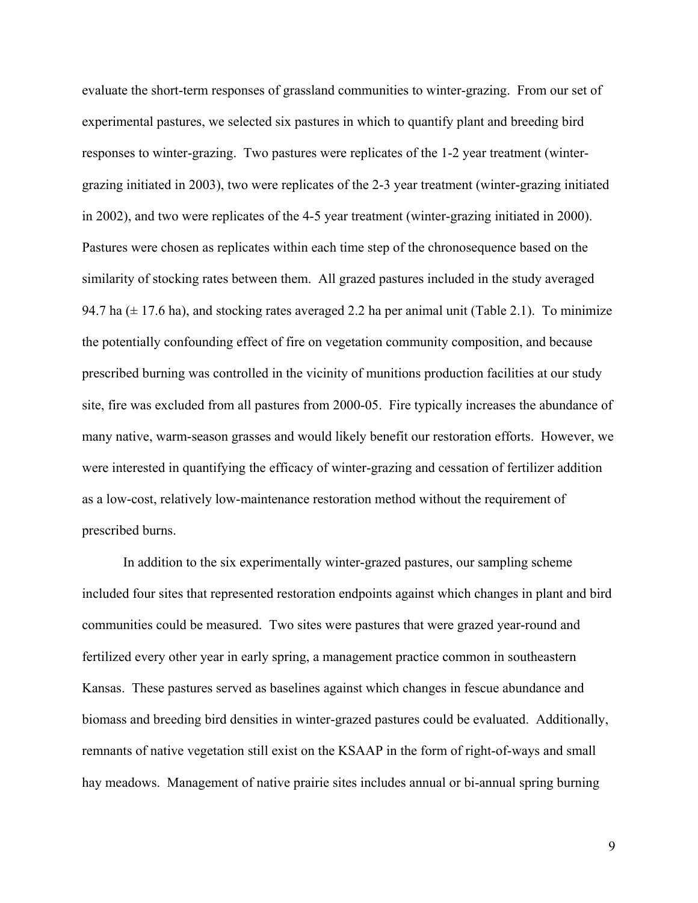evaluate the short-term responses of grassland communities to winter-grazing. From our set of experimental pastures, we selected six pastures in which to quantify plant and breeding bird responses to winter-grazing. Two pastures were replicates of the 1-2 year treatment (winter-grazing initiated in 2003), two were replicates of the 2-3 year treatment (winter-grazing initiated in 2002), and two were replicates of the 4-5 year treatment (winter-grazing initiated in 2000). Pastures were chosen as replicates within each time step of the chronosequence based on the similarity of stocking rates between them. All grazed pastures included in the study averaged 94.7 ha (± 17.6 ha), and stocking rates averaged 2.2 ha per animal unit (Table 2.1). To minimize the potentially confounding effect of fire on vegetation community composition, and because prescribed burning was controlled in the vicinity of munitions production facilities at our study site, fire was excluded from all pastures from 2000-05. Fire typically increases the abundance of many native, warm-season grasses and would likely benefit our restoration efforts. However, we were interested in quantifying the efficacy of winter-grazing and cessation of fertilizer addition as a low-cost, relatively low-maintenance restoration method without the requirement of prescribed burns.

In addition to the six experimentally winter-grazed pastures, our sampling scheme included four sites that represented restoration endpoints against which changes in plant and bird communities could be measured. Two sites were pastures that were grazed year-round and fertilized every other year in early spring, a management practice common in southeastern Kansas. These pastures served as baselines against which changes in fescue abundance and biomass and breeding bird densities in winter-grazed pastures could be evaluated. Additionally, remnants of native vegetation still exist on the KSAAP in the form of right-of-ways and small hay meadows. Management of native prairie sites includes annual or bi-annual spring burning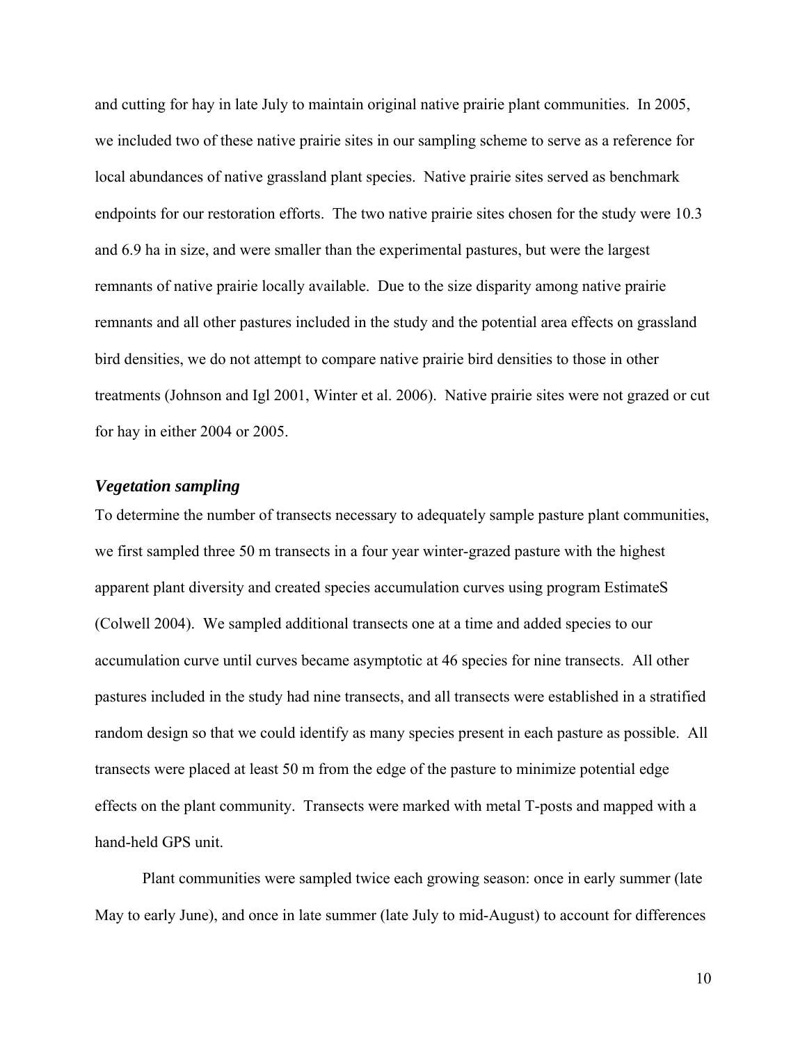and cutting for hay in late July to maintain original native prairie plant communities. In 2005, we included two of these native prairie sites in our sampling scheme to serve as a reference for local abundances of native grassland plant species. Native prairie sites served as benchmark endpoints for our restoration efforts. The two native prairie sites chosen for the study were 10.3 and 6.9 ha in size, and were smaller than the experimental pastures, but were the largest remnants of native prairie locally available. Due to the size disparity among native prairie remnants and all other pastures included in the study and the potential area effects on grassland bird densities, we do not attempt to compare native prairie bird densities to those in other treatments (Johnson and Igl 2001, Winter et al. 2006). Native prairie sites were not grazed or cut for hay in either 2004 or 2005.

### *Vegetation sampling*

To determine the number of transects necessary to adequately sample pasture plant communities, we first sampled three 50 m transects in a four year winter-grazed pasture with the highest apparent plant diversity and created species accumulation curves using program EstimateS (Colwell 2004). We sampled additional transects one at a time and added species to our accumulation curve until curves became asymptotic at 46 species for nine transects. All other pastures included in the study had nine transects, and all transects were established in a stratified random design so that we could identify as many species present in each pasture as possible. All transects were placed at least 50 m from the edge of the pasture to minimize potential edge effects on the plant community. Transects were marked with metal T-posts and mapped with a hand-held GPS unit.

Plant communities were sampled twice each growing season: once in early summer (late May to early June), and once in late summer (late July to mid-August) to account for differences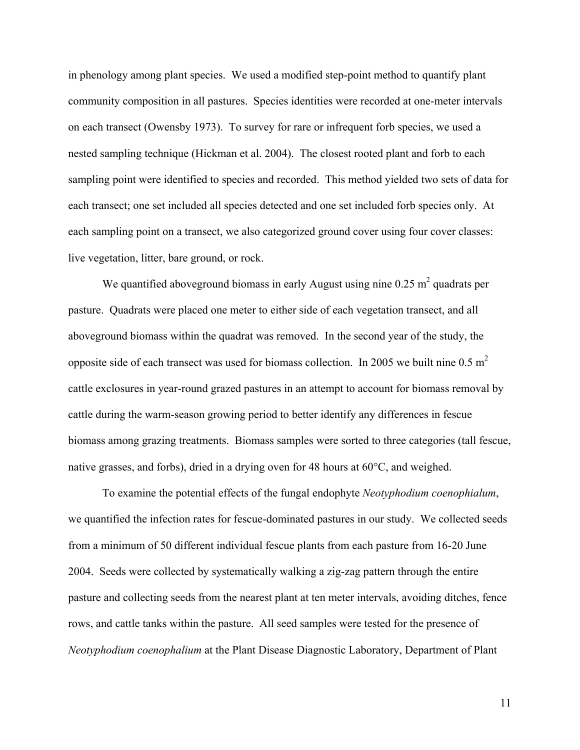in phenology among plant species. We used a modified step-point method to quantify plant community composition in all pastures. Species identities were recorded at one-meter intervals on each transect (Owensby 1973). To survey for rare or infrequent forb species, we used a nested sampling technique (Hickman et al. 2004). The closest rooted plant and forb to each sampling point were identified to species and recorded. This method yielded two sets of data for each transect; one set included all species detected and one set included forb species only. At each sampling point on a transect, we also categorized ground cover using four cover classes: live vegetation, litter, bare ground, or rock.

We quantified aboveground biomass in early August using nine 0.25 $m^2$ quadrats per pasture. Quadrats were placed one meter to either side of each vegetation transect, and all aboveground biomass within the quadrat was removed. In the second year of the study, the opposite side of each transect was used for biomass collection. In 2005 we built nine 0.5 $m^2$ cattle exclosures in year-round grazed pastures in an attempt to account for biomass removal by cattle during the warm-season growing period to better identify any differences in fescue biomass among grazing treatments. Biomass samples were sorted to three categories (tall fescue, native grasses, and forbs), dried in a drying oven for 48 hours at 60°C, and weighed.

To examine the potential effects of the fungal endophyte *Neotyphodium coenophialum*, we quantified the infection rates for fescue-dominated pastures in our study. We collected seeds from a minimum of 50 different individual fescue plants from each pasture from 16-20 June 2004. Seeds were collected by systematically walking a zig-zag pattern through the entire pasture and collecting seeds from the nearest plant at ten meter intervals, avoiding ditches, fence rows, and cattle tanks within the pasture. All seed samples were tested for the presence of *Neotyphodium coenophalium* at the Plant Disease Diagnostic Laboratory, Department of Plant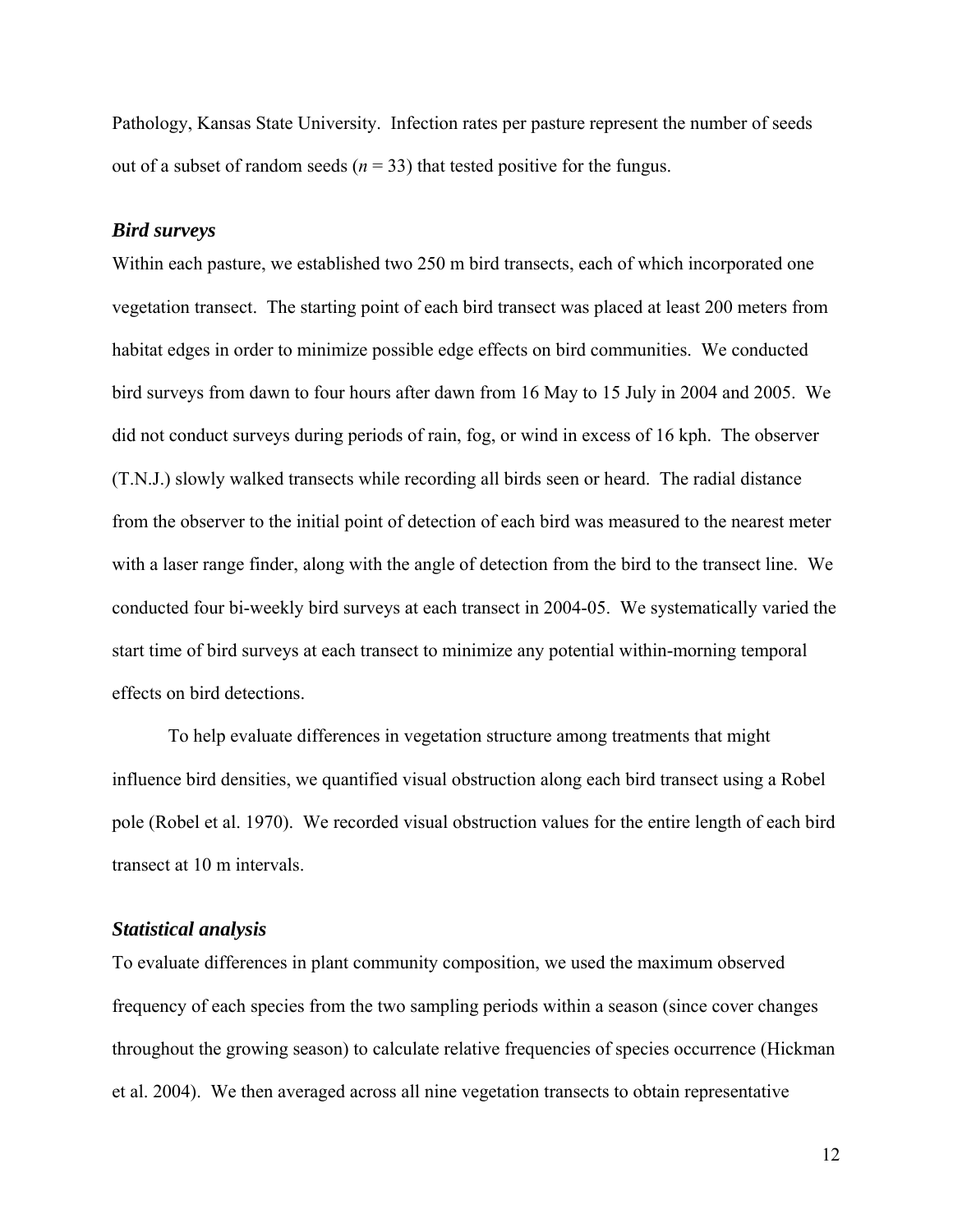Pathology, Kansas State University. Infection rates per pasture represent the number of seeds out of a subset of random seeds ($n = 33$) that tested positive for the fungus.

### *Bird surveys*

Within each pasture, we established two 250 m bird transects, each of which incorporated one vegetation transect. The starting point of each bird transect was placed at least 200 meters from habitat edges in order to minimize possible edge effects on bird communities. We conducted bird surveys from dawn to four hours after dawn from 16 May to 15 July in 2004 and 2005. We did not conduct surveys during periods of rain, fog, or wind in excess of 16 kph. The observer (T.N.J.) slowly walked transects while recording all birds seen or heard. The radial distance from the observer to the initial point of detection of each bird was measured to the nearest meter with a laser range finder, along with the angle of detection from the bird to the transect line. We conducted four bi-weekly bird surveys at each transect in 2004-05. We systematically varied the start time of bird surveys at each transect to minimize any potential within-morning temporal effects on bird detections.

To help evaluate differences in vegetation structure among treatments that might influence bird densities, we quantified visual obstruction along each bird transect using a Robel pole (Robel et al. 1970). We recorded visual obstruction values for the entire length of each bird transect at 10 m intervals.

### *Statistical analysis*

To evaluate differences in plant community composition, we used the maximum observed frequency of each species from the two sampling periods within a season (since cover changes throughout the growing season) to calculate relative frequencies of species occurrence (Hickman et al. 2004). We then averaged across all nine vegetation transects to obtain representative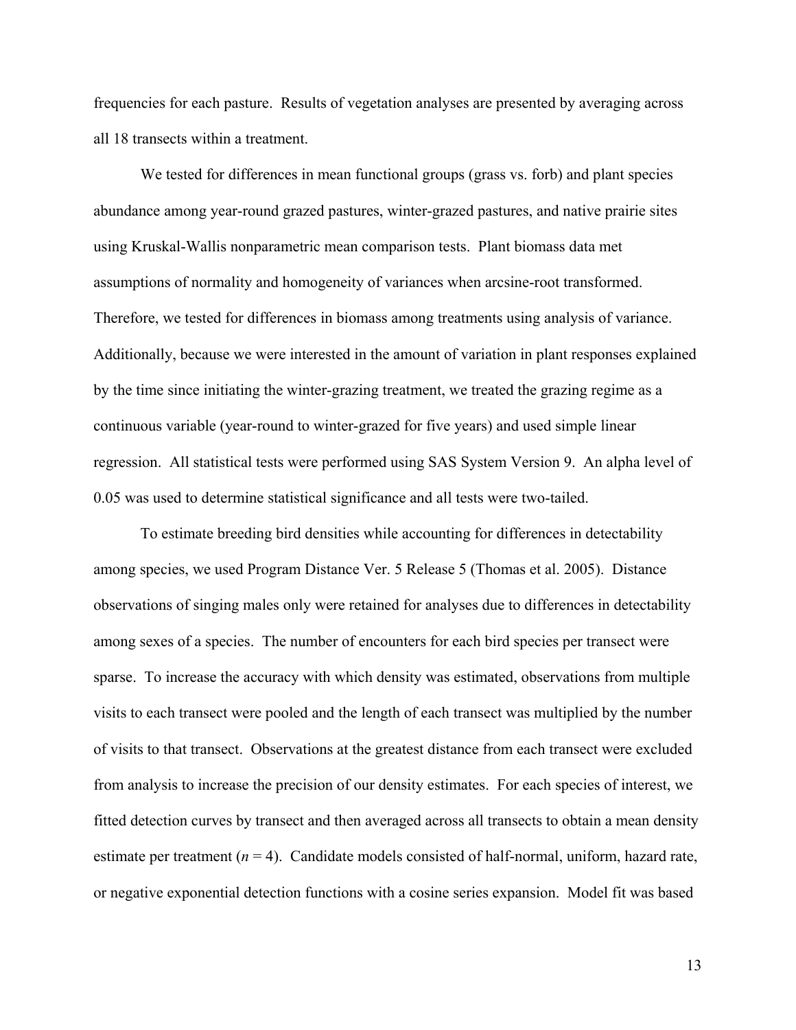frequencies for each pasture. Results of vegetation analyses are presented by averaging across all 18 transects within a treatment.

We tested for differences in mean functional groups (grass vs. forb) and plant species abundance among year-round grazed pastures, winter-grazed pastures, and native prairie sites using Kruskal-Wallis nonparametric mean comparison tests. Plant biomass data met assumptions of normality and homogeneity of variances when arcsine-root transformed. Therefore, we tested for differences in biomass among treatments using analysis of variance. Additionally, because we were interested in the amount of variation in plant responses explained by the time since initiating the winter-grazing treatment, we treated the grazing regime as a continuous variable (year-round to winter-grazed for five years) and used simple linear regression. All statistical tests were performed using SAS System Version 9. An alpha level of 0.05 was used to determine statistical significance and all tests were two-tailed.

To estimate breeding bird densities while accounting for differences in detectability among species, we used Program Distance Ver. 5 Release 5 (Thomas et al. 2005). Distance observations of singing males only were retained for analyses due to differences in detectability among sexes of a species. The number of encounters for each bird species per transect were sparse. To increase the accuracy with which density was estimated, observations from multiple visits to each transect were pooled and the length of each transect was multiplied by the number of visits to that transect. Observations at the greatest distance from each transect were excluded from analysis to increase the precision of our density estimates. For each species of interest, we fitted detection curves by transect and then averaged across all transects to obtain a mean density estimate per treatment ($n = 4$). Candidate models consisted of half-normal, uniform, hazard rate, or negative exponential detection functions with a cosine series expansion. Model fit was based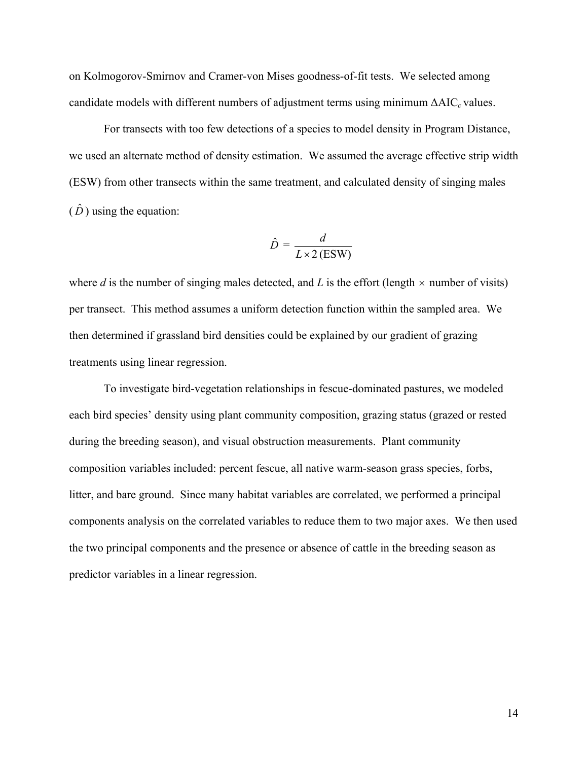on Kolmogorov-Smirnov and Cramer-von Mises goodness-of-fit tests. We selected among candidate models with different numbers of adjustment terms using minimum $\Delta AIC_c$ values.

For transects with too few detections of a species to model density in Program Distance, we used an alternate method of density estimation. We assumed the average effective strip width (ESW) from other transects within the same treatment, and calculated density of singing males ($\hat{D}$) using the equation:

$$\hat{D} = \frac{d}{L \times 2\,(\mathrm{ESW})}$$

where $d$ is the number of singing males detected, and $L$ is the effort (length $\times$ number of visits) per transect. This method assumes a uniform detection function within the sampled area. We then determined if grassland bird densities could be explained by our gradient of grazing treatments using linear regression.

To investigate bird-vegetation relationships in fescue-dominated pastures, we modeled each bird species' density using plant community composition, grazing status (grazed or rested during the breeding season), and visual obstruction measurements. Plant community composition variables included: percent fescue, all native warm-season grass species, forbs, litter, and bare ground. Since many habitat variables are correlated, we performed a principal components analysis on the correlated variables to reduce them to two major axes. We then used the two principal components and the presence or absence of cattle in the breeding season as predictor variables in a linear regression.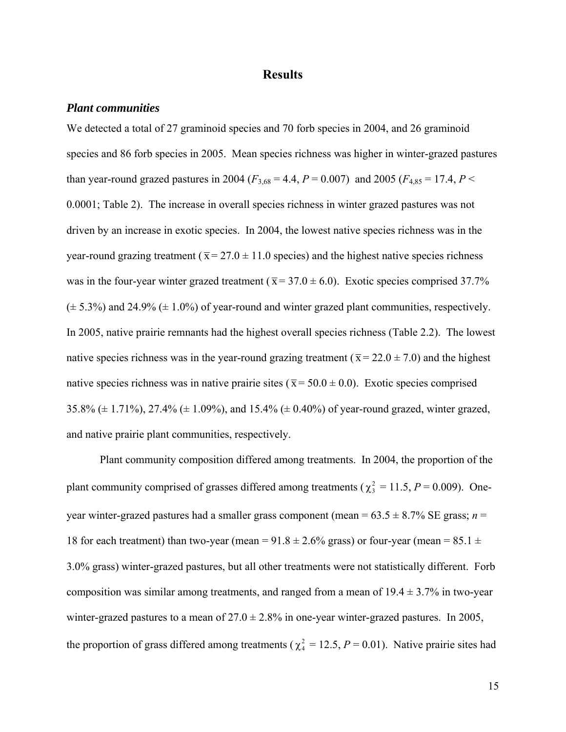## Results

### *Plant communities*

We detected a total of 27 graminoid species and 70 forb species in 2004, and 26 graminoid species and 86 forb species in 2005. Mean species richness was higher in winter-grazed pastures than year-round grazed pastures in 2004 ($F_{3,68} = 4.4$, $P = 0.007$) and 2005 ($F_{4,85} = 17.4$, $P < 0.0001$; Table 2). The increase in overall species richness in winter grazed pastures was not driven by an increase in exotic species. In 2004, the lowest native species richness was in the year-round grazing treatment ($\bar{x} = 27.0 \pm 11.0$ species) and the highest native species richness was in the four-year winter grazed treatment ($\bar{x} = 37.0 \pm 6.0$). Exotic species comprised 37.7% (± 5.3%) and 24.9% (± 1.0%) of year-round and winter grazed plant communities, respectively. In 2005, native prairie remnants had the highest overall species richness (Table 2.2). The lowest native species richness was in the year-round grazing treatment ($\bar{x} = 22.0 \pm 7.0$) and the highest native species richness was in native prairie sites ($\bar{x} = 50.0 \pm 0.0$). Exotic species comprised 35.8% (± 1.71%), 27.4% (± 1.09%), and 15.4% (± 0.40%) of year-round grazed, winter grazed, and native prairie plant communities, respectively.

Plant community composition differed among treatments. In 2004, the proportion of the plant community comprised of grasses differed among treatments ($\chi^2_3 = 11.5$, $P = 0.009$). One-year winter-grazed pastures had a smaller grass component (mean = 63.5 ± 8.7% SE grass; *n* = 18 for each treatment) than two-year (mean = 91.8 ± 2.6% grass) or four-year (mean = 85.1 ± 3.0% grass) winter-grazed pastures, but all other treatments were not statistically different. Forb composition was similar among treatments, and ranged from a mean of 19.4 ± 3.7% in two-year winter-grazed pastures to a mean of 27.0 ± 2.8% in one-year winter-grazed pastures. In 2005, the proportion of grass differed among treatments ($\chi^2_4 = 12.5$, $P = 0.01$). Native prairie sites had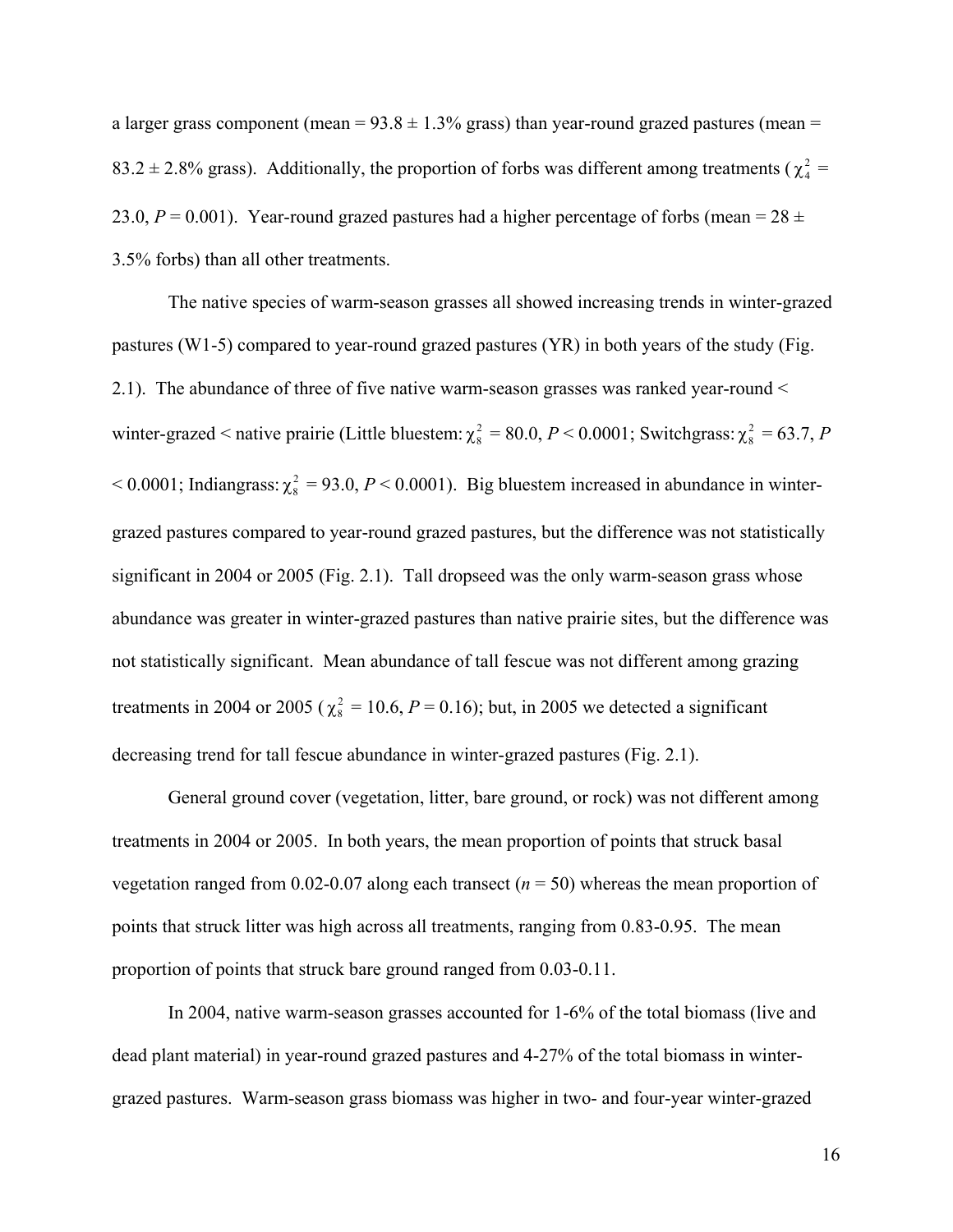a larger grass component (mean = 93.8 ± 1.3% grass) than year-round grazed pastures (mean = 83.2 ± 2.8% grass). Additionally, the proportion of forbs was different among treatments ($\chi^2_4$ = 23.0, $P$ = 0.001). Year-round grazed pastures had a higher percentage of forbs (mean = 28 ± 3.5% forbs) than all other treatments.

The native species of warm-season grasses all showed increasing trends in winter-grazed pastures (W1-5) compared to year-round grazed pastures (YR) in both years of the study (Fig. 2.1). The abundance of three of five native warm-season grasses was ranked year-round < winter-grazed < native prairie (Little bluestem: $\chi^2_8$ = 80.0, $P$ < 0.0001; Switchgrass: $\chi^2_8$ = 63.7, $P$ < 0.0001; Indiangrass: $\chi^2_8$ = 93.0, $P$ < 0.0001). Big bluestem increased in abundance in winter-grazed pastures compared to year-round grazed pastures, but the difference was not statistically significant in 2004 or 2005 (Fig. 2.1). Tall dropseed was the only warm-season grass whose abundance was greater in winter-grazed pastures than native prairie sites, but the difference was not statistically significant. Mean abundance of tall fescue was not different among grazing treatments in 2004 or 2005 ($\chi^2_8$ = 10.6, $P$ = 0.16); but, in 2005 we detected a significant decreasing trend for tall fescue abundance in winter-grazed pastures (Fig. 2.1).

General ground cover (vegetation, litter, bare ground, or rock) was not different among treatments in 2004 or 2005. In both years, the mean proportion of points that struck basal vegetation ranged from 0.02-0.07 along each transect ($n$ = 50) whereas the mean proportion of points that struck litter was high across all treatments, ranging from 0.83-0.95. The mean proportion of points that struck bare ground ranged from 0.03-0.11.

In 2004, native warm-season grasses accounted for 1-6% of the total biomass (live and dead plant material) in year-round grazed pastures and 4-27% of the total biomass in winter-grazed pastures. Warm-season grass biomass was higher in two- and four-year winter-grazed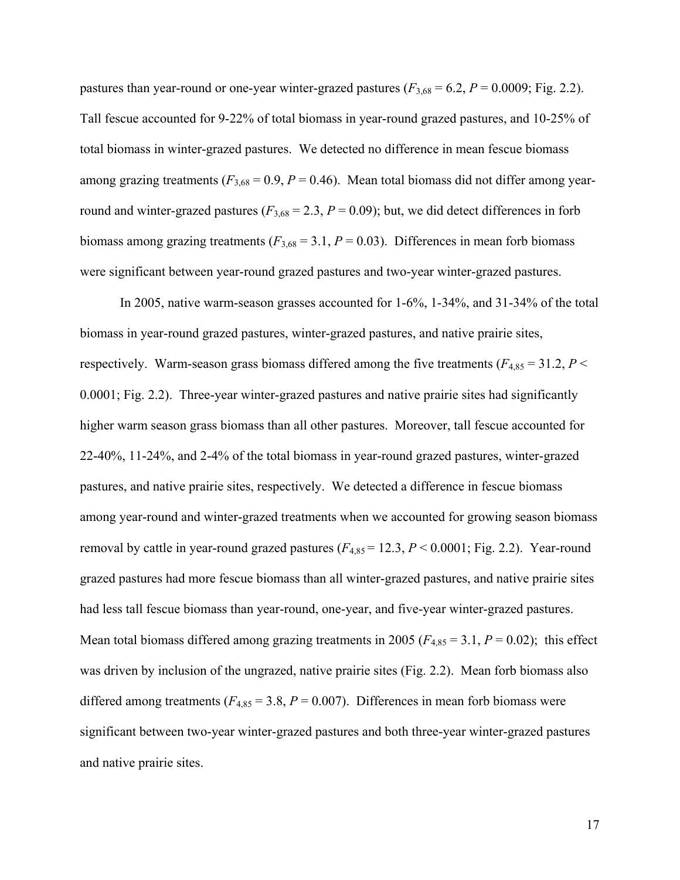pastures than year-round or one-year winter-grazed pastures ($F_{3,68} = 6.2$, $P = 0.0009$; Fig. 2.2). Tall fescue accounted for 9-22% of total biomass in year-round grazed pastures, and 10-25% of total biomass in winter-grazed pastures. We detected no difference in mean fescue biomass among grazing treatments ($F_{3,68} = 0.9$, $P = 0.46$). Mean total biomass did not differ among year-round and winter-grazed pastures ($F_{3,68} = 2.3$, $P = 0.09$); but, we did detect differences in forb biomass among grazing treatments ($F_{3,68} = 3.1$, $P = 0.03$). Differences in mean forb biomass were significant between year-round grazed pastures and two-year winter-grazed pastures.

In 2005, native warm-season grasses accounted for 1-6%, 1-34%, and 31-34% of the total biomass in year-round grazed pastures, winter-grazed pastures, and native prairie sites, respectively. Warm-season grass biomass differed among the five treatments ($F_{4,85} = 31.2$, $P < 0.0001$; Fig. 2.2). Three-year winter-grazed pastures and native prairie sites had significantly higher warm season grass biomass than all other pastures. Moreover, tall fescue accounted for 22-40%, 11-24%, and 2-4% of the total biomass in year-round grazed pastures, winter-grazed pastures, and native prairie sites, respectively. We detected a difference in fescue biomass among year-round and winter-grazed treatments when we accounted for growing season biomass removal by cattle in year-round grazed pastures ($F_{4,85} = 12.3$, $P < 0.0001$; Fig. 2.2). Year-round grazed pastures had more fescue biomass than all winter-grazed pastures, and native prairie sites had less tall fescue biomass than year-round, one-year, and five-year winter-grazed pastures. Mean total biomass differed among grazing treatments in 2005 ($F_{4,85} = 3.1$, $P = 0.02$); this effect was driven by inclusion of the ungrazed, native prairie sites (Fig. 2.2). Mean forb biomass also differed among treatments ($F_{4,85} = 3.8$, $P = 0.007$). Differences in mean forb biomass were significant between two-year winter-grazed pastures and both three-year winter-grazed pastures and native prairie sites.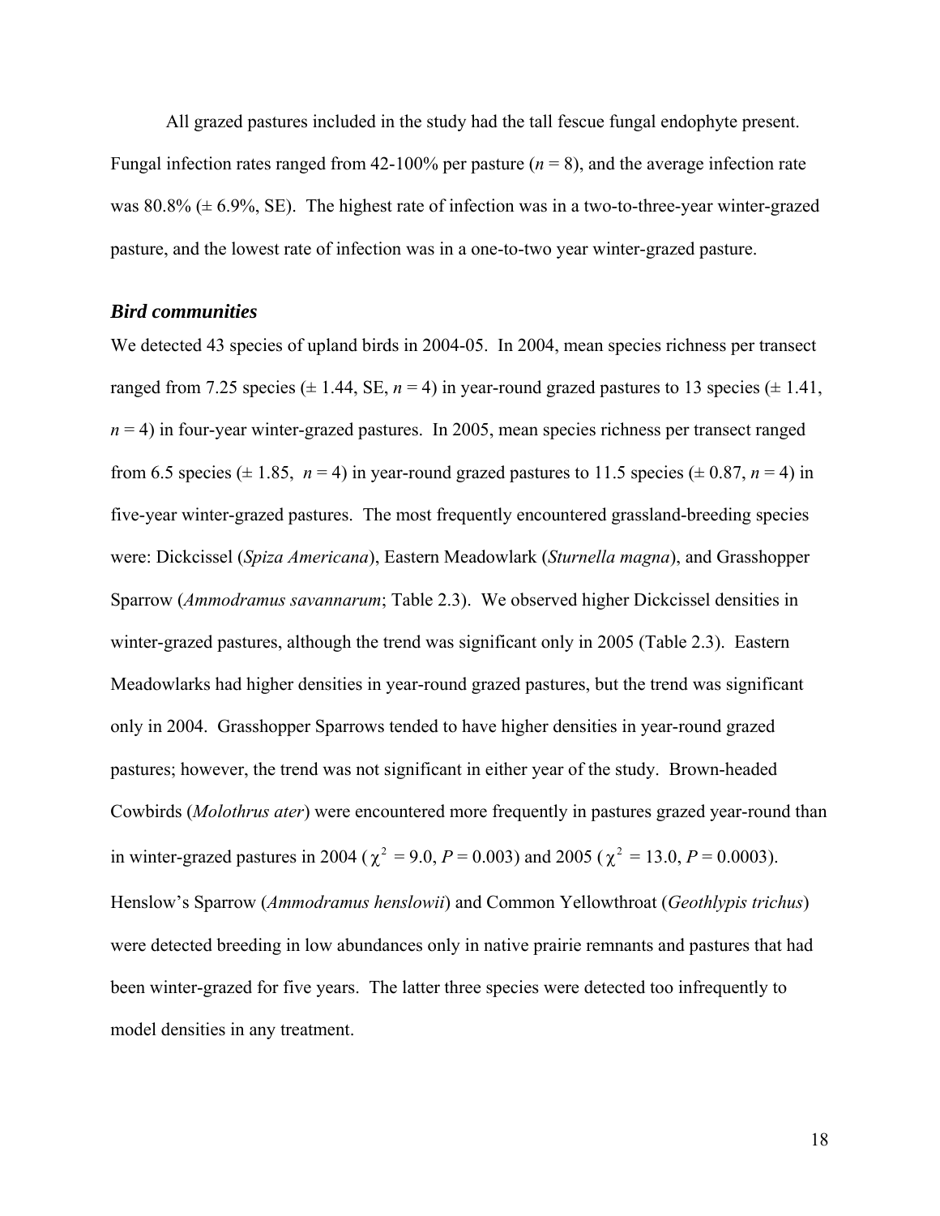All grazed pastures included in the study had the tall fescue fungal endophyte present. Fungal infection rates ranged from 42-100% per pasture (*n* = 8), and the average infection rate was 80.8% (± 6.9%, SE). The highest rate of infection was in a two-to-three-year winter-grazed pasture, and the lowest rate of infection was in a one-to-two year winter-grazed pasture.

### *Bird communities*

We detected 43 species of upland birds in 2004-05. In 2004, mean species richness per transect ranged from 7.25 species (± 1.44, SE, *n* = 4) in year-round grazed pastures to 13 species (± 1.41, *n* = 4) in four-year winter-grazed pastures. In 2005, mean species richness per transect ranged from 6.5 species (± 1.85, *n* = 4) in year-round grazed pastures to 11.5 species (± 0.87, *n* = 4) in five-year winter-grazed pastures. The most frequently encountered grassland-breeding species were: Dickcissel (*Spiza Americana*), Eastern Meadowlark (*Sturnella magna*), and Grasshopper Sparrow (*Ammodramus savannarum*; Table 2.3). We observed higher Dickcissel densities in winter-grazed pastures, although the trend was significant only in 2005 (Table 2.3). Eastern Meadowlarks had higher densities in year-round grazed pastures, but the trend was significant only in 2004. Grasshopper Sparrows tended to have higher densities in year-round grazed pastures; however, the trend was not significant in either year of the study. Brown-headed Cowbirds (*Molothrus ater*) were encountered more frequently in pastures grazed year-round than in winter-grazed pastures in 2004 ($\chi^2$ = 9.0, *P* = 0.003) and 2005 ($\chi^2$ = 13.0, *P* = 0.0003). Henslow's Sparrow (*Ammodramus henslowii*) and Common Yellowthroat (*Geothlypis trichus*) were detected breeding in low abundances only in native prairie remnants and pastures that had been winter-grazed for five years. The latter three species were detected too infrequently to model densities in any treatment.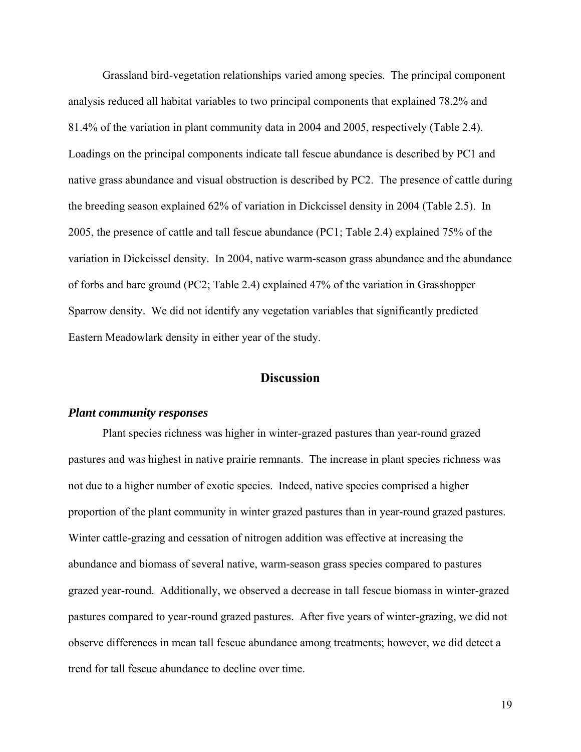Grassland bird-vegetation relationships varied among species. The principal component analysis reduced all habitat variables to two principal components that explained 78.2% and 81.4% of the variation in plant community data in 2004 and 2005, respectively (Table 2.4). Loadings on the principal components indicate tall fescue abundance is described by PC1 and native grass abundance and visual obstruction is described by PC2. The presence of cattle during the breeding season explained 62% of variation in Dickcissel density in 2004 (Table 2.5). In 2005, the presence of cattle and tall fescue abundance (PC1; Table 2.4) explained 75% of the variation in Dickcissel density. In 2004, native warm-season grass abundance and the abundance of forbs and bare ground (PC2; Table 2.4) explained 47% of the variation in Grasshopper Sparrow density. We did not identify any vegetation variables that significantly predicted Eastern Meadowlark density in either year of the study.

## Discussion

### *Plant community responses*

Plant species richness was higher in winter-grazed pastures than year-round grazed pastures and was highest in native prairie remnants. The increase in plant species richness was not due to a higher number of exotic species. Indeed, native species comprised a higher proportion of the plant community in winter grazed pastures than in year-round grazed pastures. Winter cattle-grazing and cessation of nitrogen addition was effective at increasing the abundance and biomass of several native, warm-season grass species compared to pastures grazed year-round. Additionally, we observed a decrease in tall fescue biomass in winter-grazed pastures compared to year-round grazed pastures. After five years of winter-grazing, we did not observe differences in mean tall fescue abundance among treatments; however, we did detect a trend for tall fescue abundance to decline over time.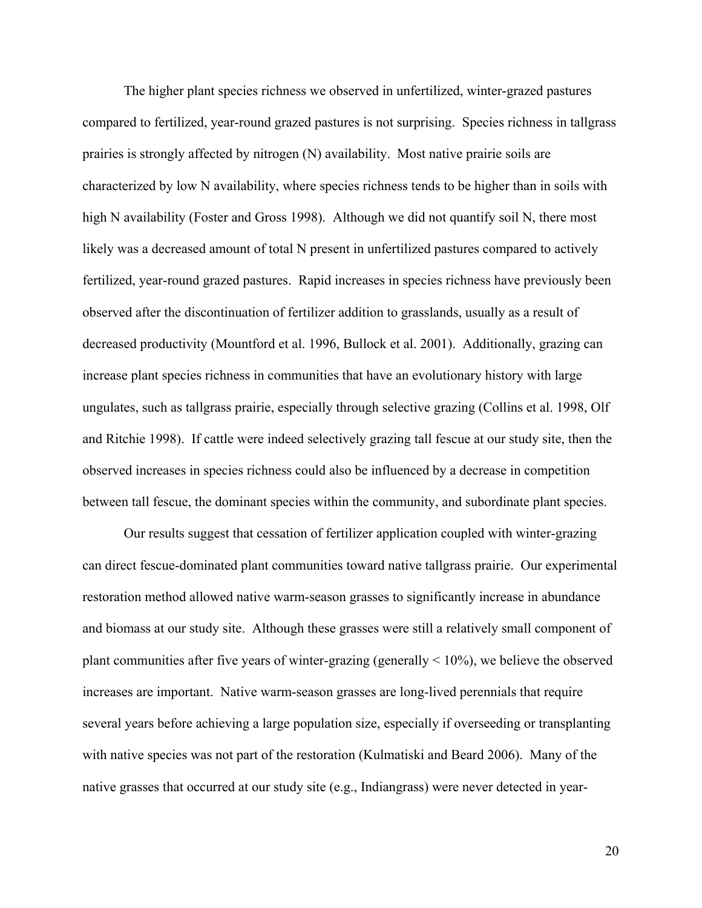The higher plant species richness we observed in unfertilized, winter-grazed pastures compared to fertilized, year-round grazed pastures is not surprising. Species richness in tallgrass prairies is strongly affected by nitrogen (N) availability. Most native prairie soils are characterized by low N availability, where species richness tends to be higher than in soils with high N availability (Foster and Gross 1998). Although we did not quantify soil N, there most likely was a decreased amount of total N present in unfertilized pastures compared to actively fertilized, year-round grazed pastures. Rapid increases in species richness have previously been observed after the discontinuation of fertilizer addition to grasslands, usually as a result of decreased productivity (Mountford et al. 1996, Bullock et al. 2001). Additionally, grazing can increase plant species richness in communities that have an evolutionary history with large ungulates, such as tallgrass prairie, especially through selective grazing (Collins et al. 1998, Olf and Ritchie 1998). If cattle were indeed selectively grazing tall fescue at our study site, then the observed increases in species richness could also be influenced by a decrease in competition between tall fescue, the dominant species within the community, and subordinate plant species.

Our results suggest that cessation of fertilizer application coupled with winter-grazing can direct fescue-dominated plant communities toward native tallgrass prairie. Our experimental restoration method allowed native warm-season grasses to significantly increase in abundance and biomass at our study site. Although these grasses were still a relatively small component of plant communities after five years of winter-grazing (generally < 10%), we believe the observed increases are important. Native warm-season grasses are long-lived perennials that require several years before achieving a large population size, especially if overseeding or transplanting with native species was not part of the restoration (Kulmatiski and Beard 2006). Many of the native grasses that occurred at our study site (e.g., Indiangrass) were never detected in year-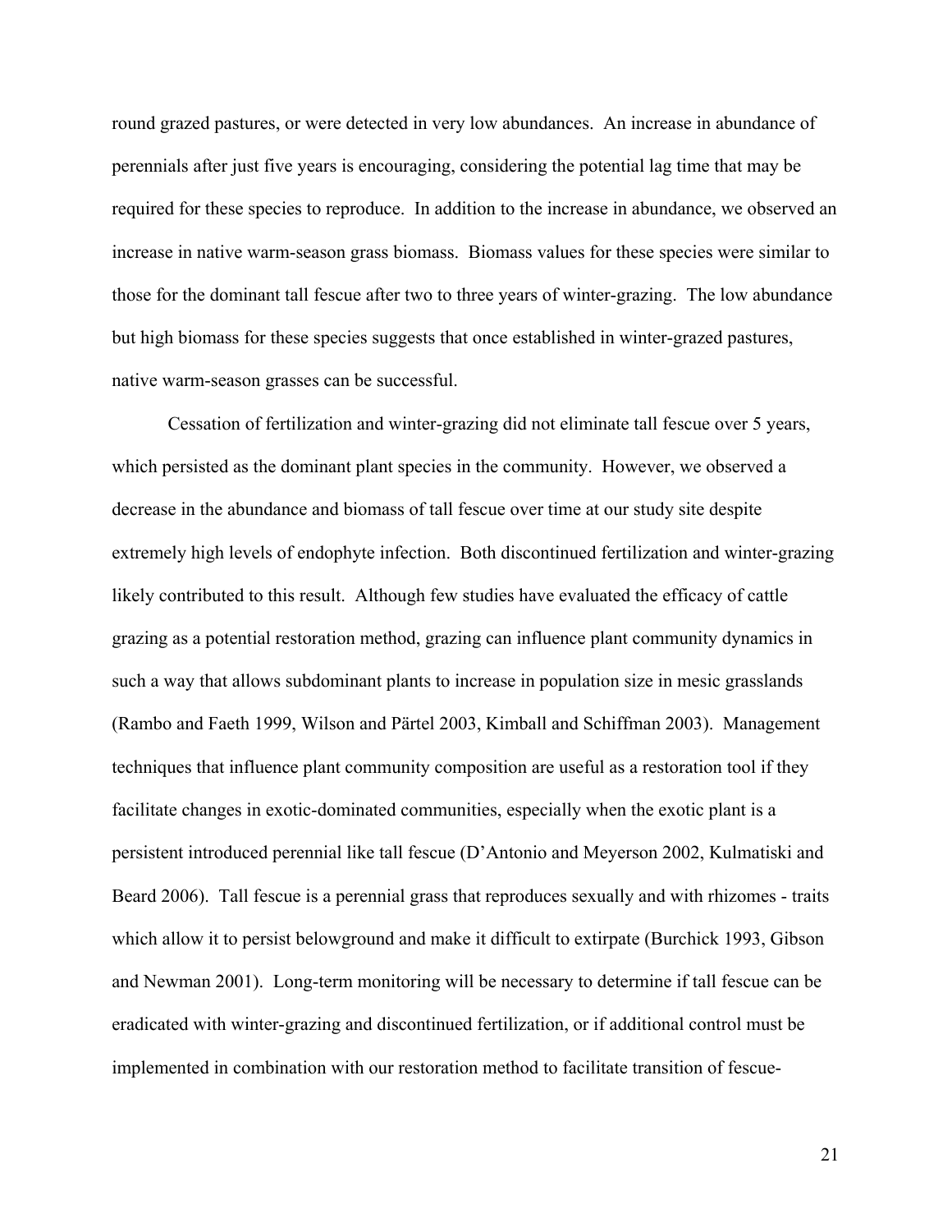round grazed pastures, or were detected in very low abundances. An increase in abundance of perennials after just five years is encouraging, considering the potential lag time that may be required for these species to reproduce. In addition to the increase in abundance, we observed an increase in native warm-season grass biomass. Biomass values for these species were similar to those for the dominant tall fescue after two to three years of winter-grazing. The low abundance but high biomass for these species suggests that once established in winter-grazed pastures, native warm-season grasses can be successful.

Cessation of fertilization and winter-grazing did not eliminate tall fescue over 5 years, which persisted as the dominant plant species in the community. However, we observed a decrease in the abundance and biomass of tall fescue over time at our study site despite extremely high levels of endophyte infection. Both discontinued fertilization and winter-grazing likely contributed to this result. Although few studies have evaluated the efficacy of cattle grazing as a potential restoration method, grazing can influence plant community dynamics in such a way that allows subdominant plants to increase in population size in mesic grasslands (Rambo and Faeth 1999, Wilson and Pärtel 2003, Kimball and Schiffman 2003). Management techniques that influence plant community composition are useful as a restoration tool if they facilitate changes in exotic-dominated communities, especially when the exotic plant is a persistent introduced perennial like tall fescue (D'Antonio and Meyerson 2002, Kulmatiski and Beard 2006). Tall fescue is a perennial grass that reproduces sexually and with rhizomes - traits which allow it to persist belowground and make it difficult to extirpate (Burchick 1993, Gibson and Newman 2001). Long-term monitoring will be necessary to determine if tall fescue can be eradicated with winter-grazing and discontinued fertilization, or if additional control must be implemented in combination with our restoration method to facilitate transition of fescue-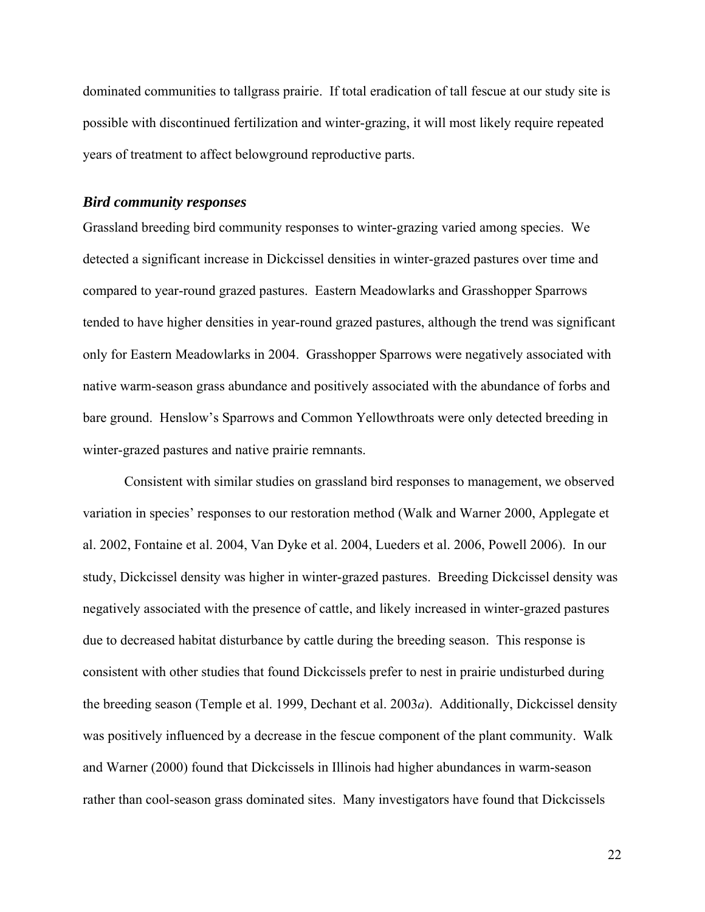dominated communities to tallgrass prairie. If total eradication of tall fescue at our study site is possible with discontinued fertilization and winter-grazing, it will most likely require repeated years of treatment to affect belowground reproductive parts.

### *Bird community responses*

Grassland breeding bird community responses to winter-grazing varied among species. We detected a significant increase in Dickcissel densities in winter-grazed pastures over time and compared to year-round grazed pastures. Eastern Meadowlarks and Grasshopper Sparrows tended to have higher densities in year-round grazed pastures, although the trend was significant only for Eastern Meadowlarks in 2004. Grasshopper Sparrows were negatively associated with native warm-season grass abundance and positively associated with the abundance of forbs and bare ground. Henslow's Sparrows and Common Yellowthroats were only detected breeding in winter-grazed pastures and native prairie remnants.

Consistent with similar studies on grassland bird responses to management, we observed variation in species' responses to our restoration method (Walk and Warner 2000, Applegate et al. 2002, Fontaine et al. 2004, Van Dyke et al. 2004, Lueders et al. 2006, Powell 2006). In our study, Dickcissel density was higher in winter-grazed pastures. Breeding Dickcissel density was negatively associated with the presence of cattle, and likely increased in winter-grazed pastures due to decreased habitat disturbance by cattle during the breeding season. This response is consistent with other studies that found Dickcissels prefer to nest in prairie undisturbed during the breeding season (Temple et al. 1999, Dechant et al. 2003*a*). Additionally, Dickcissel density was positively influenced by a decrease in the fescue component of the plant community. Walk and Warner (2000) found that Dickcissels in Illinois had higher abundances in warm-season rather than cool-season grass dominated sites. Many investigators have found that Dickcissels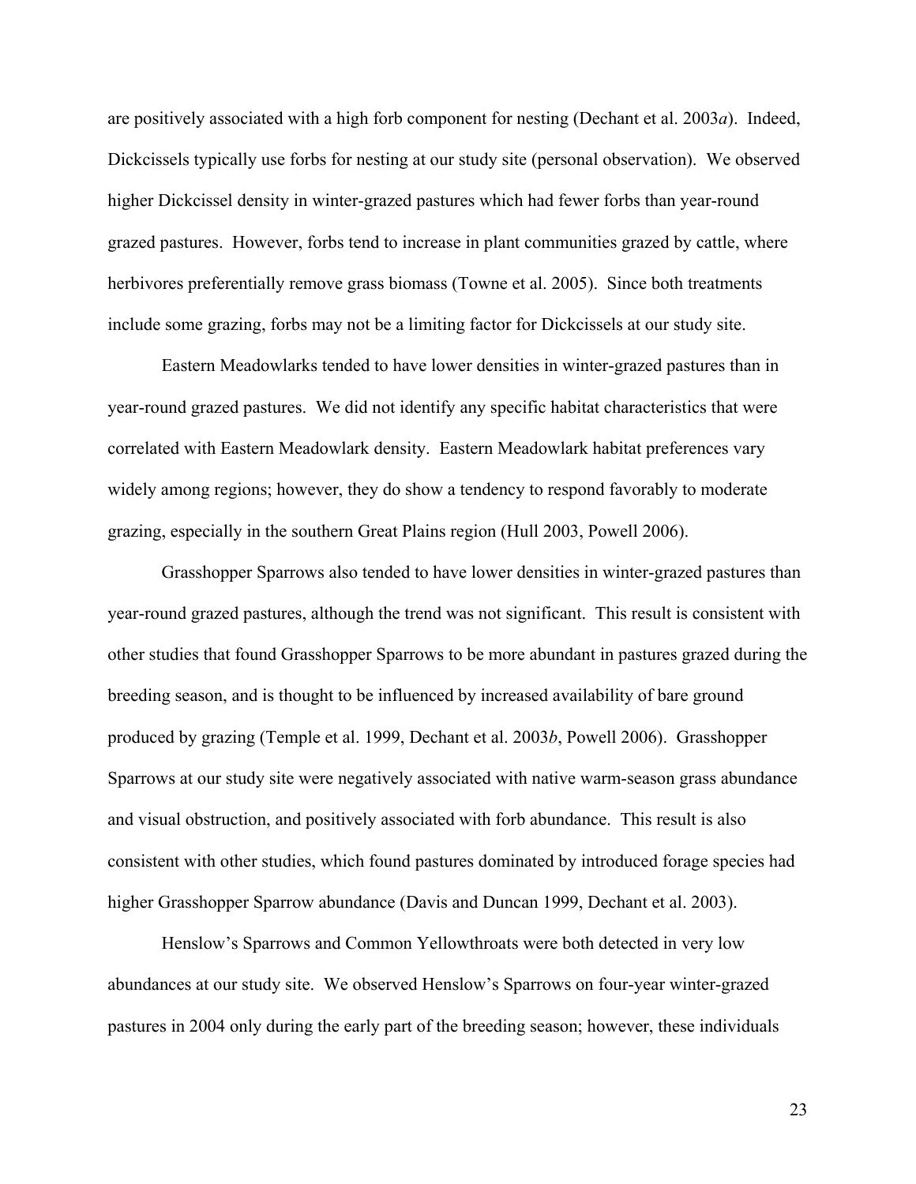are positively associated with a high forb component for nesting (Dechant et al. 2003*a*). Indeed, Dickcissels typically use forbs for nesting at our study site (personal observation). We observed higher Dickcissel density in winter-grazed pastures which had fewer forbs than year-round grazed pastures. However, forbs tend to increase in plant communities grazed by cattle, where herbivores preferentially remove grass biomass (Towne et al. 2005). Since both treatments include some grazing, forbs may not be a limiting factor for Dickcissels at our study site.

Eastern Meadowlarks tended to have lower densities in winter-grazed pastures than in year-round grazed pastures. We did not identify any specific habitat characteristics that were correlated with Eastern Meadowlark density. Eastern Meadowlark habitat preferences vary widely among regions; however, they do show a tendency to respond favorably to moderate grazing, especially in the southern Great Plains region (Hull 2003, Powell 2006).

Grasshopper Sparrows also tended to have lower densities in winter-grazed pastures than year-round grazed pastures, although the trend was not significant. This result is consistent with other studies that found Grasshopper Sparrows to be more abundant in pastures grazed during the breeding season, and is thought to be influenced by increased availability of bare ground produced by grazing (Temple et al. 1999, Dechant et al. 2003*b*, Powell 2006). Grasshopper Sparrows at our study site were negatively associated with native warm-season grass abundance and visual obstruction, and positively associated with forb abundance. This result is also consistent with other studies, which found pastures dominated by introduced forage species had higher Grasshopper Sparrow abundance (Davis and Duncan 1999, Dechant et al. 2003).

Henslow's Sparrows and Common Yellowthroats were both detected in very low abundances at our study site. We observed Henslow's Sparrows on four-year winter-grazed pastures in 2004 only during the early part of the breeding season; however, these individuals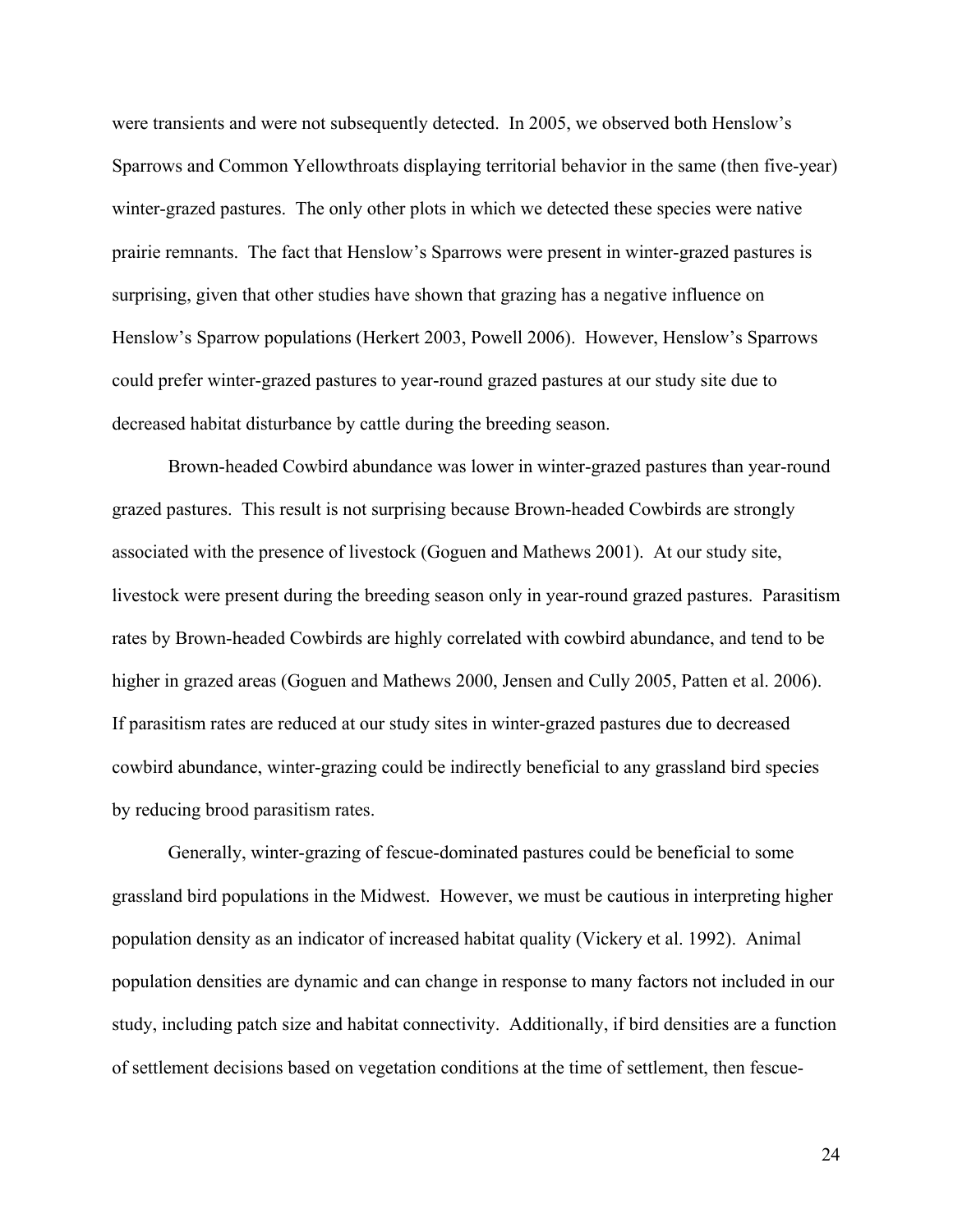were transients and were not subsequently detected. In 2005, we observed both Henslow's Sparrows and Common Yellowthroats displaying territorial behavior in the same (then five-year) winter-grazed pastures. The only other plots in which we detected these species were native prairie remnants. The fact that Henslow's Sparrows were present in winter-grazed pastures is surprising, given that other studies have shown that grazing has a negative influence on Henslow's Sparrow populations (Herkert 2003, Powell 2006). However, Henslow's Sparrows could prefer winter-grazed pastures to year-round grazed pastures at our study site due to decreased habitat disturbance by cattle during the breeding season.

Brown-headed Cowbird abundance was lower in winter-grazed pastures than year-round grazed pastures. This result is not surprising because Brown-headed Cowbirds are strongly associated with the presence of livestock (Goguen and Mathews 2001). At our study site, livestock were present during the breeding season only in year-round grazed pastures. Parasitism rates by Brown-headed Cowbirds are highly correlated with cowbird abundance, and tend to be higher in grazed areas (Goguen and Mathews 2000, Jensen and Cully 2005, Patten et al. 2006). If parasitism rates are reduced at our study sites in winter-grazed pastures due to decreased cowbird abundance, winter-grazing could be indirectly beneficial to any grassland bird species by reducing brood parasitism rates.

Generally, winter-grazing of fescue-dominated pastures could be beneficial to some grassland bird populations in the Midwest. However, we must be cautious in interpreting higher population density as an indicator of increased habitat quality (Vickery et al. 1992). Animal population densities are dynamic and can change in response to many factors not included in our study, including patch size and habitat connectivity. Additionally, if bird densities are a function of settlement decisions based on vegetation conditions at the time of settlement, then fescue-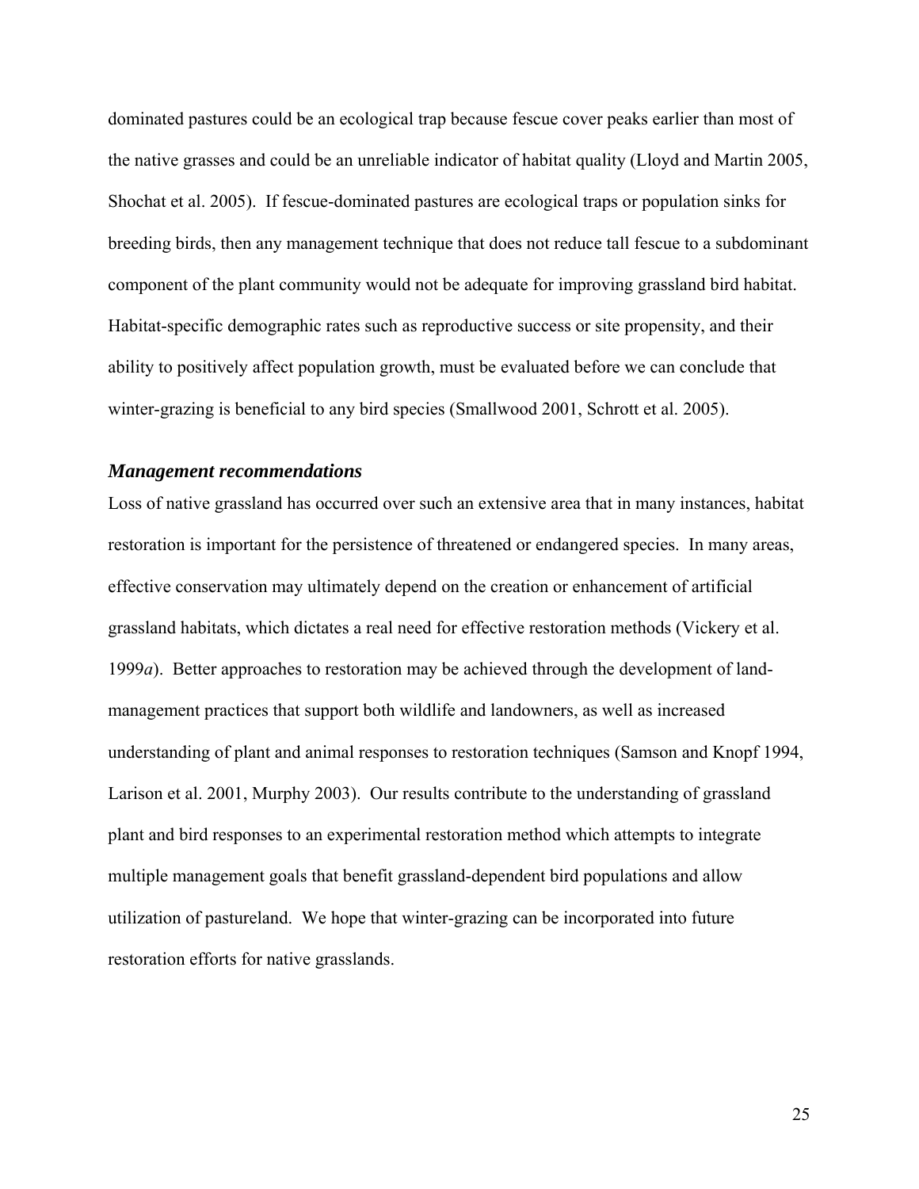dominated pastures could be an ecological trap because fescue cover peaks earlier than most of the native grasses and could be an unreliable indicator of habitat quality (Lloyd and Martin 2005, Shochat et al. 2005). If fescue-dominated pastures are ecological traps or population sinks for breeding birds, then any management technique that does not reduce tall fescue to a subdominant component of the plant community would not be adequate for improving grassland bird habitat. Habitat-specific demographic rates such as reproductive success or site propensity, and their ability to positively affect population growth, must be evaluated before we can conclude that winter-grazing is beneficial to any bird species (Smallwood 2001, Schrott et al. 2005).

### *Management recommendations*

Loss of native grassland has occurred over such an extensive area that in many instances, habitat restoration is important for the persistence of threatened or endangered species. In many areas, effective conservation may ultimately depend on the creation or enhancement of artificial grassland habitats, which dictates a real need for effective restoration methods (Vickery et al. 1999*a*). Better approaches to restoration may be achieved through the development of land-management practices that support both wildlife and landowners, as well as increased understanding of plant and animal responses to restoration techniques (Samson and Knopf 1994, Larison et al. 2001, Murphy 2003). Our results contribute to the understanding of grassland plant and bird responses to an experimental restoration method which attempts to integrate multiple management goals that benefit grassland-dependent bird populations and allow utilization of pastureland. We hope that winter-grazing can be incorporated into future restoration efforts for native grasslands.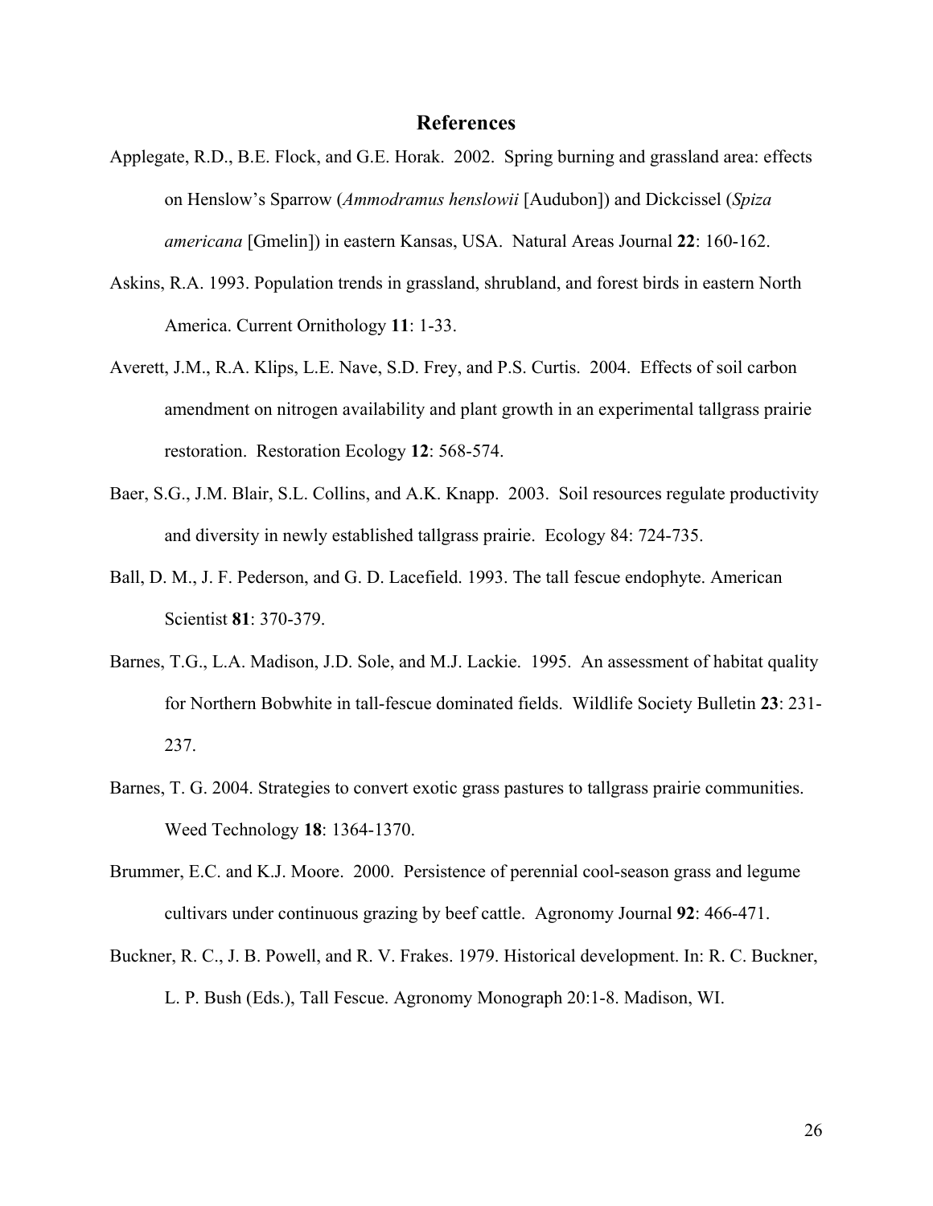# References

Applegate, R.D., B.E. Flock, and G.E. Horak. 2002. Spring burning and grassland area: effects on Henslow's Sparrow (*Ammodramus henslowii* [Audubon]) and Dickcissel (*Spiza americana* [Gmelin]) in eastern Kansas, USA. Natural Areas Journal **22**: 160-162.

Askins, R.A. 1993. Population trends in grassland, shrubland, and forest birds in eastern North America. Current Ornithology **11**: 1-33.

Averett, J.M., R.A. Klips, L.E. Nave, S.D. Frey, and P.S. Curtis. 2004. Effects of soil carbon amendment on nitrogen availability and plant growth in an experimental tallgrass prairie restoration. Restoration Ecology **12**: 568-574.

Baer, S.G., J.M. Blair, S.L. Collins, and A.K. Knapp. 2003. Soil resources regulate productivity and diversity in newly established tallgrass prairie. Ecology 84: 724-735.

Ball, D. M., J. F. Pederson, and G. D. Lacefield. 1993. The tall fescue endophyte. American Scientist **81**: 370-379.

Barnes, T.G., L.A. Madison, J.D. Sole, and M.J. Lackie. 1995. An assessment of habitat quality for Northern Bobwhite in tall-fescue dominated fields. Wildlife Society Bulletin **23**: 231-237.

Barnes, T. G. 2004. Strategies to convert exotic grass pastures to tallgrass prairie communities. Weed Technology **18**: 1364-1370.

Brummer, E.C. and K.J. Moore. 2000. Persistence of perennial cool-season grass and legume cultivars under continuous grazing by beef cattle. Agronomy Journal **92**: 466-471.

Buckner, R. C., J. B. Powell, and R. V. Frakes. 1979. Historical development. In: R. C. Buckner, L. P. Bush (Eds.), Tall Fescue. Agronomy Monograph 20:1-8. Madison, WI.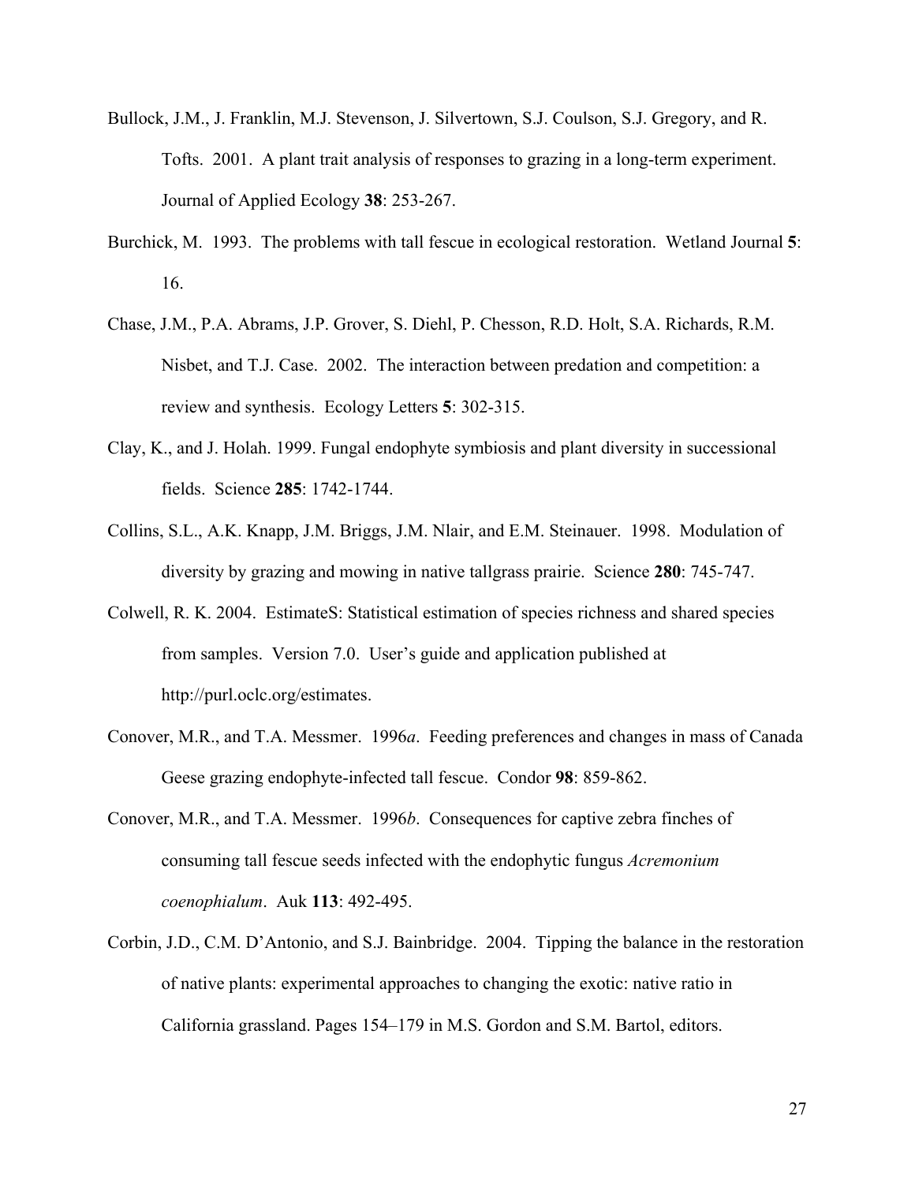Bullock, J.M., J. Franklin, M.J. Stevenson, J. Silvertown, S.J. Coulson, S.J. Gregory, and R. Tofts. 2001. A plant trait analysis of responses to grazing in a long-term experiment. Journal of Applied Ecology **38**: 253-267.

Burchick, M. 1993. The problems with tall fescue in ecological restoration. Wetland Journal **5**: 16.

Chase, J.M., P.A. Abrams, J.P. Grover, S. Diehl, P. Chesson, R.D. Holt, S.A. Richards, R.M. Nisbet, and T.J. Case. 2002. The interaction between predation and competition: a review and synthesis. Ecology Letters **5**: 302-315.

Clay, K., and J. Holah. 1999. Fungal endophyte symbiosis and plant diversity in successional fields. Science **285**: 1742-1744.

Collins, S.L., A.K. Knapp, J.M. Briggs, J.M. Nlair, and E.M. Steinauer. 1998. Modulation of diversity by grazing and mowing in native tallgrass prairie. Science **280**: 745-747.

Colwell, R. K. 2004. EstimateS: Statistical estimation of species richness and shared species from samples. Version 7.0. User's guide and application published at http://purl.oclc.org/estimates.

Conover, M.R., and T.A. Messmer. 1996*a*. Feeding preferences and changes in mass of Canada Geese grazing endophyte-infected tall fescue. Condor **98**: 859-862.

Conover, M.R., and T.A. Messmer. 1996*b*. Consequences for captive zebra finches of consuming tall fescue seeds infected with the endophytic fungus *Acremonium coenophialum*. Auk **113**: 492-495.

Corbin, J.D., C.M. D'Antonio, and S.J. Bainbridge. 2004. Tipping the balance in the restoration of native plants: experimental approaches to changing the exotic: native ratio in California grassland. Pages 154–179 in M.S. Gordon and S.M. Bartol, editors.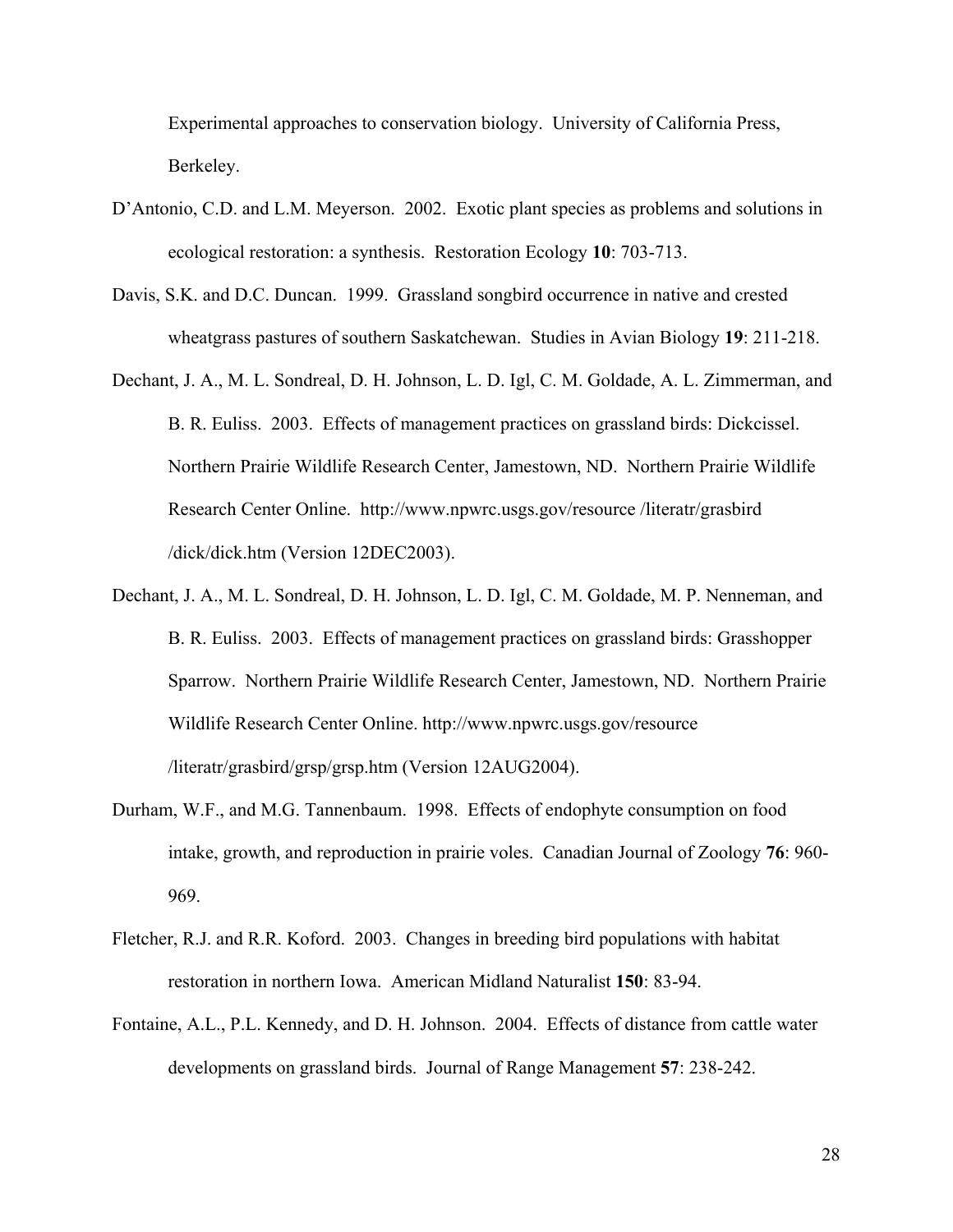Experimental approaches to conservation biology. University of California Press, Berkeley.

D'Antonio, C.D. and L.M. Meyerson. 2002. Exotic plant species as problems and solutions in ecological restoration: a synthesis. Restoration Ecology **10**: 703-713.

Davis, S.K. and D.C. Duncan. 1999. Grassland songbird occurrence in native and crested wheatgrass pastures of southern Saskatchewan. Studies in Avian Biology **19**: 211-218.

Dechant, J. A., M. L. Sondreal, D. H. Johnson, L. D. Igl, C. M. Goldade, A. L. Zimmerman, and B. R. Euliss. 2003. Effects of management practices on grassland birds: Dickcissel. Northern Prairie Wildlife Research Center, Jamestown, ND. Northern Prairie Wildlife Research Center Online. http://www.npwrc.usgs.gov/resource /literatr/grasbird /dick/dick.htm (Version 12DEC2003).

Dechant, J. A., M. L. Sondreal, D. H. Johnson, L. D. Igl, C. M. Goldade, M. P. Nenneman, and B. R. Euliss. 2003. Effects of management practices on grassland birds: Grasshopper Sparrow. Northern Prairie Wildlife Research Center, Jamestown, ND. Northern Prairie Wildlife Research Center Online. http://www.npwrc.usgs.gov/resource /literatr/grasbird/grsp/grsp.htm (Version 12AUG2004).

Durham, W.F., and M.G. Tannenbaum. 1998. Effects of endophyte consumption on food intake, growth, and reproduction in prairie voles. Canadian Journal of Zoology **76**: 960-969.

Fletcher, R.J. and R.R. Koford. 2003. Changes in breeding bird populations with habitat restoration in northern Iowa. American Midland Naturalist **150**: 83-94.

Fontaine, A.L., P.L. Kennedy, and D. H. Johnson. 2004. Effects of distance from cattle water developments on grassland birds. Journal of Range Management **57**: 238-242.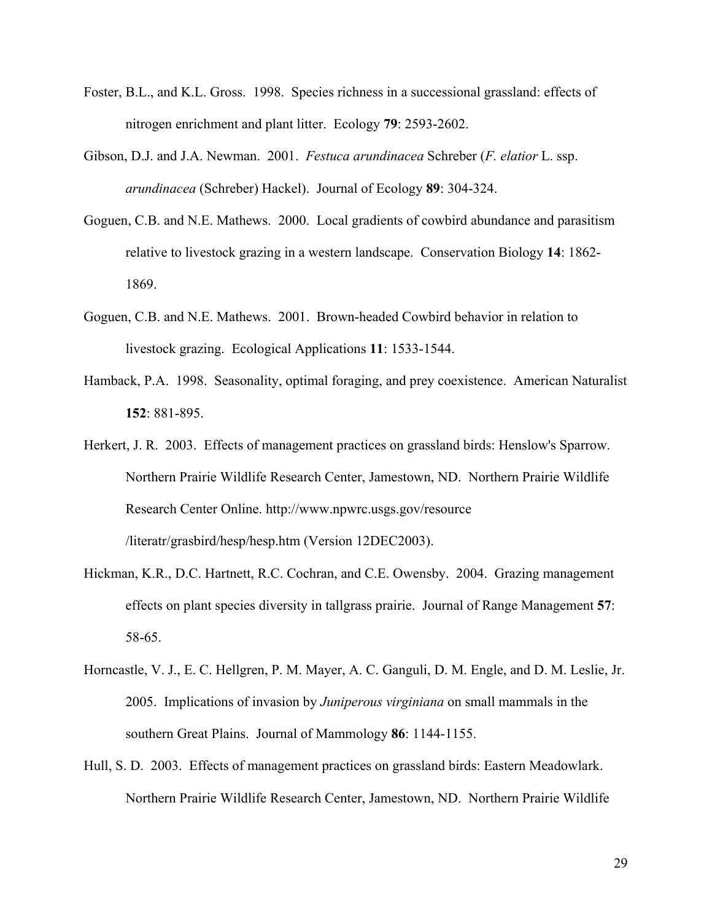Foster, B.L., and K.L. Gross. 1998. Species richness in a successional grassland: effects of nitrogen enrichment and plant litter. Ecology **79**: 2593-2602.

Gibson, D.J. and J.A. Newman. 2001. *Festuca arundinacea* Schreber (*F. elatior* L. ssp. *arundinacea* (Schreber) Hackel). Journal of Ecology **89**: 304-324.

Goguen, C.B. and N.E. Mathews. 2000. Local gradients of cowbird abundance and parasitism relative to livestock grazing in a western landscape. Conservation Biology **14**: 1862-1869.

Goguen, C.B. and N.E. Mathews. 2001. Brown-headed Cowbird behavior in relation to livestock grazing. Ecological Applications **11**: 1533-1544.

Hamback, P.A. 1998. Seasonality, optimal foraging, and prey coexistence. American Naturalist **152**: 881-895.

Herkert, J. R. 2003. Effects of management practices on grassland birds: Henslow's Sparrow. Northern Prairie Wildlife Research Center, Jamestown, ND. Northern Prairie Wildlife Research Center Online. http://www.npwrc.usgs.gov/resource /literatr/grasbird/hesp/hesp.htm (Version 12DEC2003).

Hickman, K.R., D.C. Hartnett, R.C. Cochran, and C.E. Owensby. 2004. Grazing management effects on plant species diversity in tallgrass prairie. Journal of Range Management **57**: 58-65.

Horncastle, V. J., E. C. Hellgren, P. M. Mayer, A. C. Ganguli, D. M. Engle, and D. M. Leslie, Jr. 2005. Implications of invasion by *Juniperous virginiana* on small mammals in the southern Great Plains. Journal of Mammology **86**: 1144-1155.

Hull, S. D. 2003. Effects of management practices on grassland birds: Eastern Meadowlark. Northern Prairie Wildlife Research Center, Jamestown, ND. Northern Prairie Wildlife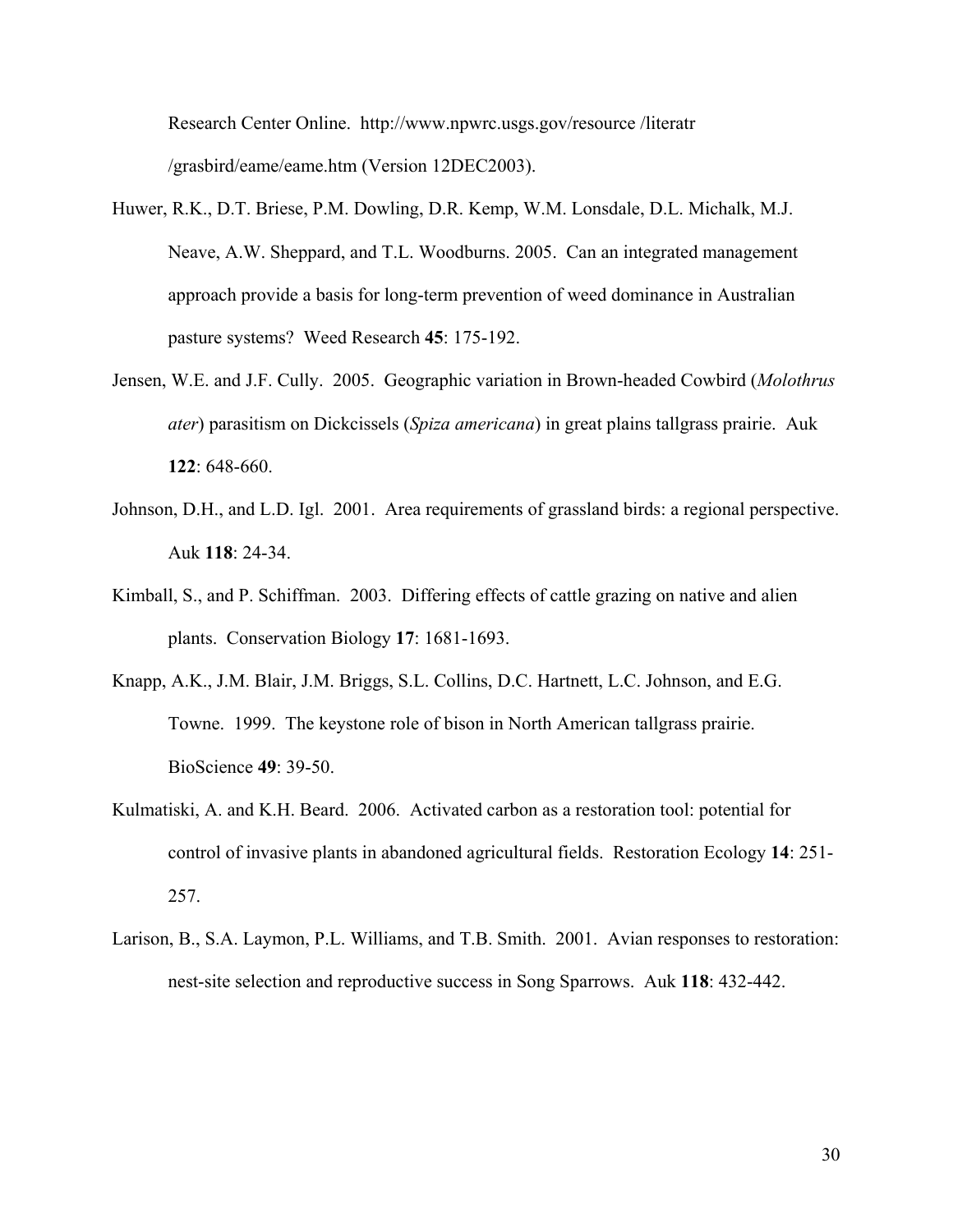Research Center Online. http://www.npwrc.usgs.gov/resource /literatr /grasbird/eame/eame.htm (Version 12DEC2003).

Huwer, R.K., D.T. Briese, P.M. Dowling, D.R. Kemp, W.M. Lonsdale, D.L. Michalk, M.J. Neave, A.W. Sheppard, and T.L. Woodburns. 2005. Can an integrated management approach provide a basis for long-term prevention of weed dominance in Australian pasture systems? Weed Research **45**: 175-192.

Jensen, W.E. and J.F. Cully. 2005. Geographic variation in Brown-headed Cowbird (*Molothrus ater*) parasitism on Dickcissels (*Spiza americana*) in great plains tallgrass prairie. Auk **122**: 648-660.

Johnson, D.H., and L.D. Igl. 2001. Area requirements of grassland birds: a regional perspective. Auk **118**: 24-34.

Kimball, S., and P. Schiffman. 2003. Differing effects of cattle grazing on native and alien plants. Conservation Biology **17**: 1681-1693.

Knapp, A.K., J.M. Blair, J.M. Briggs, S.L. Collins, D.C. Hartnett, L.C. Johnson, and E.G. Towne. 1999. The keystone role of bison in North American tallgrass prairie. BioScience **49**: 39-50.

Kulmatiski, A. and K.H. Beard. 2006. Activated carbon as a restoration tool: potential for control of invasive plants in abandoned agricultural fields. Restoration Ecology **14**: 251-257.

Larison, B., S.A. Laymon, P.L. Williams, and T.B. Smith. 2001. Avian responses to restoration: nest-site selection and reproductive success in Song Sparrows. Auk **118**: 432-442.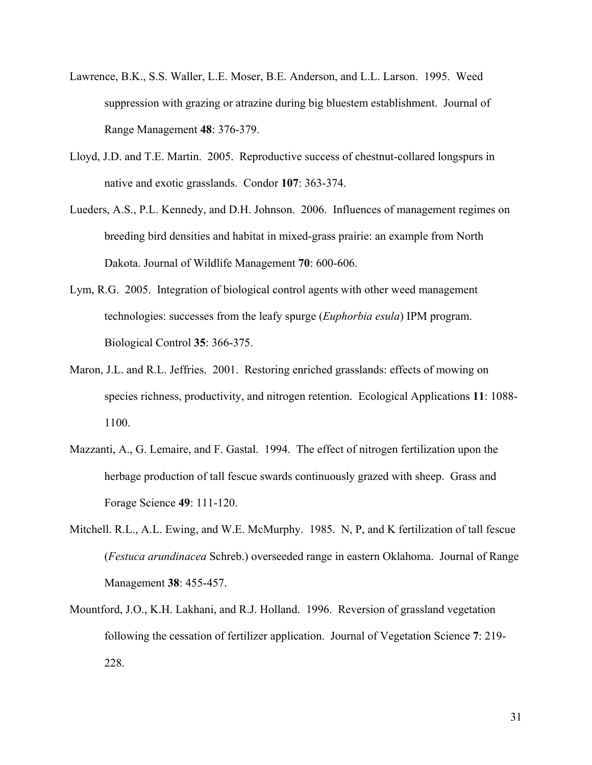Lawrence, B.K., S.S. Waller, L.E. Moser, B.E. Anderson, and L.L. Larson. 1995. Weed suppression with grazing or atrazine during big bluestem establishment. Journal of Range Management **48**: 376-379.

Lloyd, J.D. and T.E. Martin. 2005. Reproductive success of chestnut-collared longspurs in native and exotic grasslands. Condor **107**: 363-374.

Lueders, A.S., P.L. Kennedy, and D.H. Johnson. 2006. Influences of management regimes on breeding bird densities and habitat in mixed-grass prairie: an example from North Dakota. Journal of Wildlife Management **70**: 600-606.

Lym, R.G. 2005. Integration of biological control agents with other weed management technologies: successes from the leafy spurge (*Euphorbia esula*) IPM program. Biological Control **35**: 366-375.

Maron, J.L. and R.L. Jeffries. 2001. Restoring enriched grasslands: effects of mowing on species richness, productivity, and nitrogen retention. Ecological Applications **11**: 1088-1100.

Mazzanti, A., G. Lemaire, and F. Gastal. 1994. The effect of nitrogen fertilization upon the herbage production of tall fescue swards continuously grazed with sheep. Grass and Forage Science **49**: 111-120.

Mitchell. R.L., A.L. Ewing, and W.E. McMurphy. 1985. N, P, and K fertilization of tall fescue (*Festuca arundinacea* Schreb.) overseeded range in eastern Oklahoma. Journal of Range Management **38**: 455-457.

Mountford, J.O., K.H. Lakhani, and R.J. Holland. 1996. Reversion of grassland vegetation following the cessation of fertilizer application. Journal of Vegetation Science **7**: 219-228.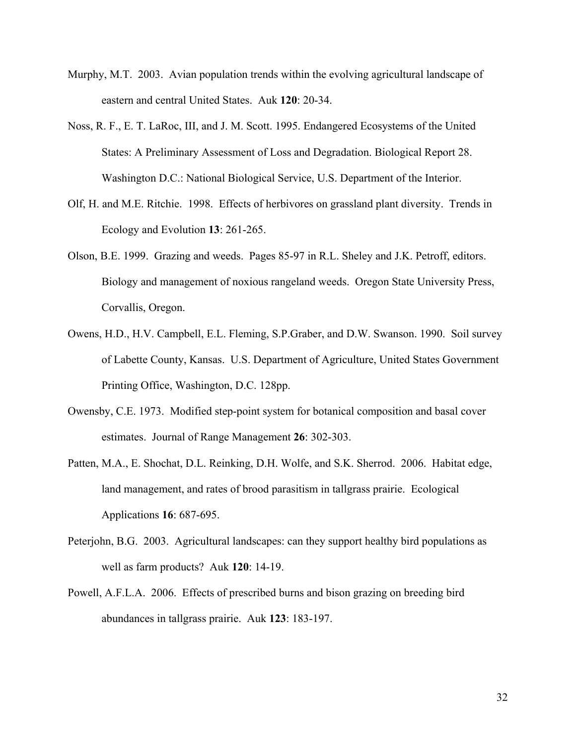Murphy, M.T. 2003. Avian population trends within the evolving agricultural landscape of eastern and central United States. Auk **120**: 20-34.

Noss, R. F., E. T. LaRoc, III, and J. M. Scott. 1995. Endangered Ecosystems of the United States: A Preliminary Assessment of Loss and Degradation. Biological Report 28. Washington D.C.: National Biological Service, U.S. Department of the Interior.

Olf, H. and M.E. Ritchie. 1998. Effects of herbivores on grassland plant diversity. Trends in Ecology and Evolution **13**: 261-265.

Olson, B.E. 1999. Grazing and weeds. Pages 85-97 in R.L. Sheley and J.K. Petroff, editors. Biology and management of noxious rangeland weeds. Oregon State University Press, Corvallis, Oregon.

Owens, H.D., H.V. Campbell, E.L. Fleming, S.P.Graber, and D.W. Swanson. 1990. Soil survey of Labette County, Kansas. U.S. Department of Agriculture, United States Government Printing Office, Washington, D.C. 128pp.

Owensby, C.E. 1973. Modified step-point system for botanical composition and basal cover estimates. Journal of Range Management **26**: 302-303.

Patten, M.A., E. Shochat, D.L. Reinking, D.H. Wolfe, and S.K. Sherrod. 2006. Habitat edge, land management, and rates of brood parasitism in tallgrass prairie. Ecological Applications **16**: 687-695.

Peterjohn, B.G. 2003. Agricultural landscapes: can they support healthy bird populations as well as farm products? Auk **120**: 14-19.

Powell, A.F.L.A. 2006. Effects of prescribed burns and bison grazing on breeding bird abundances in tallgrass prairie. Auk **123**: 183-197.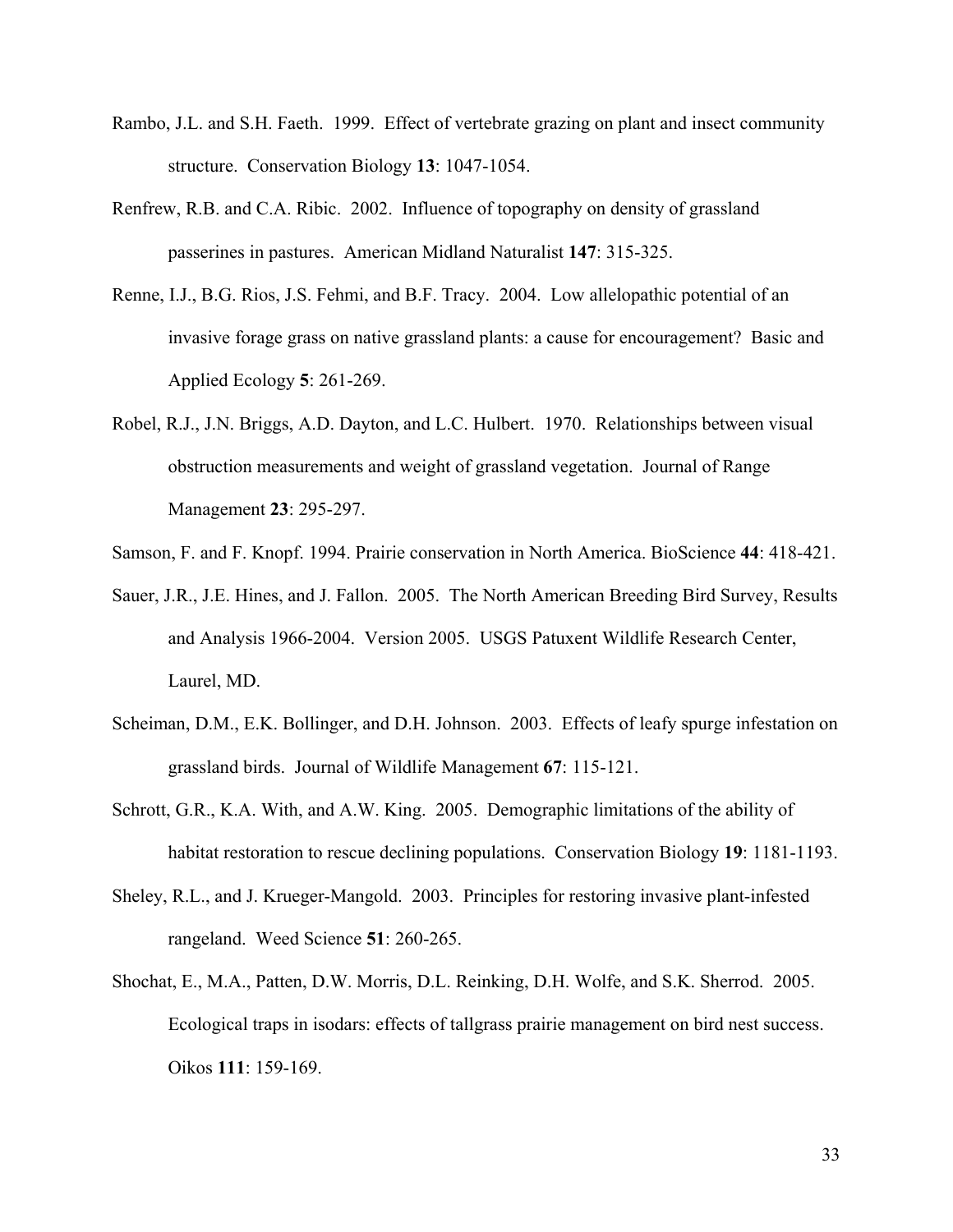Rambo, J.L. and S.H. Faeth. 1999. Effect of vertebrate grazing on plant and insect community structure. Conservation Biology **13**: 1047-1054.

Renfrew, R.B. and C.A. Ribic. 2002. Influence of topography on density of grassland passerines in pastures. American Midland Naturalist **147**: 315-325.

Renne, I.J., B.G. Rios, J.S. Fehmi, and B.F. Tracy. 2004. Low allelopathic potential of an invasive forage grass on native grassland plants: a cause for encouragement? Basic and Applied Ecology **5**: 261-269.

Robel, R.J., J.N. Briggs, A.D. Dayton, and L.C. Hulbert. 1970. Relationships between visual obstruction measurements and weight of grassland vegetation. Journal of Range Management **23**: 295-297.

Samson, F. and F. Knopf. 1994. Prairie conservation in North America. BioScience **44**: 418-421.

Sauer, J.R., J.E. Hines, and J. Fallon. 2005. The North American Breeding Bird Survey, Results and Analysis 1966-2004. Version 2005. USGS Patuxent Wildlife Research Center, Laurel, MD.

Scheiman, D.M., E.K. Bollinger, and D.H. Johnson. 2003. Effects of leafy spurge infestation on grassland birds. Journal of Wildlife Management **67**: 115-121.

Schrott, G.R., K.A. With, and A.W. King. 2005. Demographic limitations of the ability of habitat restoration to rescue declining populations. Conservation Biology **19**: 1181-1193.

Sheley, R.L., and J. Krueger-Mangold. 2003. Principles for restoring invasive plant-infested rangeland. Weed Science **51**: 260-265.

Shochat, E., M.A., Patten, D.W. Morris, D.L. Reinking, D.H. Wolfe, and S.K. Sherrod. 2005. Ecological traps in isodars: effects of tallgrass prairie management on bird nest success. Oikos **111**: 159-169.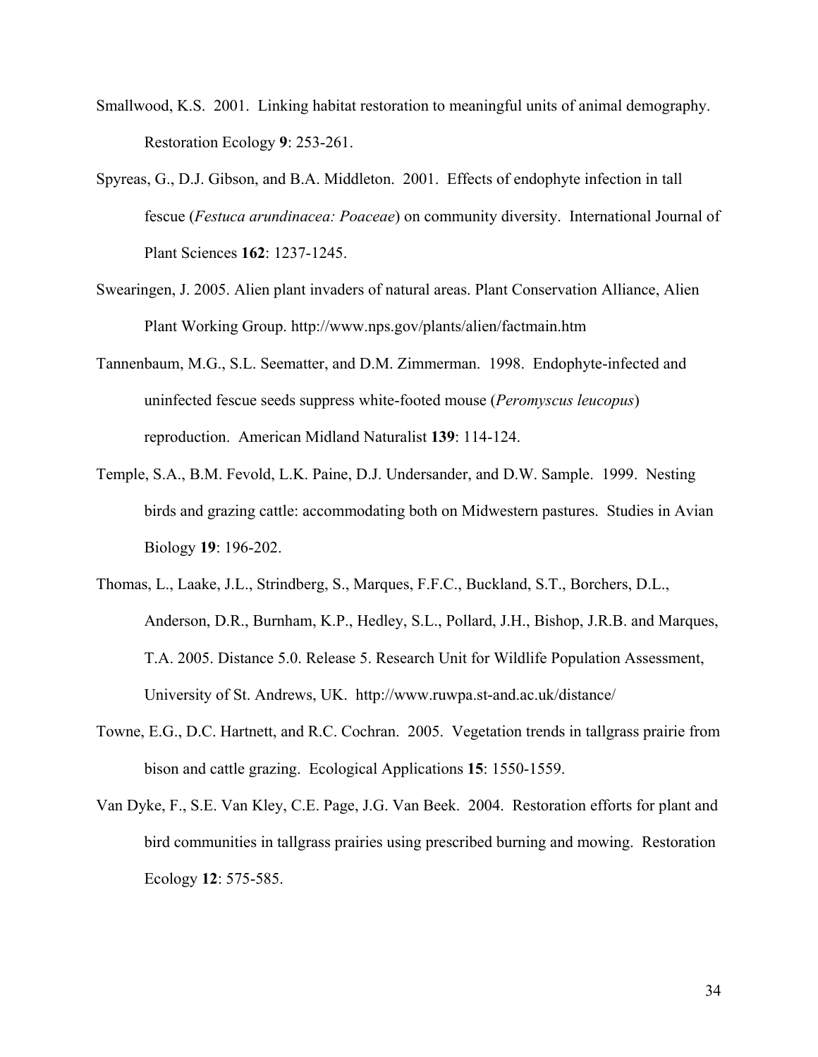Smallwood, K.S. 2001. Linking habitat restoration to meaningful units of animal demography. Restoration Ecology **9**: 253-261.

Spyreas, G., D.J. Gibson, and B.A. Middleton. 2001. Effects of endophyte infection in tall fescue (*Festuca arundinacea: Poaceae*) on community diversity. International Journal of Plant Sciences **162**: 1237-1245.

Swearingen, J. 2005. Alien plant invaders of natural areas. Plant Conservation Alliance, Alien Plant Working Group. http://www.nps.gov/plants/alien/factmain.htm

Tannenbaum, M.G., S.L. Seematter, and D.M. Zimmerman. 1998. Endophyte-infected and uninfected fescue seeds suppress white-footed mouse (*Peromyscus leucopus*) reproduction. American Midland Naturalist **139**: 114-124.

Temple, S.A., B.M. Fevold, L.K. Paine, D.J. Undersander, and D.W. Sample. 1999. Nesting birds and grazing cattle: accommodating both on Midwestern pastures. Studies in Avian Biology **19**: 196-202.

Thomas, L., Laake, J.L., Strindberg, S., Marques, F.F.C., Buckland, S.T., Borchers, D.L., Anderson, D.R., Burnham, K.P., Hedley, S.L., Pollard, J.H., Bishop, J.R.B. and Marques, T.A. 2005. Distance 5.0. Release 5. Research Unit for Wildlife Population Assessment, University of St. Andrews, UK. http://www.ruwpa.st-and.ac.uk/distance/

Towne, E.G., D.C. Hartnett, and R.C. Cochran. 2005. Vegetation trends in tallgrass prairie from bison and cattle grazing. Ecological Applications **15**: 1550-1559.

Van Dyke, F., S.E. Van Kley, C.E. Page, J.G. Van Beek. 2004. Restoration efforts for plant and bird communities in tallgrass prairies using prescribed burning and mowing. Restoration Ecology **12**: 575-585.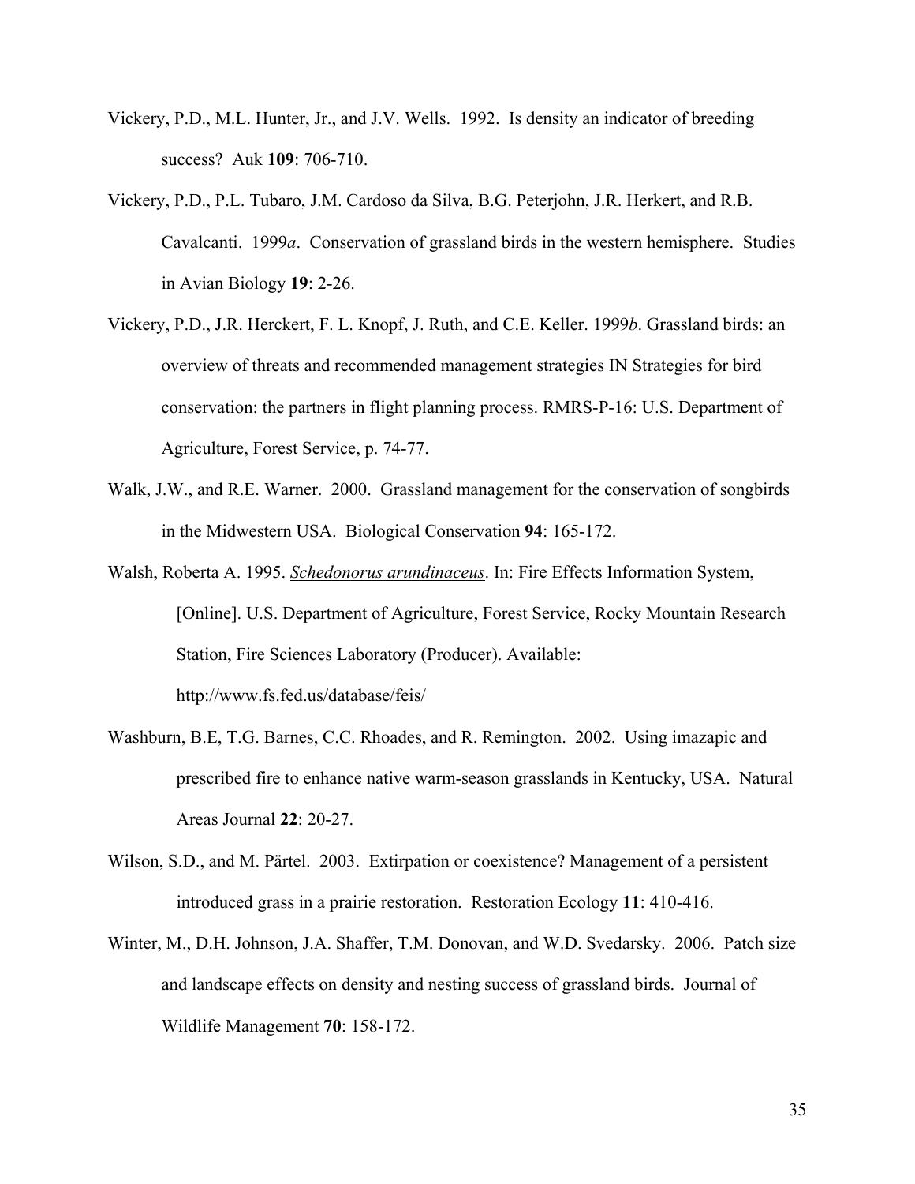Vickery, P.D., M.L. Hunter, Jr., and J.V. Wells. 1992. Is density an indicator of breeding success? Auk **109**: 706-710.

Vickery, P.D., P.L. Tubaro, J.M. Cardoso da Silva, B.G. Peterjohn, J.R. Herkert, and R.B. Cavalcanti. 1999*a*. Conservation of grassland birds in the western hemisphere. Studies in Avian Biology **19**: 2-26.

Vickery, P.D., J.R. Herckert, F. L. Knopf, J. Ruth, and C.E. Keller. 1999*b*. Grassland birds: an overview of threats and recommended management strategies IN Strategies for bird conservation: the partners in flight planning process. RMRS-P-16: U.S. Department of Agriculture, Forest Service, p. 74-77.

Walk, J.W., and R.E. Warner. 2000. Grassland management for the conservation of songbirds in the Midwestern USA. Biological Conservation **94**: 165-172.

Walsh, Roberta A. 1995. *Schedonorus arundinaceus*. In: Fire Effects Information System, [Online]. U.S. Department of Agriculture, Forest Service, Rocky Mountain Research Station, Fire Sciences Laboratory (Producer). Available: http://www.fs.fed.us/database/feis/

Washburn, B.E, T.G. Barnes, C.C. Rhoades, and R. Remington. 2002. Using imazapic and prescribed fire to enhance native warm-season grasslands in Kentucky, USA. Natural Areas Journal **22**: 20-27.

Wilson, S.D., and M. Pärtel. 2003. Extirpation or coexistence? Management of a persistent introduced grass in a prairie restoration. Restoration Ecology **11**: 410-416.

Winter, M., D.H. Johnson, J.A. Shaffer, T.M. Donovan, and W.D. Svedarsky. 2006. Patch size and landscape effects on density and nesting success of grassland birds. Journal of Wildlife Management **70**: 158-172.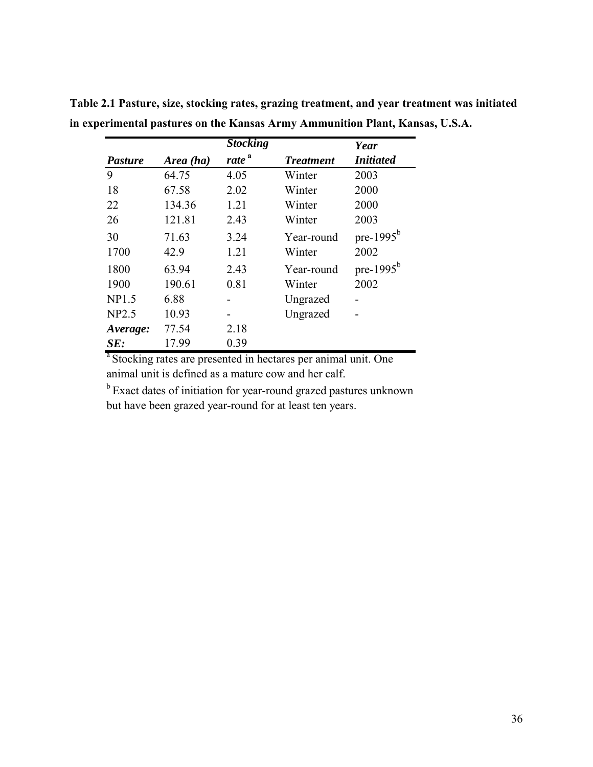**Table 2.1 Pasture, size, stocking rates, grazing treatment, and year treatment was initiated in experimental pastures on the Kansas Army Ammunition Plant, Kansas, U.S.A.**

| *Pasture* | *Area (ha)* | *Stocking rate* [a] | *Treatment* | *Year Initiated* |
|---|---|---|---|---|
| 9 | 64.75 | 4.05 | Winter | 2003 |
| 18 | 67.58 | 2.02 | Winter | 2000 |
| 22 | 134.36 | 1.21 | Winter | 2000 |
| 26 | 121.81 | 2.43 | Winter | 2003 |
| 30 | 71.63 | 3.24 | Year-round | pre-1995[b] |
| 1700 | 42.9 | 1.21 | Winter | 2002 |
| 1800 | 63.94 | 2.43 | Year-round | pre-1995[b] |
| 1900 | 190.61 | 0.81 | Winter | 2002 |
| NP1.5 | 6.88 | - | Ungrazed | - |
| NP2.5 | 10.93 | - | Ungrazed | - |
| ***Average:*** | 77.54 | 2.18 | | |
| ***SE:*** | 17.99 | 0.39 | | |

[a] Stocking rates are presented in hectares per animal unit. One animal unit is defined as a mature cow and her calf.

[b] Exact dates of initiation for year-round grazed pastures unknown but have been grazed year-round for at least ten years.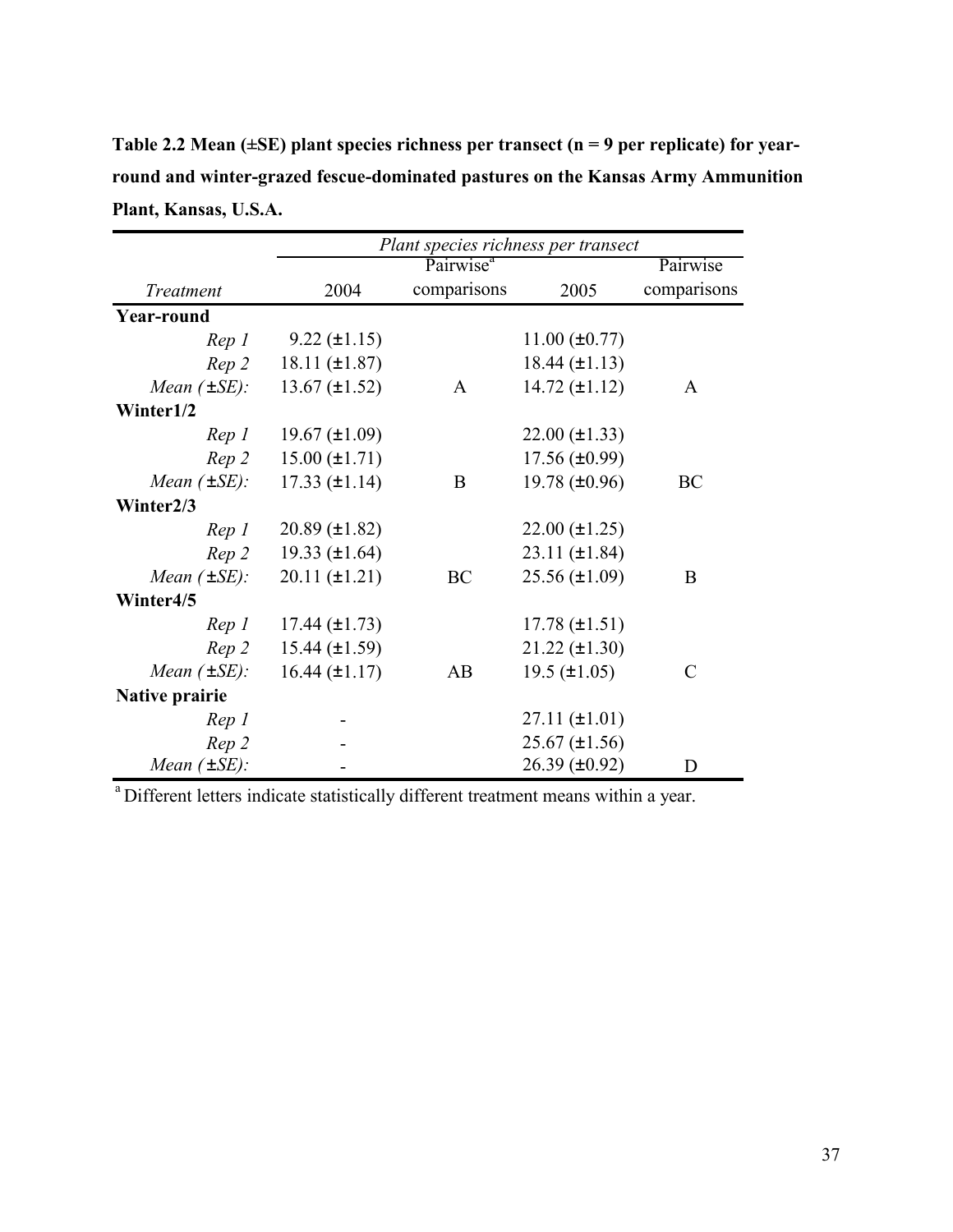**Table 2.2 Mean (±SE) plant species richness per transect (n = 9 per replicate) for year-round and winter-grazed fescue-dominated pastures on the Kansas Army Ammunition Plant, Kansas, U.S.A.**

| | Plant species richness per transect | | | |
|---|---|---|---|---|
| *Treatment* | 2004 | Pairwise[a] comparisons | 2005 | Pairwise comparisons |
| **Year-round** | | | | |
| *Rep 1* | 9.22 (±1.15) | | 11.00 (±0.77) | |
| *Rep 2* | 18.11 (±1.87) | | 18.44 (±1.13) | |
| *Mean (±SE):* | 13.67 (±1.52) | A | 14.72 (±1.12) | A |
| **Winter1/2** | | | | |
| *Rep 1* | 19.67 (±1.09) | | 22.00 (±1.33) | |
| *Rep 2* | 15.00 (±1.71) | | 17.56 (±0.99) | |
| *Mean (±SE):* | 17.33 (±1.14) | B | 19.78 (±0.96) | BC |
| **Winter2/3** | | | | |
| *Rep 1* | 20.89 (±1.82) | | 22.00 (±1.25) | |
| *Rep 2* | 19.33 (±1.64) | | 23.11 (±1.84) | |
| *Mean (±SE):* | 20.11 (±1.21) | BC | 25.56 (±1.09) | B |
| **Winter4/5** | | | | |
| *Rep 1* | 17.44 (±1.73) | | 17.78 (±1.51) | |
| *Rep 2* | 15.44 (±1.59) | | 21.22 (±1.30) | |
| *Mean (±SE):* | 16.44 (±1.17) | AB | 19.5 (±1.05) | C |
| **Native prairie** | | | | |
| *Rep 1* | - | | 27.11 (±1.01) | |
| *Rep 2* | - | | 25.67 (±1.56) | |
| *Mean (±SE):* | - | | 26.39 (±0.92) | D |

[a] Different letters indicate statistically different treatment means within a year.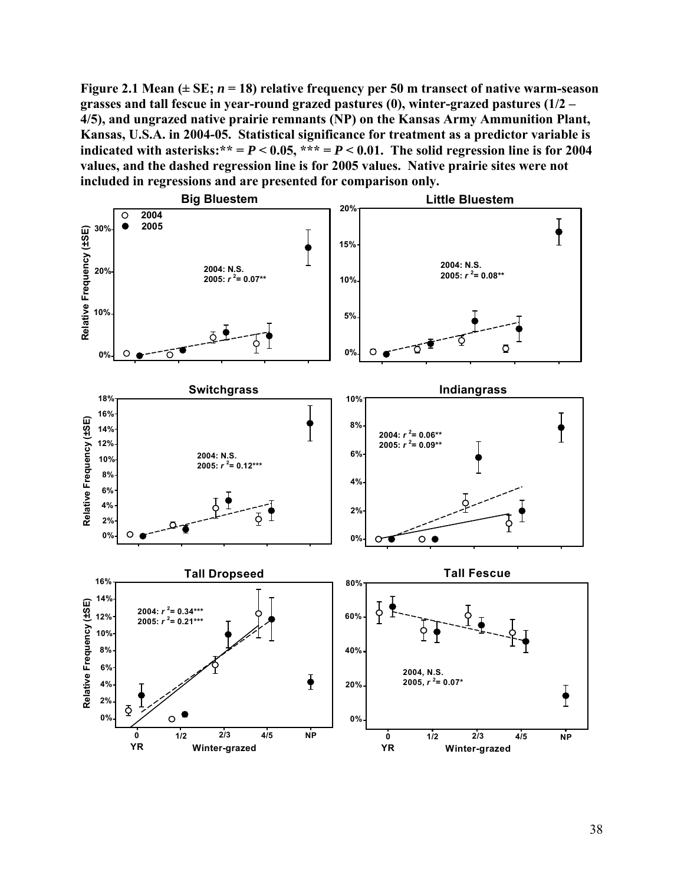**Figure 2.1 Mean (± SE; $n$ = 18) relative frequency per 50 m transect of native warm-season grasses and tall fescue in year-round grazed pastures (0), winter-grazed pastures (1/2 – 4/5), and ungrazed native prairie remnants (NP) on the Kansas Army Ammunition Plant, Kansas, U.S.A. in 2004-05. Statistical significance for treatment as a predictor variable is indicated with asterisks:** = $P < 0.05$, *** = $P < 0.01$. The solid regression line is for 2004 values, and the dashed regression line is for 2005 values. Native prairie sites were not included in regressions and are presented for comparison only.**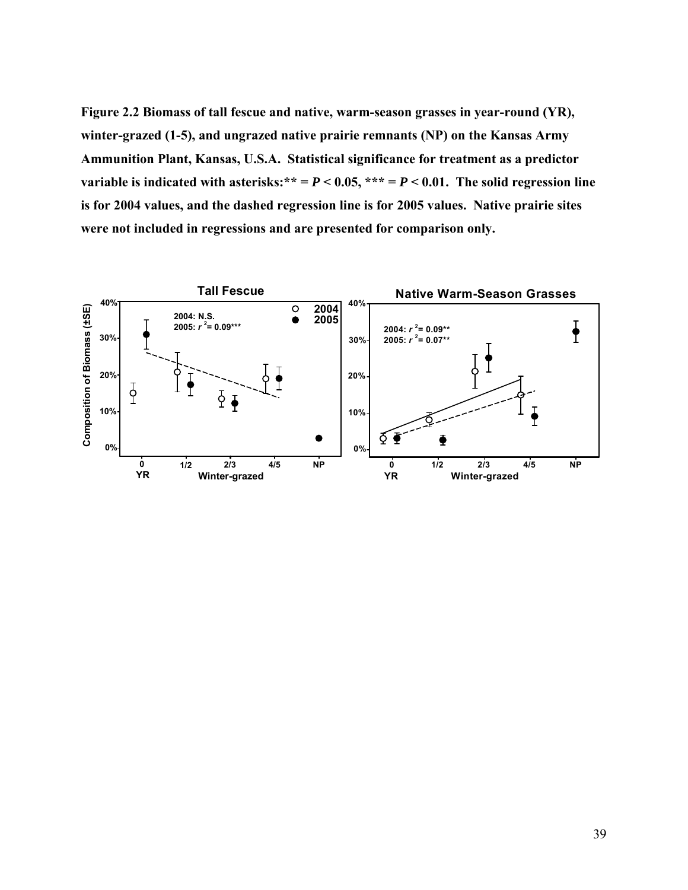**Figure 2.2 Biomass of tall fescue and native, warm-season grasses in year-round (YR), winter-grazed (1-5), and ungrazed native prairie remnants (NP) on the Kansas Army Ammunition Plant, Kansas, U.S.A. Statistical significance for treatment as a predictor variable is indicated with asterisks:** = $P < 0.05$, *** = $P < 0.01$. The solid regression line is for 2004 values, and the dashed regression line is for 2005 values. Native prairie sites were not included in regressions and are presented for comparison only.**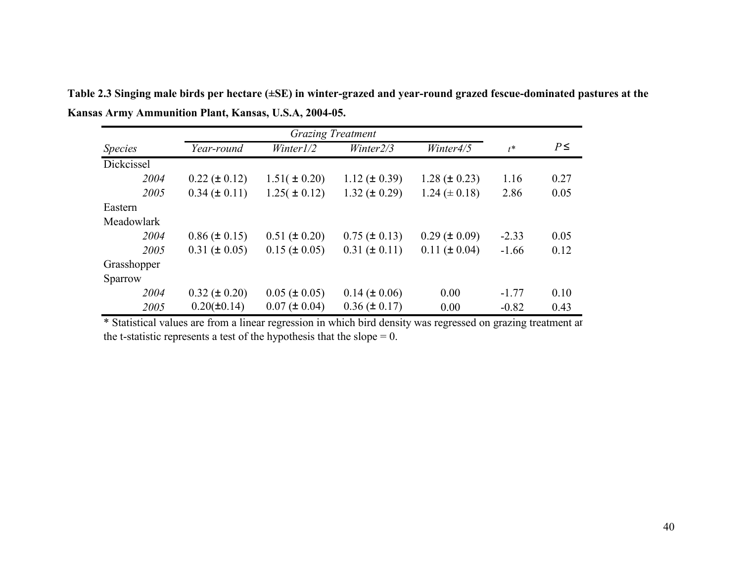**Table 2.3 Singing male birds per hectare (±SE) in winter-grazed and year-round grazed fescue-dominated pastures at the Kansas Army Ammunition Plant, Kansas, U.S.A, 2004-05.**

| | *Grazing Treatment* | | | | | |
|---|---|---|---|---|---|---|
| *Species* | *Year-round* | *Winter1/2* | *Winter2/3* | *Winter4/5* | $t$* | $P \leq$ |
| Dickcissel | | | | | | |
| *2004* | 0.22 (± 0.12) | 1.51( ± 0.20) | 1.12 (± 0.39) | 1.28 (± 0.23) | 1.16 | 0.27 |
| *2005* | 0.34 (± 0.11) | 1.25( ± 0.12) | 1.32 (± 0.29) | 1.24 (± 0.18) | 2.86 | 0.05 |
| Eastern Meadowlark | | | | | | |
| *2004* | 0.86 (± 0.15) | 0.51 (± 0.20) | 0.75 (± 0.13) | 0.29 (± 0.09) | -2.33 | 0.05 |
| *2005* | 0.31 (± 0.05) | 0.15 (± 0.05) | 0.31 (± 0.11) | 0.11 (± 0.04) | -1.66 | 0.12 |
| Grasshopper Sparrow | | | | | | |
| *2004* | 0.32 (± 0.20) | 0.05 (± 0.05) | 0.14 (± 0.06) | 0.00 | -1.77 | 0.10 |
| *2005* | 0.20(±0.14) | 0.07 (± 0.04) | 0.36 (± 0.17) | 0.00 | -0.82 | 0.43 |

* Statistical values are from a linear regression in which bird density was regressed on grazing treatment ar the t-statistic represents a test of the hypothesis that the slope = 0.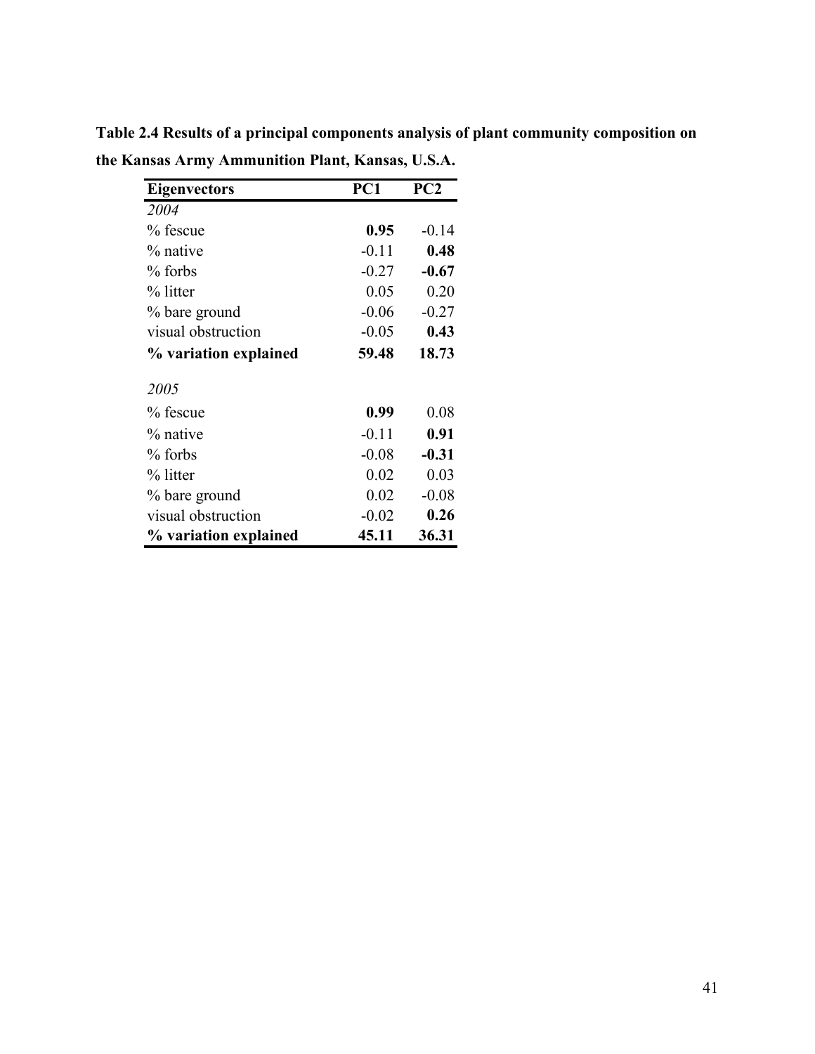**Table 2.4 Results of a principal components analysis of plant community composition on the Kansas Army Ammunition Plant, Kansas, U.S.A.**

| **Eigenvectors** | **PC1** | **PC2** |
|---|---|---|
| *2004* | | |
| % fescue | **0.95** | -0.14 |
| % native | -0.11 | **0.48** |
| % forbs | -0.27 | **-0.67** |
| % litter | 0.05 | 0.20 |
| % bare ground | -0.06 | -0.27 |
| visual obstruction | -0.05 | **0.43** |
| **% variation explained** | **59.48** | **18.73** |
| *2005* | | |
| % fescue | **0.99** | 0.08 |
| % native | -0.11 | **0.91** |
| % forbs | -0.08 | **-0.31** |
| % litter | 0.02 | 0.03 |
| % bare ground | 0.02 | -0.08 |
| visual obstruction | -0.02 | **0.26** |
| **% variation explained** | **45.11** | **36.31** |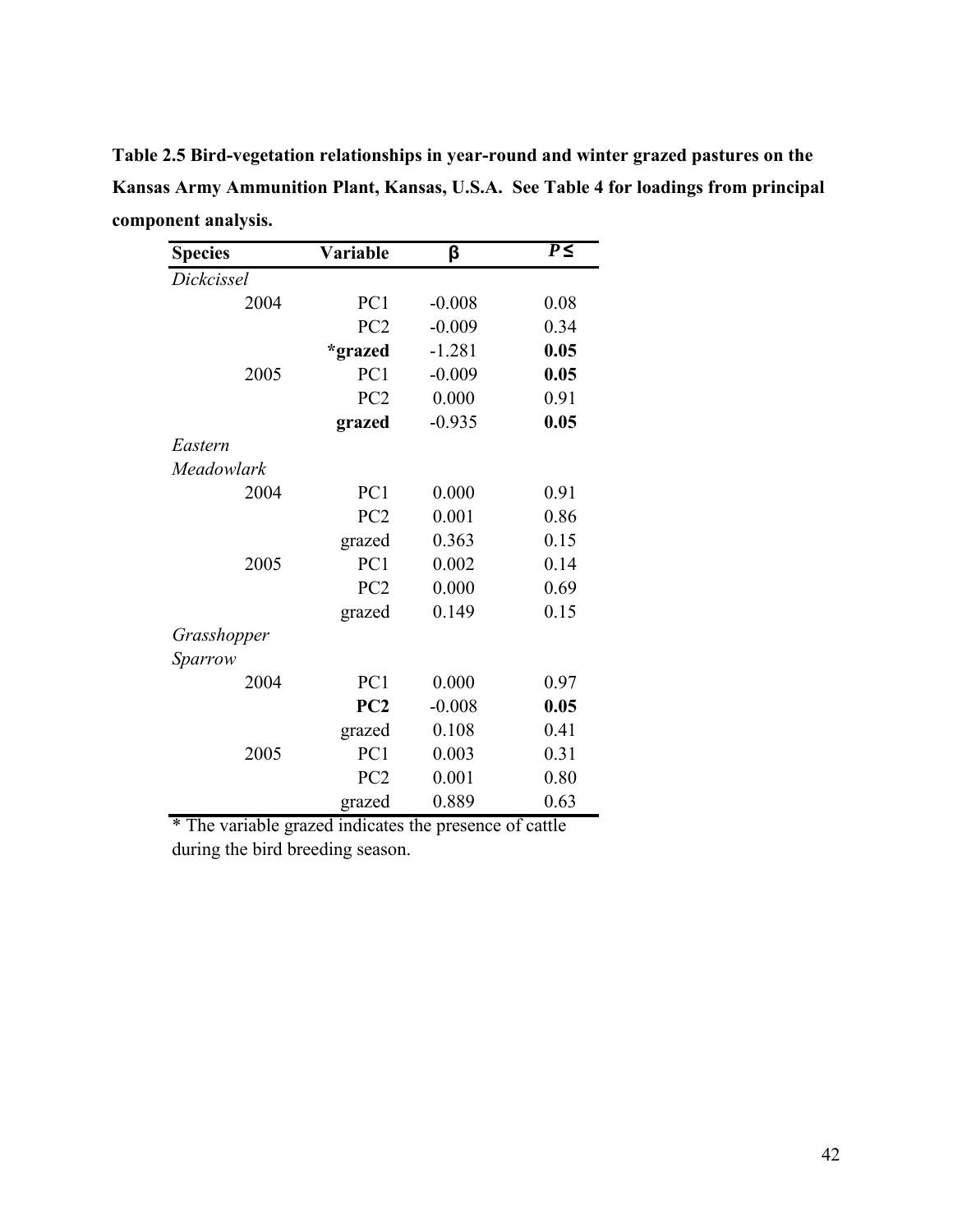**Table 2.5 Bird-vegetation relationships in year-round and winter grazed pastures on the Kansas Army Ammunition Plant, Kansas, U.S.A. See Table 4 for loadings from principal component analysis.**

| Species | Variable | β | *P* ≤ |
|---|---|---|---|
| *Dickcissel* | | | |
| 2004 | PC1 | -0.008 | 0.08 |
| | PC2 | -0.009 | 0.34 |
| | **\*grazed** | -1.281 | **0.05** |
| 2005 | PC1 | -0.009 | **0.05** |
| | PC2 | 0.000 | 0.91 |
| | **grazed** | -0.935 | **0.05** |
| *Eastern Meadowlark* | | | |
| 2004 | PC1 | 0.000 | 0.91 |
| | PC2 | 0.001 | 0.86 |
| | grazed | 0.363 | 0.15 |
| 2005 | PC1 | 0.002 | 0.14 |
| | PC2 | 0.000 | 0.69 |
| | grazed | 0.149 | 0.15 |
| *Grasshopper Sparrow* | | | |
| 2004 | PC1 | 0.000 | 0.97 |
| | **PC2** | -0.008 | **0.05** |
| | grazed | 0.108 | 0.41 |
| 2005 | PC1 | 0.003 | 0.31 |
| | PC2 | 0.001 | 0.80 |
| | grazed | 0.889 | 0.63 |

\* The variable grazed indicates the presence of cattle during the bird breeding season.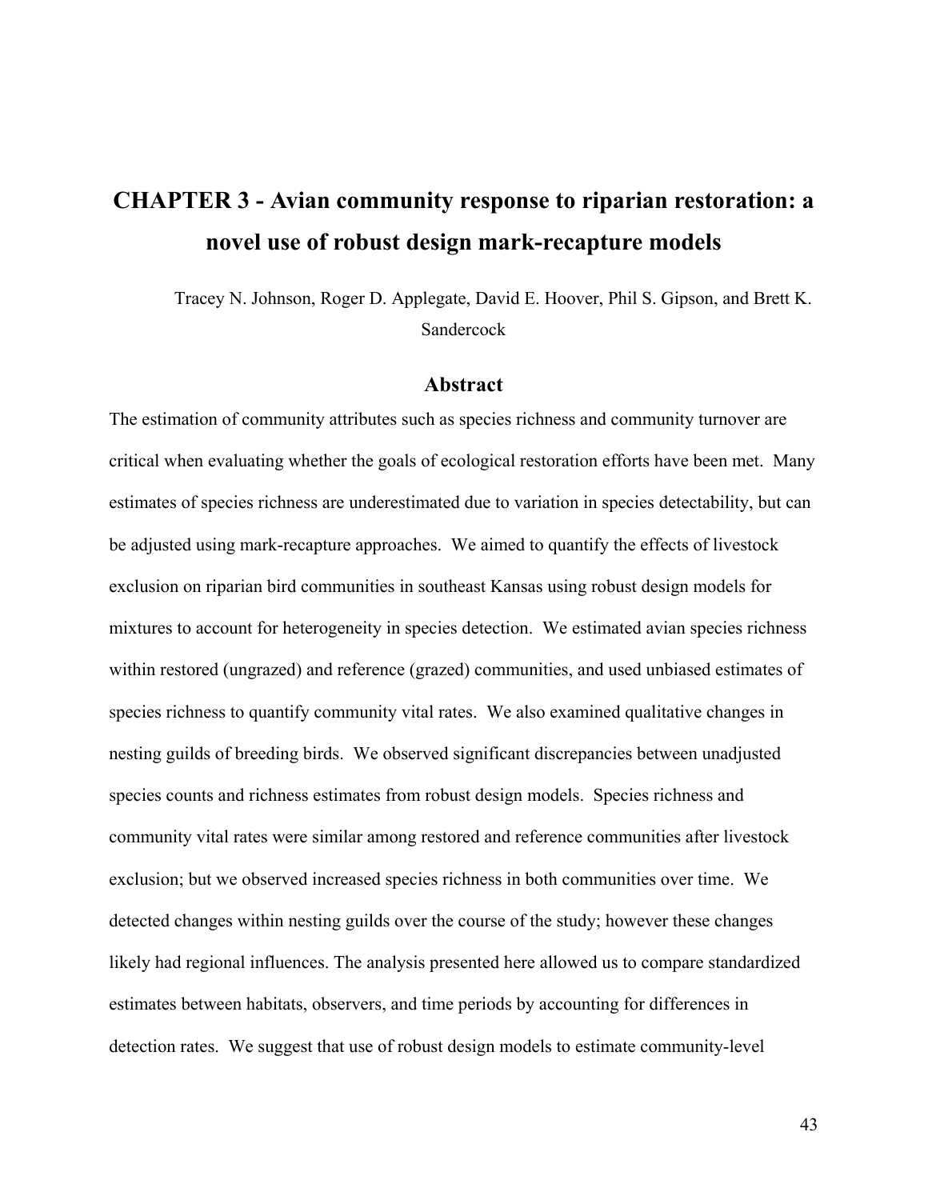# CHAPTER 3 - Avian community response to riparian restoration: a novel use of robust design mark-recapture models

Tracey N. Johnson, Roger D. Applegate, David E. Hoover, Phil S. Gipson, and Brett K. Sandercock

## Abstract

The estimation of community attributes such as species richness and community turnover are critical when evaluating whether the goals of ecological restoration efforts have been met. Many estimates of species richness are underestimated due to variation in species detectability, but can be adjusted using mark-recapture approaches. We aimed to quantify the effects of livestock exclusion on riparian bird communities in southeast Kansas using robust design models for mixtures to account for heterogeneity in species detection. We estimated avian species richness within restored (ungrazed) and reference (grazed) communities, and used unbiased estimates of species richness to quantify community vital rates. We also examined qualitative changes in nesting guilds of breeding birds. We observed significant discrepancies between unadjusted species counts and richness estimates from robust design models. Species richness and community vital rates were similar among restored and reference communities after livestock exclusion; but we observed increased species richness in both communities over time. We detected changes within nesting guilds over the course of the study; however these changes likely had regional influences. The analysis presented here allowed us to compare standardized estimates between habitats, observers, and time periods by accounting for differences in detection rates. We suggest that use of robust design models to estimate community-level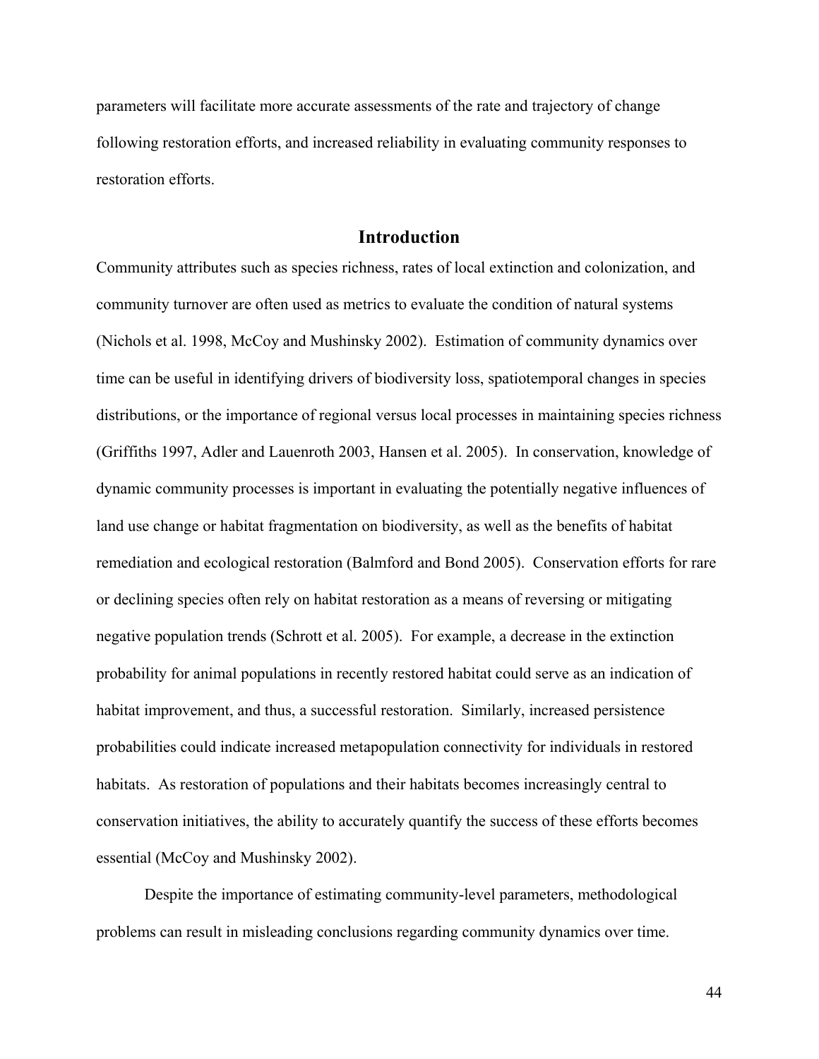parameters will facilitate more accurate assessments of the rate and trajectory of change following restoration efforts, and increased reliability in evaluating community responses to restoration efforts.

## Introduction

Community attributes such as species richness, rates of local extinction and colonization, and community turnover are often used as metrics to evaluate the condition of natural systems (Nichols et al. 1998, McCoy and Mushinsky 2002). Estimation of community dynamics over time can be useful in identifying drivers of biodiversity loss, spatiotemporal changes in species distributions, or the importance of regional versus local processes in maintaining species richness (Griffiths 1997, Adler and Lauenroth 2003, Hansen et al. 2005). In conservation, knowledge of dynamic community processes is important in evaluating the potentially negative influences of land use change or habitat fragmentation on biodiversity, as well as the benefits of habitat remediation and ecological restoration (Balmford and Bond 2005). Conservation efforts for rare or declining species often rely on habitat restoration as a means of reversing or mitigating negative population trends (Schrott et al. 2005). For example, a decrease in the extinction probability for animal populations in recently restored habitat could serve as an indication of habitat improvement, and thus, a successful restoration. Similarly, increased persistence probabilities could indicate increased metapopulation connectivity for individuals in restored habitats. As restoration of populations and their habitats becomes increasingly central to conservation initiatives, the ability to accurately quantify the success of these efforts becomes essential (McCoy and Mushinsky 2002).

Despite the importance of estimating community-level parameters, methodological problems can result in misleading conclusions regarding community dynamics over time.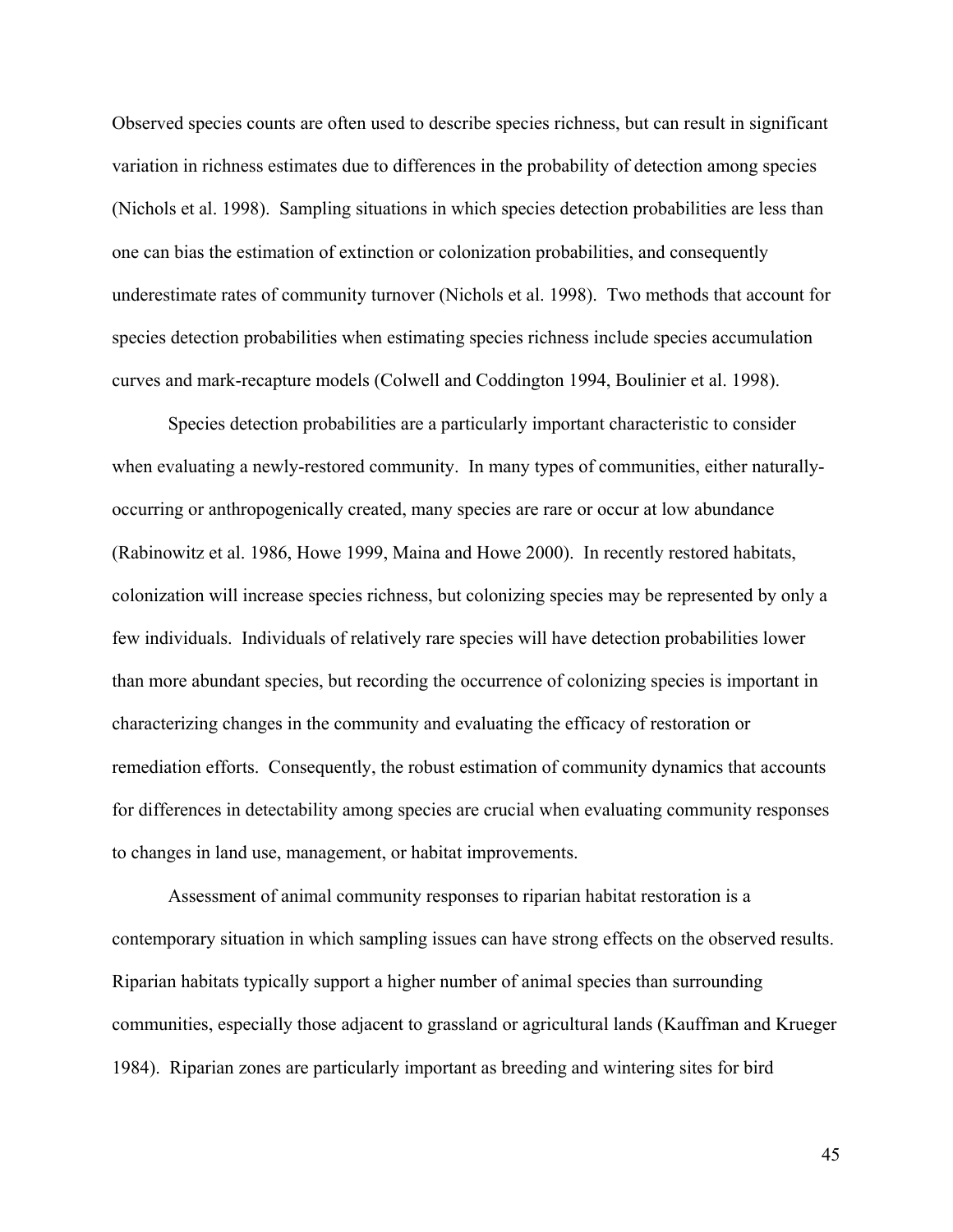Observed species counts are often used to describe species richness, but can result in significant variation in richness estimates due to differences in the probability of detection among species (Nichols et al. 1998). Sampling situations in which species detection probabilities are less than one can bias the estimation of extinction or colonization probabilities, and consequently underestimate rates of community turnover (Nichols et al. 1998). Two methods that account for species detection probabilities when estimating species richness include species accumulation curves and mark-recapture models (Colwell and Coddington 1994, Boulinier et al. 1998).

Species detection probabilities are a particularly important characteristic to consider when evaluating a newly-restored community. In many types of communities, either naturally-occurring or anthropogenically created, many species are rare or occur at low abundance (Rabinowitz et al. 1986, Howe 1999, Maina and Howe 2000). In recently restored habitats, colonization will increase species richness, but colonizing species may be represented by only a few individuals. Individuals of relatively rare species will have detection probabilities lower than more abundant species, but recording the occurrence of colonizing species is important in characterizing changes in the community and evaluating the efficacy of restoration or remediation efforts. Consequently, the robust estimation of community dynamics that accounts for differences in detectability among species are crucial when evaluating community responses to changes in land use, management, or habitat improvements.

Assessment of animal community responses to riparian habitat restoration is a contemporary situation in which sampling issues can have strong effects on the observed results. Riparian habitats typically support a higher number of animal species than surrounding communities, especially those adjacent to grassland or agricultural lands (Kauffman and Krueger 1984). Riparian zones are particularly important as breeding and wintering sites for bird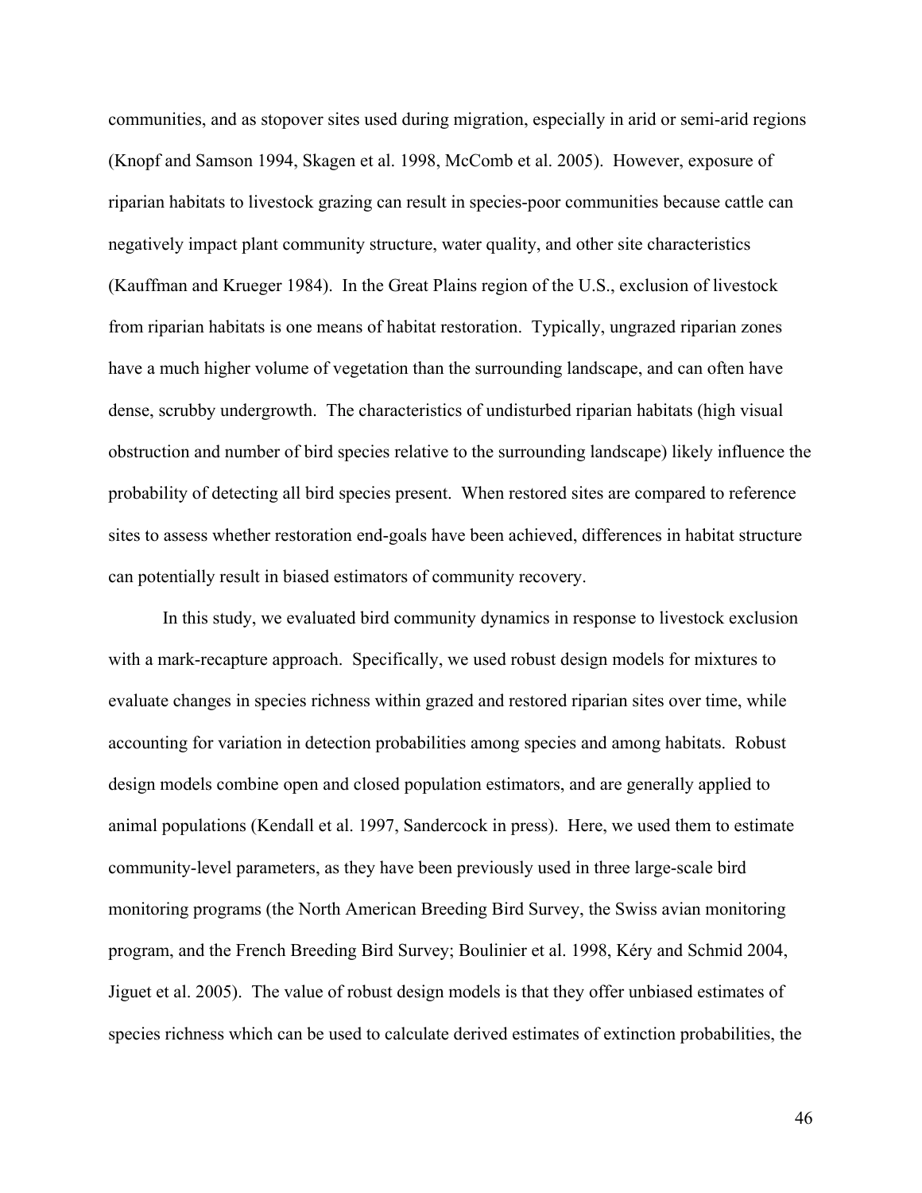communities, and as stopover sites used during migration, especially in arid or semi-arid regions (Knopf and Samson 1994, Skagen et al. 1998, McComb et al. 2005). However, exposure of riparian habitats to livestock grazing can result in species-poor communities because cattle can negatively impact plant community structure, water quality, and other site characteristics (Kauffman and Krueger 1984). In the Great Plains region of the U.S., exclusion of livestock from riparian habitats is one means of habitat restoration. Typically, ungrazed riparian zones have a much higher volume of vegetation than the surrounding landscape, and can often have dense, scrubby undergrowth. The characteristics of undisturbed riparian habitats (high visual obstruction and number of bird species relative to the surrounding landscape) likely influence the probability of detecting all bird species present. When restored sites are compared to reference sites to assess whether restoration end-goals have been achieved, differences in habitat structure can potentially result in biased estimators of community recovery.

In this study, we evaluated bird community dynamics in response to livestock exclusion with a mark-recapture approach. Specifically, we used robust design models for mixtures to evaluate changes in species richness within grazed and restored riparian sites over time, while accounting for variation in detection probabilities among species and among habitats. Robust design models combine open and closed population estimators, and are generally applied to animal populations (Kendall et al. 1997, Sandercock in press). Here, we used them to estimate community-level parameters, as they have been previously used in three large-scale bird monitoring programs (the North American Breeding Bird Survey, the Swiss avian monitoring program, and the French Breeding Bird Survey; Boulinier et al. 1998, Kéry and Schmid 2004, Jiguet et al. 2005). The value of robust design models is that they offer unbiased estimates of species richness which can be used to calculate derived estimates of extinction probabilities, the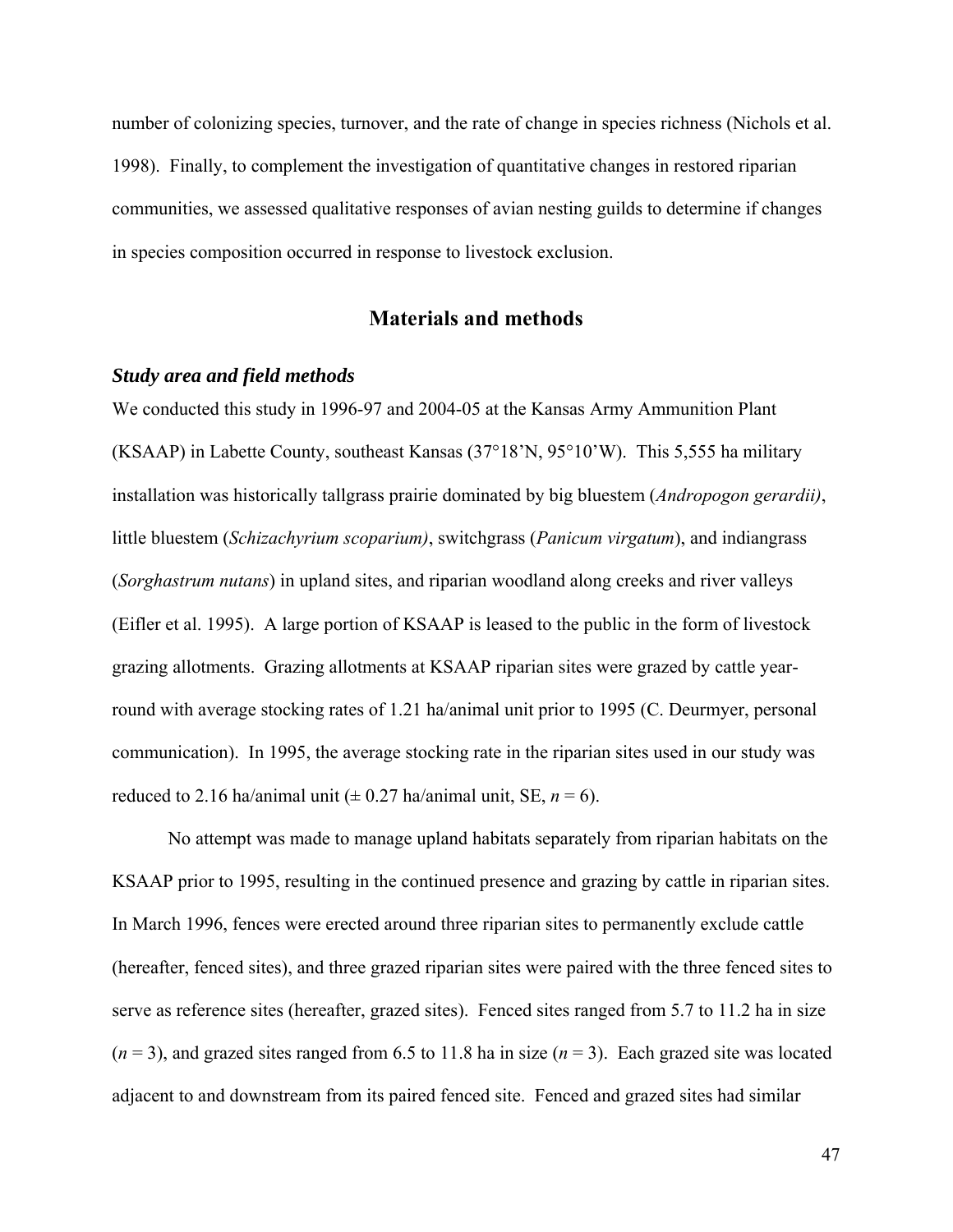number of colonizing species, turnover, and the rate of change in species richness (Nichols et al. 1998). Finally, to complement the investigation of quantitative changes in restored riparian communities, we assessed qualitative responses of avian nesting guilds to determine if changes in species composition occurred in response to livestock exclusion.

## Materials and methods

### *Study area and field methods*

We conducted this study in 1996-97 and 2004-05 at the Kansas Army Ammunition Plant (KSAAP) in Labette County, southeast Kansas (37°18'N, 95°10'W). This 5,555 ha military installation was historically tallgrass prairie dominated by big bluestem (*Andropogon gerardii)*, little bluestem (*Schizachyrium scoparium)*, switchgrass (*Panicum virgatum*), and indiangrass (*Sorghastrum nutans*) in upland sites, and riparian woodland along creeks and river valleys (Eifler et al. 1995). A large portion of KSAAP is leased to the public in the form of livestock grazing allotments. Grazing allotments at KSAAP riparian sites were grazed by cattle year-round with average stocking rates of 1.21 ha/animal unit prior to 1995 (C. Deurmyer, personal communication). In 1995, the average stocking rate in the riparian sites used in our study was reduced to 2.16 ha/animal unit (± 0.27 ha/animal unit, SE, $n = 6$).

No attempt was made to manage upland habitats separately from riparian habitats on the KSAAP prior to 1995, resulting in the continued presence and grazing by cattle in riparian sites. In March 1996, fences were erected around three riparian sites to permanently exclude cattle (hereafter, fenced sites), and three grazed riparian sites were paired with the three fenced sites to serve as reference sites (hereafter, grazed sites). Fenced sites ranged from 5.7 to 11.2 ha in size ($n = 3$), and grazed sites ranged from 6.5 to 11.8 ha in size ($n = 3$). Each grazed site was located adjacent to and downstream from its paired fenced site. Fenced and grazed sites had similar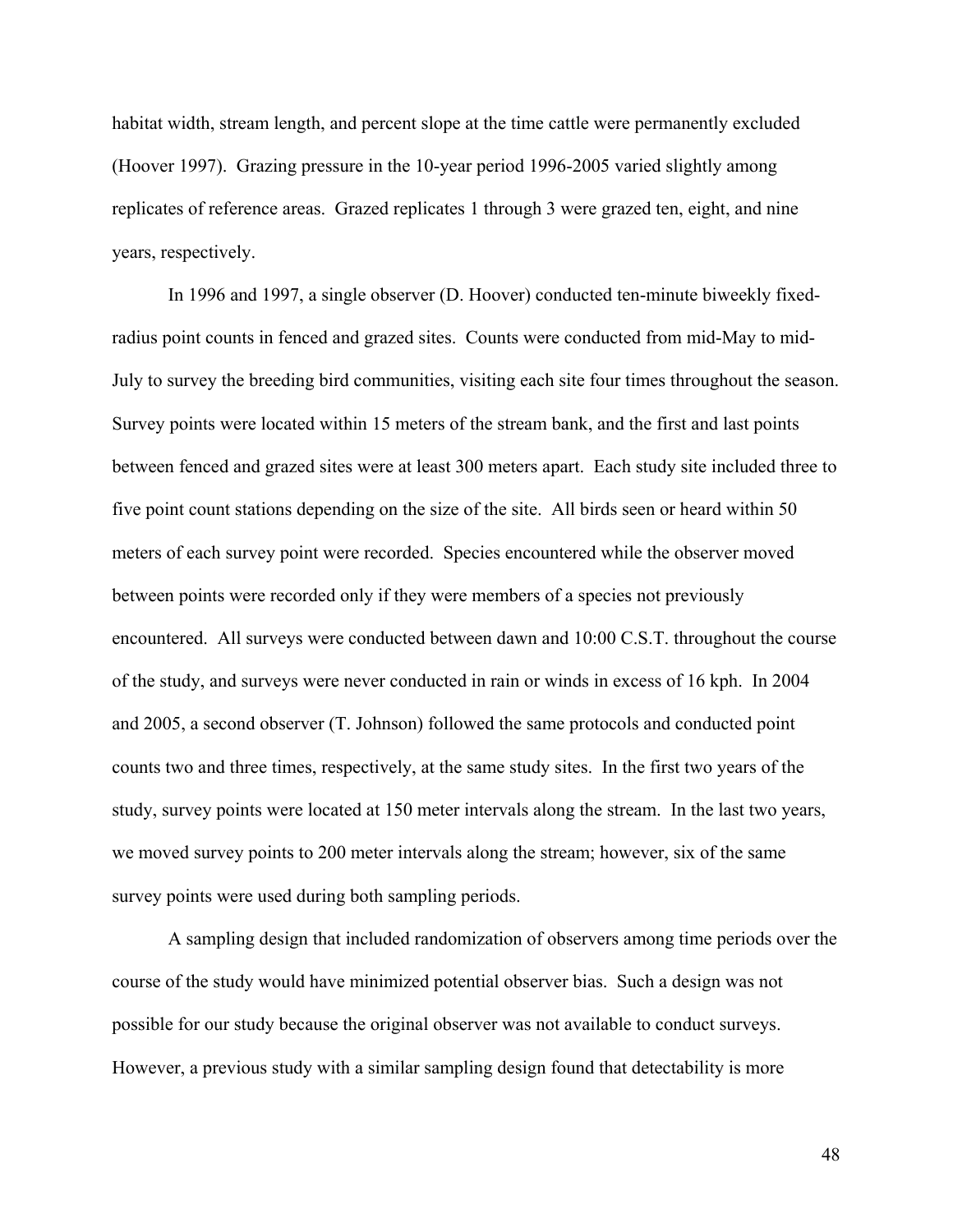habitat width, stream length, and percent slope at the time cattle were permanently excluded (Hoover 1997). Grazing pressure in the 10-year period 1996-2005 varied slightly among replicates of reference areas. Grazed replicates 1 through 3 were grazed ten, eight, and nine years, respectively.

In 1996 and 1997, a single observer (D. Hoover) conducted ten-minute biweekly fixed-radius point counts in fenced and grazed sites. Counts were conducted from mid-May to mid-July to survey the breeding bird communities, visiting each site four times throughout the season. Survey points were located within 15 meters of the stream bank, and the first and last points between fenced and grazed sites were at least 300 meters apart. Each study site included three to five point count stations depending on the size of the site. All birds seen or heard within 50 meters of each survey point were recorded. Species encountered while the observer moved between points were recorded only if they were members of a species not previously encountered. All surveys were conducted between dawn and 10:00 C.S.T. throughout the course of the study, and surveys were never conducted in rain or winds in excess of 16 kph. In 2004 and 2005, a second observer (T. Johnson) followed the same protocols and conducted point counts two and three times, respectively, at the same study sites. In the first two years of the study, survey points were located at 150 meter intervals along the stream. In the last two years, we moved survey points to 200 meter intervals along the stream; however, six of the same survey points were used during both sampling periods.

A sampling design that included randomization of observers among time periods over the course of the study would have minimized potential observer bias. Such a design was not possible for our study because the original observer was not available to conduct surveys. However, a previous study with a similar sampling design found that detectability is more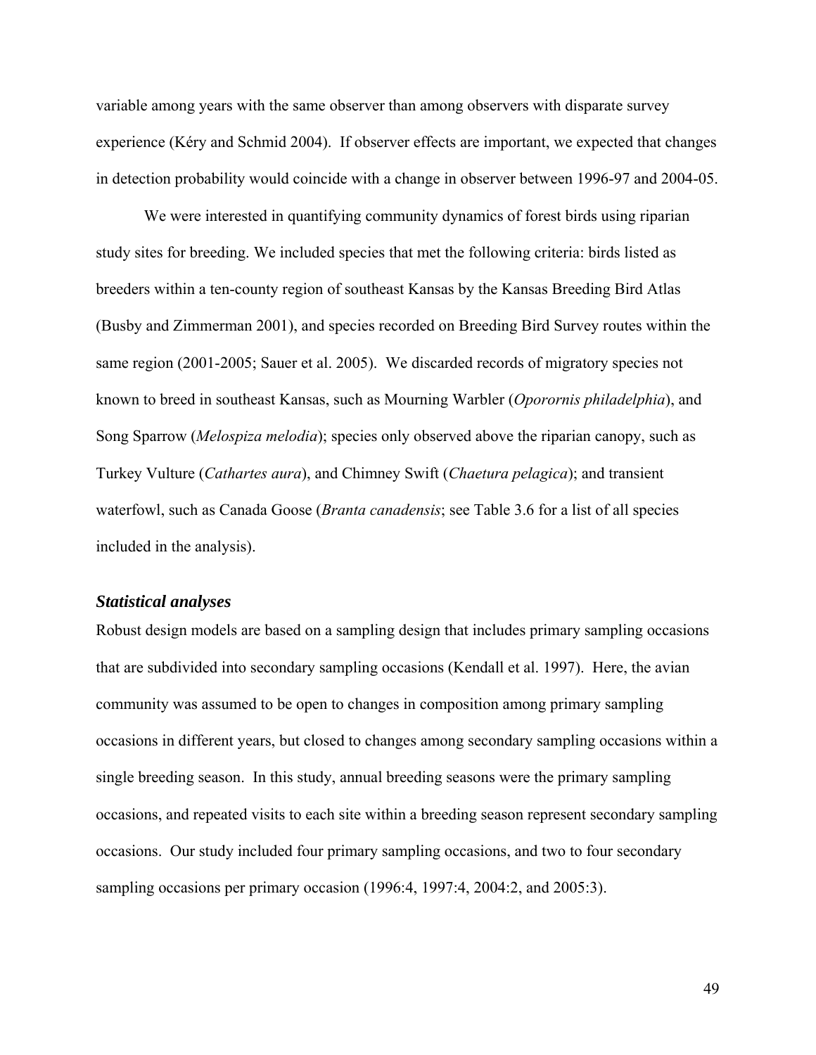variable among years with the same observer than among observers with disparate survey experience (Kéry and Schmid 2004). If observer effects are important, we expected that changes in detection probability would coincide with a change in observer between 1996-97 and 2004-05.

We were interested in quantifying community dynamics of forest birds using riparian study sites for breeding. We included species that met the following criteria: birds listed as breeders within a ten-county region of southeast Kansas by the Kansas Breeding Bird Atlas (Busby and Zimmerman 2001), and species recorded on Breeding Bird Survey routes within the same region (2001-2005; Sauer et al. 2005). We discarded records of migratory species not known to breed in southeast Kansas, such as Mourning Warbler (*Oporornis philadelphia*), and Song Sparrow (*Melospiza melodia*); species only observed above the riparian canopy, such as Turkey Vulture (*Cathartes aura*), and Chimney Swift (*Chaetura pelagica*); and transient waterfowl, such as Canada Goose (*Branta canadensis*; see Table 3.6 for a list of all species included in the analysis).

### *Statistical analyses*

Robust design models are based on a sampling design that includes primary sampling occasions that are subdivided into secondary sampling occasions (Kendall et al. 1997). Here, the avian community was assumed to be open to changes in composition among primary sampling occasions in different years, but closed to changes among secondary sampling occasions within a single breeding season. In this study, annual breeding seasons were the primary sampling occasions, and repeated visits to each site within a breeding season represent secondary sampling occasions. Our study included four primary sampling occasions, and two to four secondary sampling occasions per primary occasion (1996:4, 1997:4, 2004:2, and 2005:3).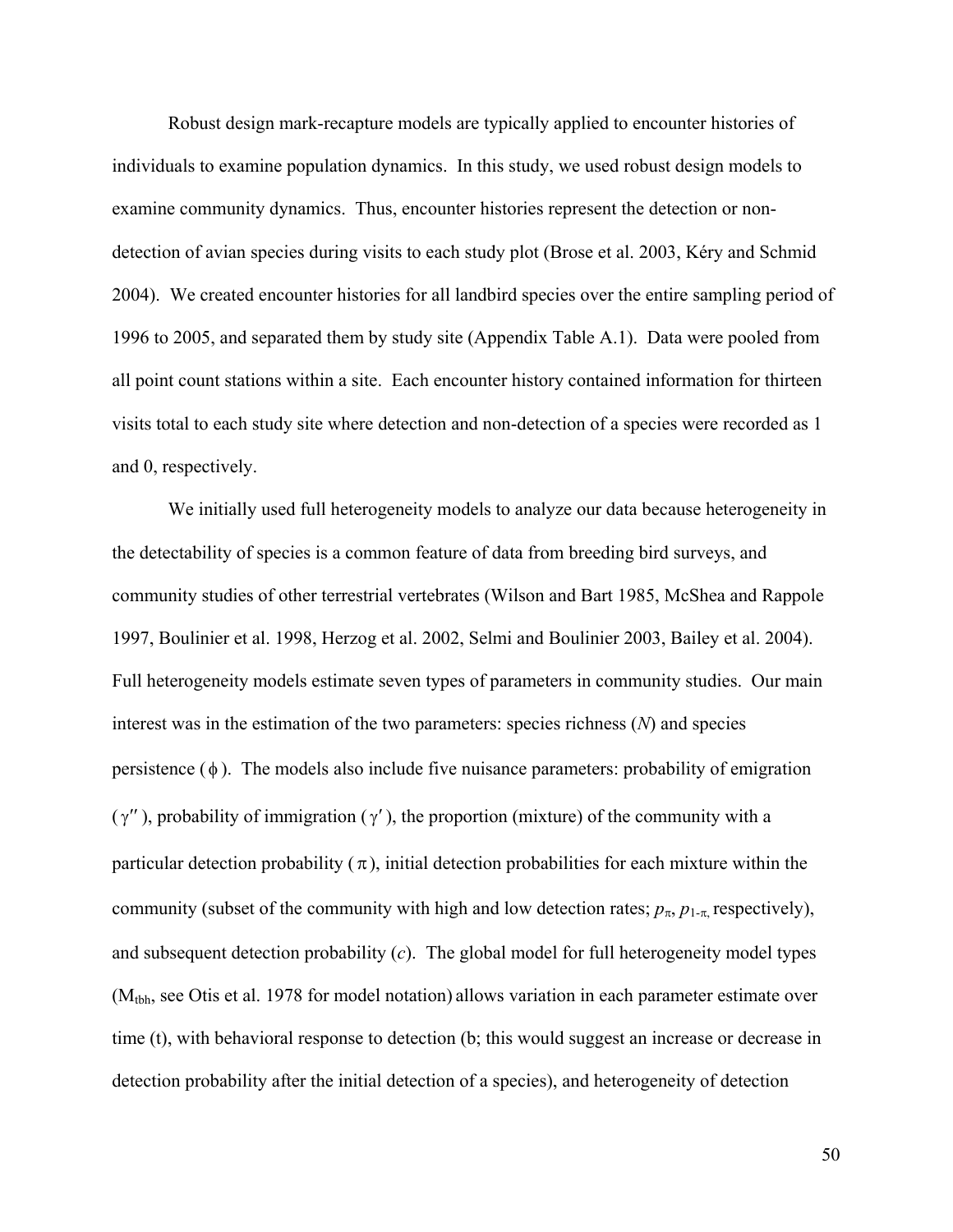Robust design mark-recapture models are typically applied to encounter histories of individuals to examine population dynamics. In this study, we used robust design models to examine community dynamics. Thus, encounter histories represent the detection or non-detection of avian species during visits to each study plot (Brose et al. 2003, Kéry and Schmid 2004). We created encounter histories for all landbird species over the entire sampling period of 1996 to 2005, and separated them by study site (Appendix Table A.1). Data were pooled from all point count stations within a site. Each encounter history contained information for thirteen visits total to each study site where detection and non-detection of a species were recorded as 1 and 0, respectively.

We initially used full heterogeneity models to analyze our data because heterogeneity in the detectability of species is a common feature of data from breeding bird surveys, and community studies of other terrestrial vertebrates (Wilson and Bart 1985, McShea and Rappole 1997, Boulinier et al. 1998, Herzog et al. 2002, Selmi and Boulinier 2003, Bailey et al. 2004). Full heterogeneity models estimate seven types of parameters in community studies. Our main interest was in the estimation of the two parameters: species richness ($N$) and species persistence ($\phi$). The models also include five nuisance parameters: probability of emigration ($\gamma''$), probability of immigration ($\gamma'$), the proportion (mixture) of the community with a particular detection probability ($\pi$), initial detection probabilities for each mixture within the community (subset of the community with high and low detection rates; $p_{\pi}$, $p_{1-\pi}$, respectively), and subsequent detection probability ($c$). The global model for full heterogeneity model types ($M_{tbh}$, see Otis et al. 1978 for model notation) allows variation in each parameter estimate over time (t), with behavioral response to detection (b; this would suggest an increase or decrease in detection probability after the initial detection of a species), and heterogeneity of detection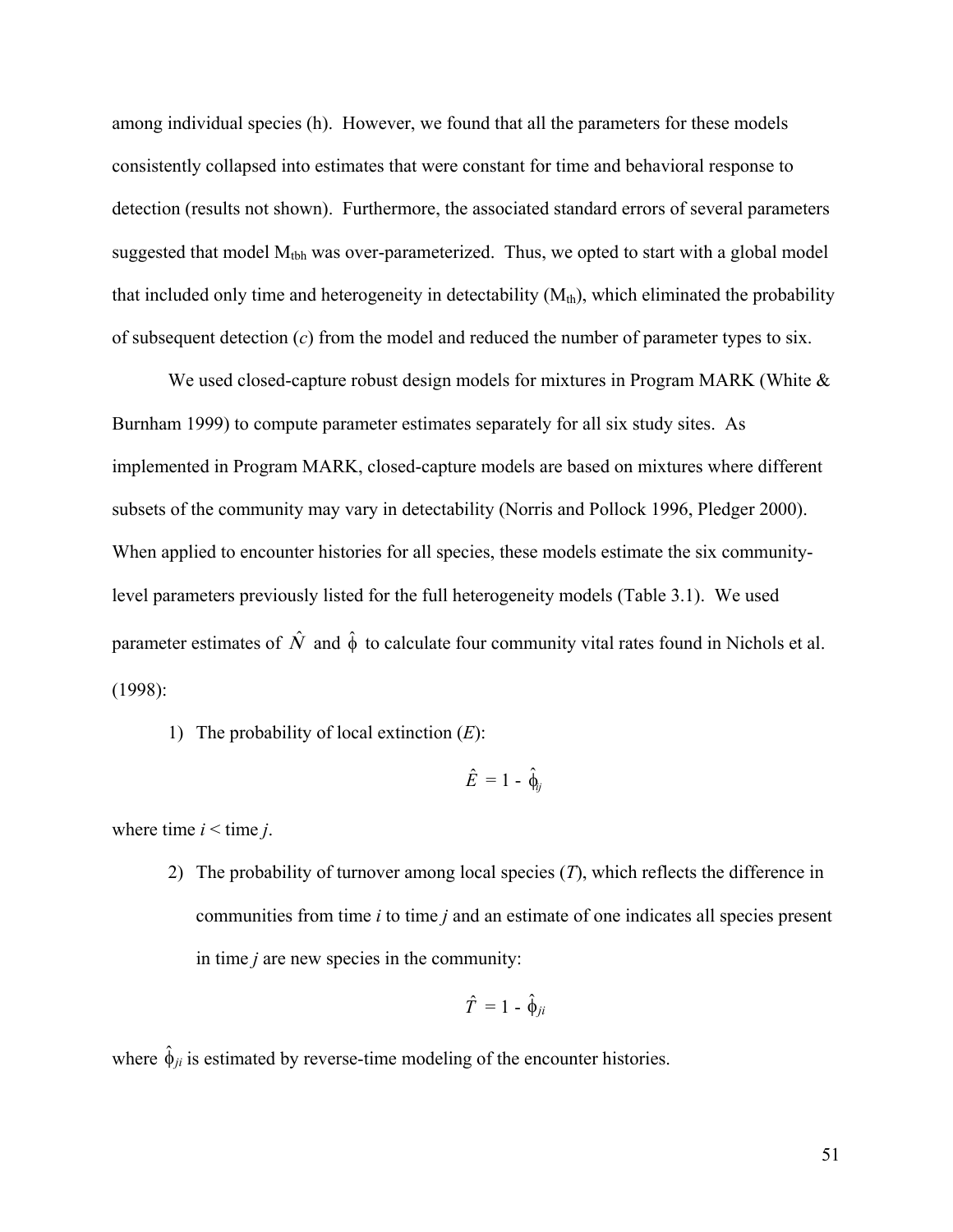among individual species (h). However, we found that all the parameters for these models consistently collapsed into estimates that were constant for time and behavioral response to detection (results not shown). Furthermore, the associated standard errors of several parameters suggested that model $M_{tbh}$ was over-parameterized. Thus, we opted to start with a global model that included only time and heterogeneity in detectability ($M_{th}$), which eliminated the probability of subsequent detection (*c*) from the model and reduced the number of parameter types to six.

We used closed-capture robust design models for mixtures in Program MARK (White & Burnham 1999) to compute parameter estimates separately for all six study sites. As implemented in Program MARK, closed-capture models are based on mixtures where different subsets of the community may vary in detectability (Norris and Pollock 1996, Pledger 2000). When applied to encounter histories for all species, these models estimate the six community-level parameters previously listed for the full heterogeneity models (Table 3.1). We used parameter estimates of $\hat{N}$ and $\hat{\phi}$ to calculate four community vital rates found in Nichols et al. (1998):

1) The probability of local extinction (*E*):

$$\hat{E} = 1 - \hat{\phi}_{ij}$$

where time $i <$ time $j$.

2) The probability of turnover among local species (*T*), which reflects the difference in communities from time *i* to time *j* and an estimate of one indicates all species present in time *j* are new species in the community:

$$\hat{T} = 1 - \hat{\phi}_{ji}$$

where $\hat{\phi}_{ji}$ is estimated by reverse-time modeling of the encounter histories.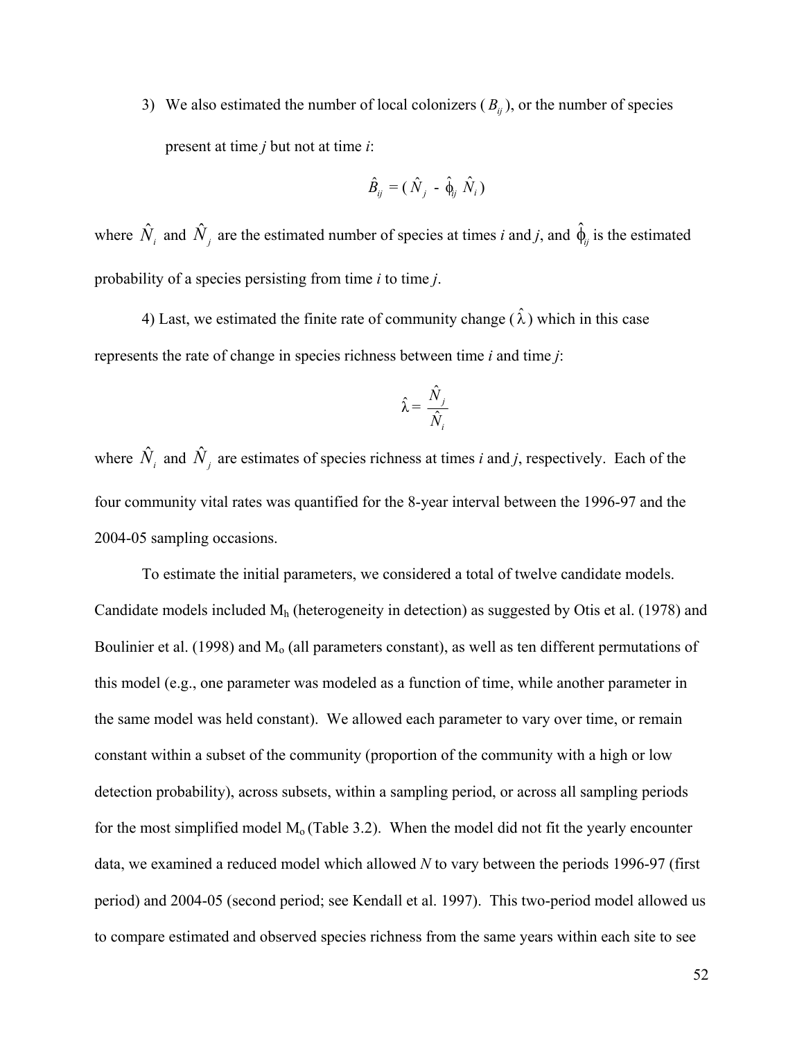3) We also estimated the number of local colonizers ( $B_{ij}$ ), or the number of species present at time *j* but not at time *i*:

$$\hat{B}_{ij} = ( \hat{N}_j \ - \ \hat{\phi}_{ij} \ \hat{N}_i )$$

where $\hat{N}_i$ and $\hat{N}_j$ are the estimated number of species at times *i* and *j*, and $\hat{\phi}_{ij}$ is the estimated probability of a species persisting from time *i* to time *j*.

4) Last, we estimated the finite rate of community change ( $\hat{\lambda}$ ) which in this case represents the rate of change in species richness between time *i* and time *j*:

$$\hat{\lambda} = \frac{\hat{N}_j}{\hat{N}_i}$$

where $\hat{N}_i$ and $\hat{N}_j$ are estimates of species richness at times *i* and *j*, respectively. Each of the four community vital rates was quantified for the 8-year interval between the 1996-97 and the 2004-05 sampling occasions.

To estimate the initial parameters, we considered a total of twelve candidate models. Candidate models included $M_h$ (heterogeneity in detection) as suggested by Otis et al. (1978) and Boulinier et al. (1998) and $M_o$ (all parameters constant), as well as ten different permutations of this model (e.g., one parameter was modeled as a function of time, while another parameter in the same model was held constant). We allowed each parameter to vary over time, or remain constant within a subset of the community (proportion of the community with a high or low detection probability), across subsets, within a sampling period, or across all sampling periods for the most simplified model $M_o$ (Table 3.2). When the model did not fit the yearly encounter data, we examined a reduced model which allowed *N* to vary between the periods 1996-97 (first period) and 2004-05 (second period; see Kendall et al. 1997). This two-period model allowed us to compare estimated and observed species richness from the same years within each site to see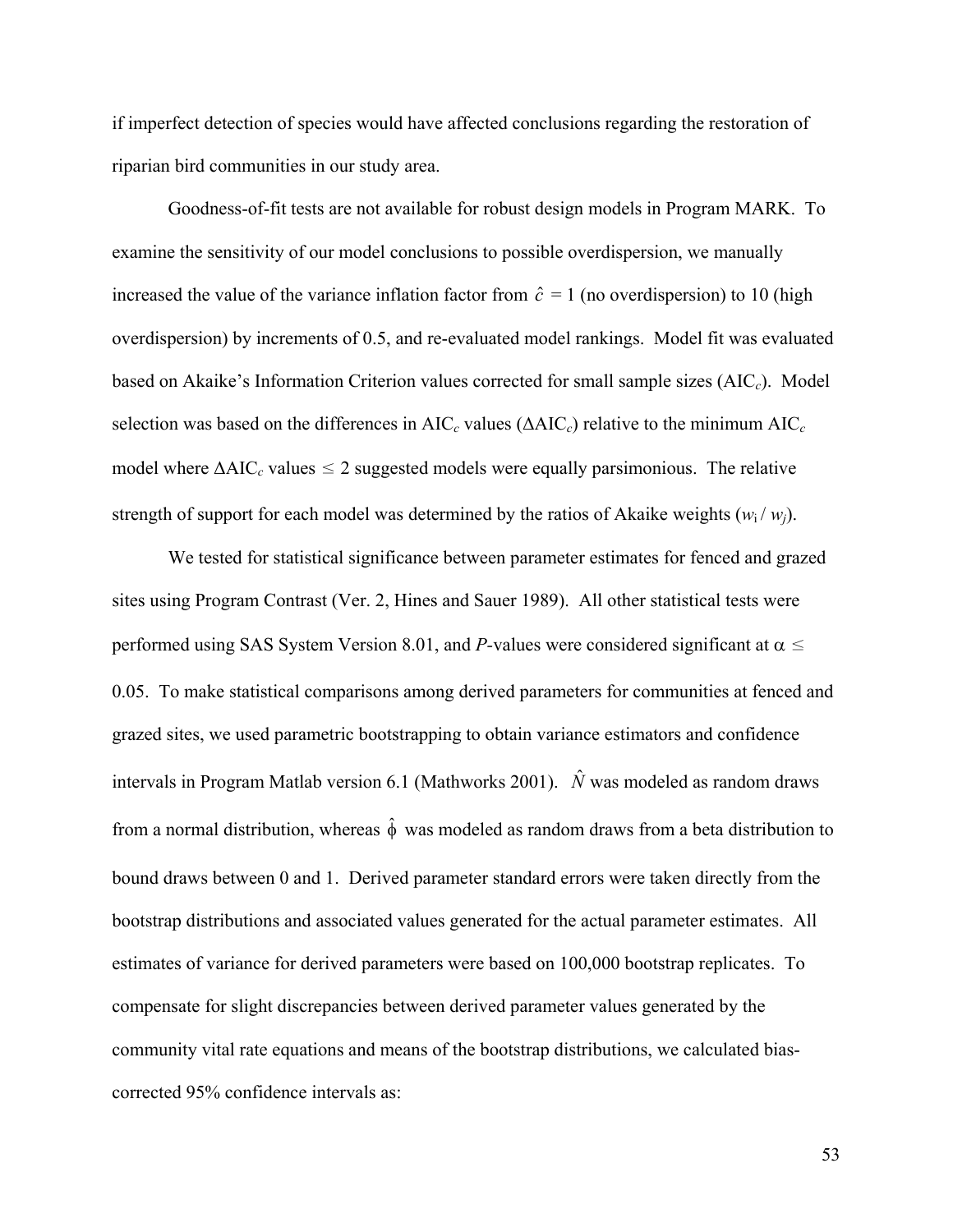if imperfect detection of species would have affected conclusions regarding the restoration of riparian bird communities in our study area.

Goodness-of-fit tests are not available for robust design models in Program MARK. To examine the sensitivity of our model conclusions to possible overdispersion, we manually increased the value of the variance inflation factor from $\hat{c}$ = 1 (no overdispersion) to 10 (high overdispersion) by increments of 0.5, and re-evaluated model rankings. Model fit was evaluated based on Akaike's Information Criterion values corrected for small sample sizes ($AIC_c$). Model selection was based on the differences in $AIC_c$ values ($\Delta AIC_c$) relative to the minimum $AIC_c$ model where $\Delta AIC_c$ values $\leq 2$ suggested models were equally parsimonious. The relative strength of support for each model was determined by the ratios of Akaike weights ($w_i / w_j$).

We tested for statistical significance between parameter estimates for fenced and grazed sites using Program Contrast (Ver. 2, Hines and Sauer 1989). All other statistical tests were performed using SAS System Version 8.01, and *P*-values were considered significant at $\alpha \leq 0.05$. To make statistical comparisons among derived parameters for communities at fenced and grazed sites, we used parametric bootstrapping to obtain variance estimators and confidence intervals in Program Matlab version 6.1 (Mathworks 2001). $\hat{N}$ was modeled as random draws from a normal distribution, whereas $\hat{\phi}$ was modeled as random draws from a beta distribution to bound draws between 0 and 1. Derived parameter standard errors were taken directly from the bootstrap distributions and associated values generated for the actual parameter estimates. All estimates of variance for derived parameters were based on 100,000 bootstrap replicates. To compensate for slight discrepancies between derived parameter values generated by the community vital rate equations and means of the bootstrap distributions, we calculated bias-corrected 95% confidence intervals as: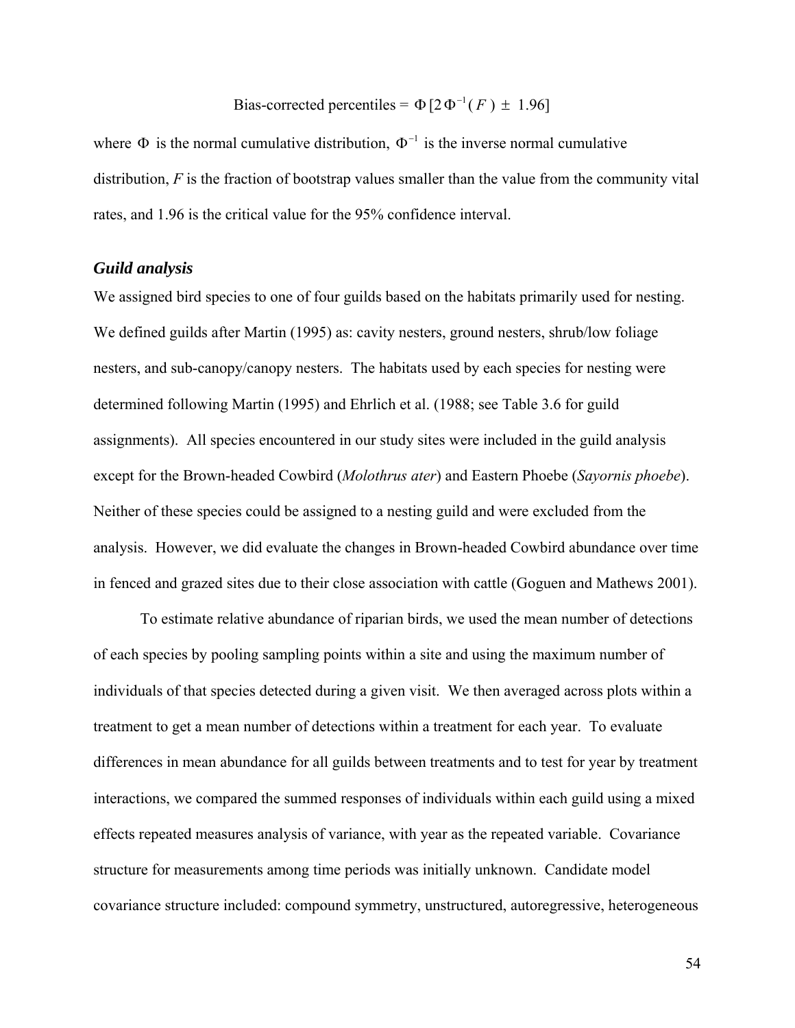$$\text{Bias-corrected percentiles} = \Phi\,[2\,\Phi^{-1}(F) \pm 1.96]$$

where $\Phi$ is the normal cumulative distribution, $\Phi^{-1}$ is the inverse normal cumulative distribution, $F$ is the fraction of bootstrap values smaller than the value from the community vital rates, and 1.96 is the critical value for the 95% confidence interval.

### *Guild analysis*

We assigned bird species to one of four guilds based on the habitats primarily used for nesting. We defined guilds after Martin (1995) as: cavity nesters, ground nesters, shrub/low foliage nesters, and sub-canopy/canopy nesters. The habitats used by each species for nesting were determined following Martin (1995) and Ehrlich et al. (1988; see Table 3.6 for guild assignments). All species encountered in our study sites were included in the guild analysis except for the Brown-headed Cowbird (*Molothrus ater*) and Eastern Phoebe (*Sayornis phoebe*). Neither of these species could be assigned to a nesting guild and were excluded from the analysis. However, we did evaluate the changes in Brown-headed Cowbird abundance over time in fenced and grazed sites due to their close association with cattle (Goguen and Mathews 2001).

To estimate relative abundance of riparian birds, we used the mean number of detections of each species by pooling sampling points within a site and using the maximum number of individuals of that species detected during a given visit. We then averaged across plots within a treatment to get a mean number of detections within a treatment for each year. To evaluate differences in mean abundance for all guilds between treatments and to test for year by treatment interactions, we compared the summed responses of individuals within each guild using a mixed effects repeated measures analysis of variance, with year as the repeated variable. Covariance structure for measurements among time periods was initially unknown. Candidate model covariance structure included: compound symmetry, unstructured, autoregressive, heterogeneous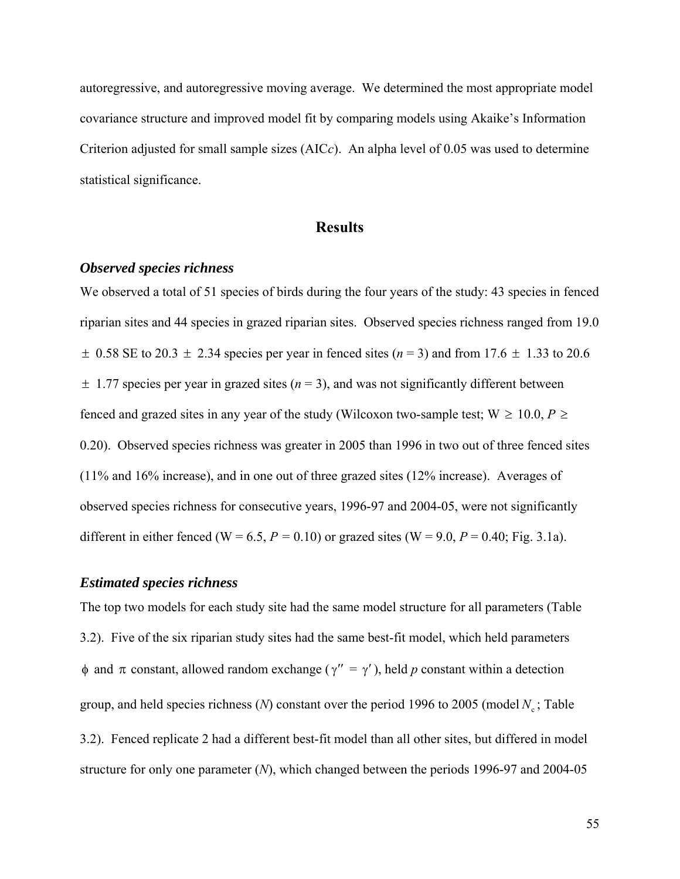autoregressive, and autoregressive moving average. We determined the most appropriate model covariance structure and improved model fit by comparing models using Akaike's Information Criterion adjusted for small sample sizes (AIC*c*). An alpha level of 0.05 was used to determine statistical significance.

## Results

### *Observed species richness*

We observed a total of 51 species of birds during the four years of the study: 43 species in fenced riparian sites and 44 species in grazed riparian sites. Observed species richness ranged from 19.0 $\pm$ 0.58 SE to 20.3 $\pm$ 2.34 species per year in fenced sites ($n = 3$) and from 17.6 $\pm$ 1.33 to 20.6 $\pm$ 1.77 species per year in grazed sites ($n = 3$), and was not significantly different between fenced and grazed sites in any year of the study (Wilcoxon two-sample test; $W \geq 10.0$, $P \geq 0.20$). Observed species richness was greater in 2005 than 1996 in two out of three fenced sites (11% and 16% increase), and in one out of three grazed sites (12% increase). Averages of observed species richness for consecutive years, 1996-97 and 2004-05, were not significantly different in either fenced ($W = 6.5$, $P = 0.10$) or grazed sites ($W = 9.0$, $P = 0.40$; Fig. 3.1a).

### *Estimated species richness*

The top two models for each study site had the same model structure for all parameters (Table 3.2). Five of the six riparian study sites had the same best-fit model, which held parameters $\phi$ and $\pi$ constant, allowed random exchange ($\gamma'' = \gamma'$), held *p* constant within a detection group, and held species richness (*N*) constant over the period 1996 to 2005 (model $N_c$; Table 3.2). Fenced replicate 2 had a different best-fit model than all other sites, but differed in model structure for only one parameter (*N*), which changed between the periods 1996-97 and 2004-05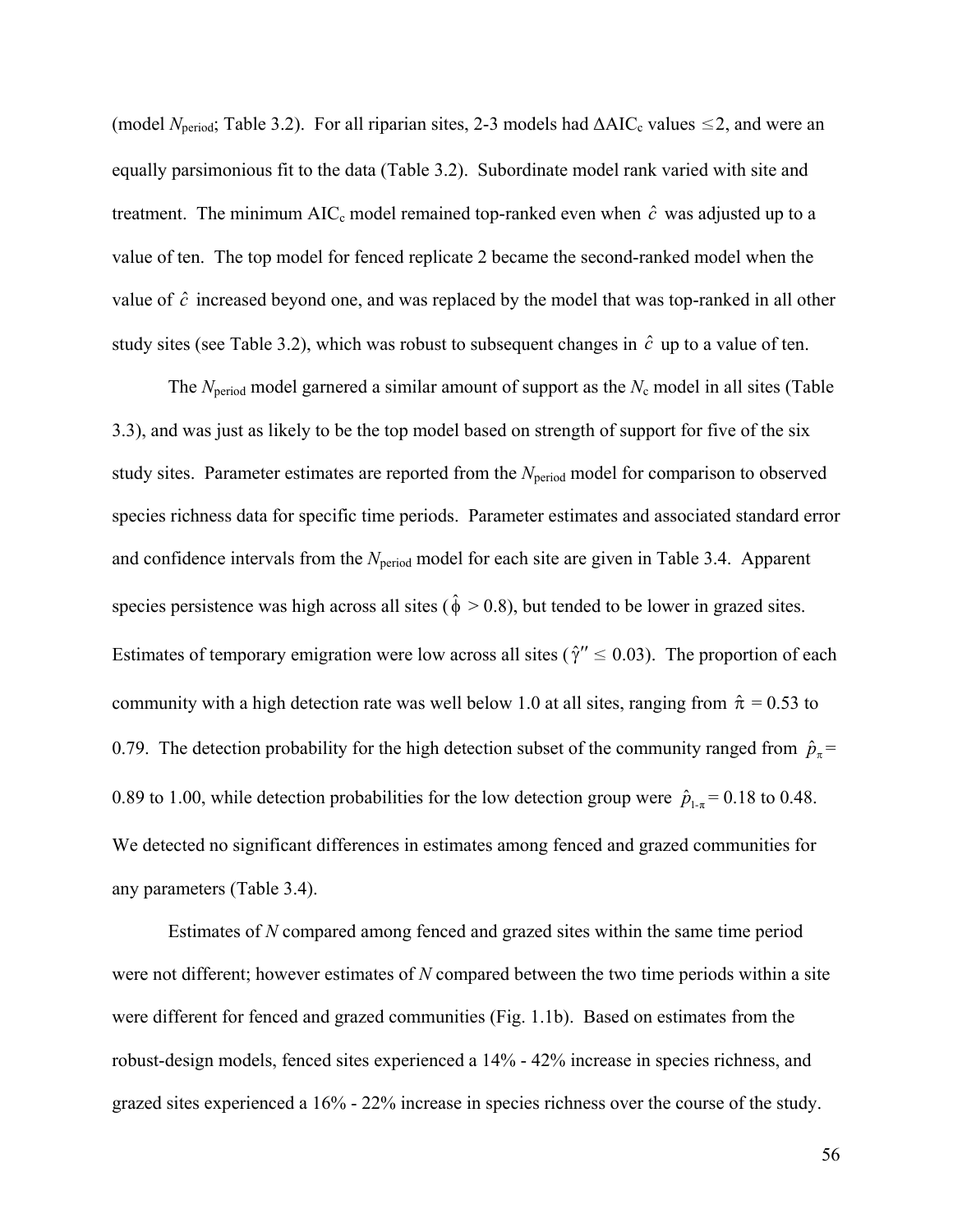(model $N_{period}$; Table 3.2). For all riparian sites, 2-3 models had $\Delta AIC_c$ values $\leq 2$, and were an equally parsimonious fit to the data (Table 3.2). Subordinate model rank varied with site and treatment. The minimum $AIC_c$ model remained top-ranked even when $\hat{c}$ was adjusted up to a value of ten. The top model for fenced replicate 2 became the second-ranked model when the value of $\hat{c}$ increased beyond one, and was replaced by the model that was top-ranked in all other study sites (see Table 3.2), which was robust to subsequent changes in $\hat{c}$ up to a value of ten.

The $N_{period}$ model garnered a similar amount of support as the $N_c$ model in all sites (Table 3.3), and was just as likely to be the top model based on strength of support for five of the six study sites. Parameter estimates are reported from the $N_{period}$ model for comparison to observed species richness data for specific time periods. Parameter estimates and associated standard error and confidence intervals from the $N_{period}$ model for each site are given in Table 3.4. Apparent species persistence was high across all sites ($\hat{\phi} > 0.8$), but tended to be lower in grazed sites. Estimates of temporary emigration were low across all sites ($\hat{\gamma}'' \leq 0.03$). The proportion of each community with a high detection rate was well below 1.0 at all sites, ranging from $\hat{\pi}$ = 0.53 to 0.79. The detection probability for the high detection subset of the community ranged from $\hat{p}_{\pi}$ = 0.89 to 1.00, while detection probabilities for the low detection group were $\hat{p}_{1-\pi}$ = 0.18 to 0.48. We detected no significant differences in estimates among fenced and grazed communities for any parameters (Table 3.4).

Estimates of $N$ compared among fenced and grazed sites within the same time period were not different; however estimates of $N$ compared between the two time periods within a site were different for fenced and grazed communities (Fig. 1.1b). Based on estimates from the robust-design models, fenced sites experienced a 14% - 42% increase in species richness, and grazed sites experienced a 16% - 22% increase in species richness over the course of the study.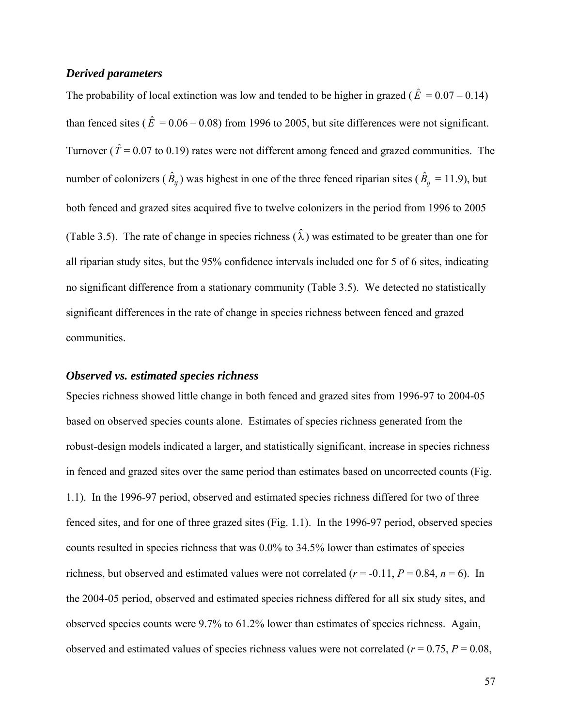### *Derived parameters*

The probability of local extinction was low and tended to be higher in grazed ($\hat{E}$ = 0.07 – 0.14) than fenced sites ($\hat{E}$ = 0.06 – 0.08) from 1996 to 2005, but site differences were not significant. Turnover ($\hat{T}$ = 0.07 to 0.19) rates were not different among fenced and grazed communities. The number of colonizers ($\hat{B}_{ij}$) was highest in one of the three fenced riparian sites ($\hat{B}_{ij}$ = 11.9), but both fenced and grazed sites acquired five to twelve colonizers in the period from 1996 to 2005 (Table 3.5). The rate of change in species richness ($\hat{\lambda}$) was estimated to be greater than one for all riparian study sites, but the 95% confidence intervals included one for 5 of 6 sites, indicating no significant difference from a stationary community (Table 3.5). We detected no statistically significant differences in the rate of change in species richness between fenced and grazed communities.

### *Observed vs. estimated species richness*

Species richness showed little change in both fenced and grazed sites from 1996-97 to 2004-05 based on observed species counts alone. Estimates of species richness generated from the robust-design models indicated a larger, and statistically significant, increase in species richness in fenced and grazed sites over the same period than estimates based on uncorrected counts (Fig. 1.1). In the 1996-97 period, observed and estimated species richness differed for two of three fenced sites, and for one of three grazed sites (Fig. 1.1). In the 1996-97 period, observed species counts resulted in species richness that was 0.0% to 34.5% lower than estimates of species richness, but observed and estimated values were not correlated ($r$ = -0.11, $P$ = 0.84, $n$ = 6). In the 2004-05 period, observed and estimated species richness differed for all six study sites, and observed species counts were 9.7% to 61.2% lower than estimates of species richness. Again, observed and estimated values of species richness values were not correlated ($r$ = 0.75, $P$ = 0.08,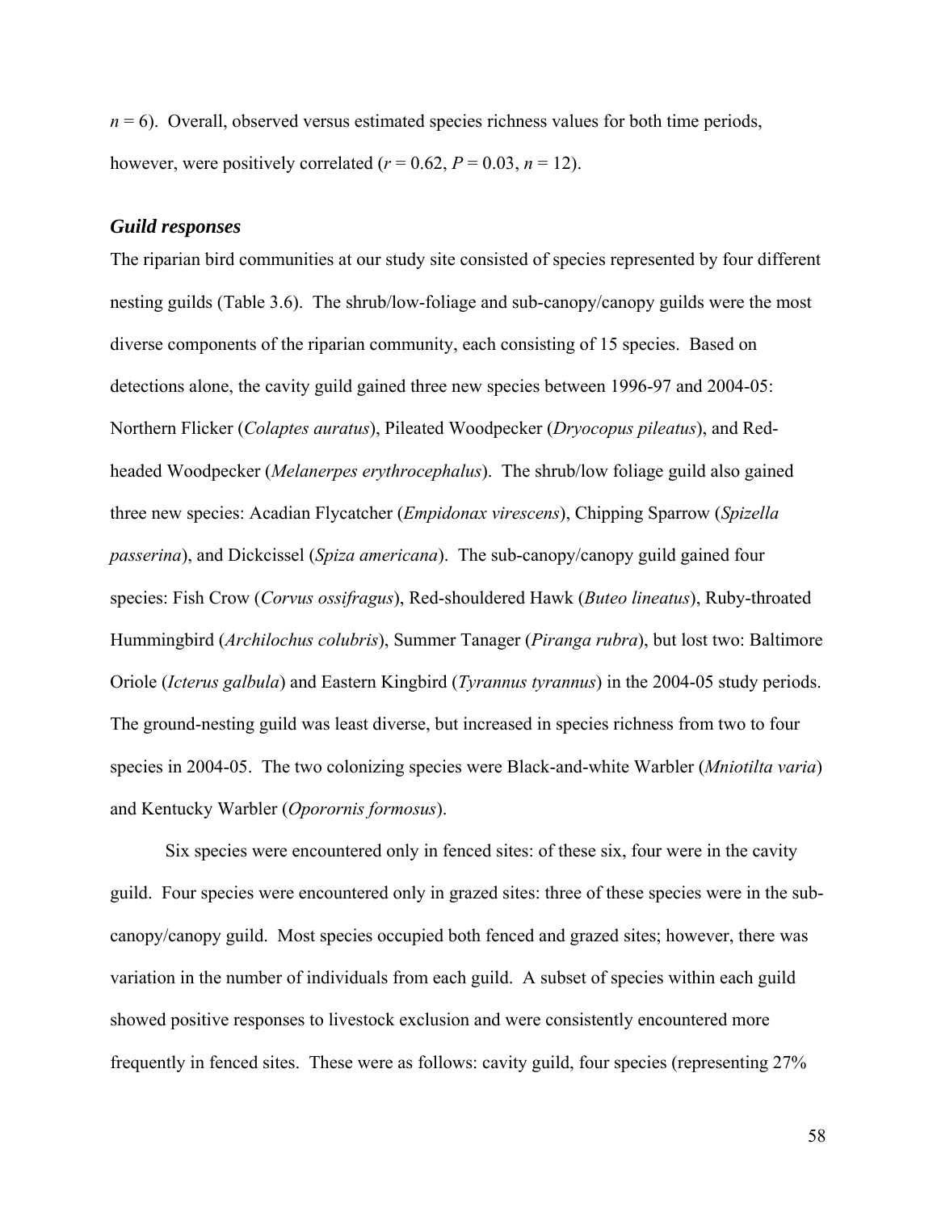$n = 6$). Overall, observed versus estimated species richness values for both time periods, however, were positively correlated ($r = 0.62$, $P = 0.03$, $n = 12$).

### *Guild responses*

The riparian bird communities at our study site consisted of species represented by four different nesting guilds (Table 3.6). The shrub/low-foliage and sub-canopy/canopy guilds were the most diverse components of the riparian community, each consisting of 15 species. Based on detections alone, the cavity guild gained three new species between 1996-97 and 2004-05: Northern Flicker (*Colaptes auratus*), Pileated Woodpecker (*Dryocopus pileatus*), and Red-headed Woodpecker (*Melanerpes erythrocephalus*). The shrub/low foliage guild also gained three new species: Acadian Flycatcher (*Empidonax virescens*), Chipping Sparrow (*Spizella passerina*), and Dickcissel (*Spiza americana*). The sub-canopy/canopy guild gained four species: Fish Crow (*Corvus ossifragus*), Red-shouldered Hawk (*Buteo lineatus*), Ruby-throated Hummingbird (*Archilochus colubris*), Summer Tanager (*Piranga rubra*), but lost two: Baltimore Oriole (*Icterus galbula*) and Eastern Kingbird (*Tyrannus tyrannus*) in the 2004-05 study periods. The ground-nesting guild was least diverse, but increased in species richness from two to four species in 2004-05. The two colonizing species were Black-and-white Warbler (*Mniotilta varia*) and Kentucky Warbler (*Oporornis formosus*).

Six species were encountered only in fenced sites: of these six, four were in the cavity guild. Four species were encountered only in grazed sites: three of these species were in the sub-canopy/canopy guild. Most species occupied both fenced and grazed sites; however, there was variation in the number of individuals from each guild. A subset of species within each guild showed positive responses to livestock exclusion and were consistently encountered more frequently in fenced sites. These were as follows: cavity guild, four species (representing 27%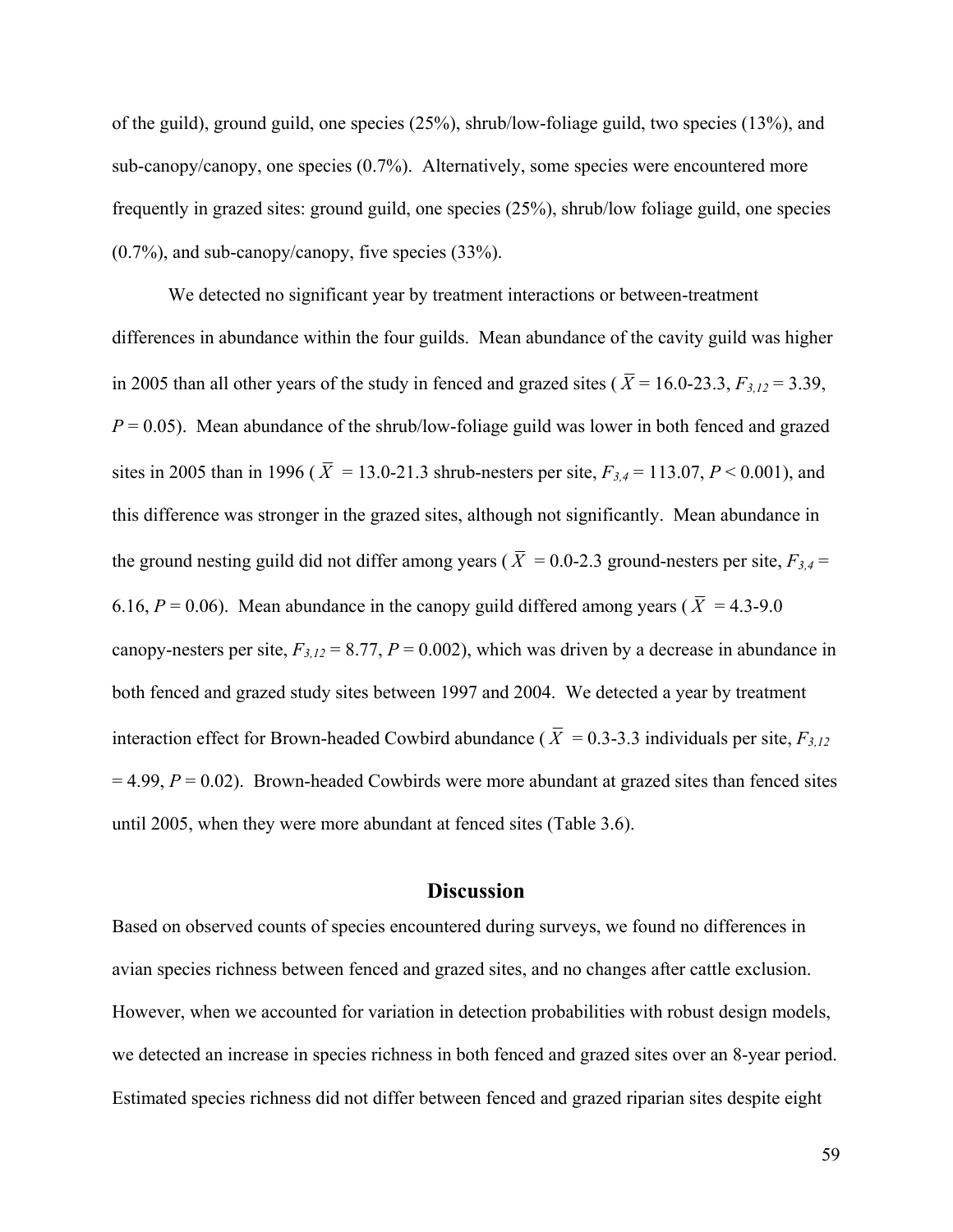of the guild), ground guild, one species (25%), shrub/low-foliage guild, two species (13%), and sub-canopy/canopy, one species (0.7%). Alternatively, some species were encountered more frequently in grazed sites: ground guild, one species (25%), shrub/low foliage guild, one species (0.7%), and sub-canopy/canopy, five species (33%).

We detected no significant year by treatment interactions or between-treatment differences in abundance within the four guilds. Mean abundance of the cavity guild was higher in 2005 than all other years of the study in fenced and grazed sites ($\overline{X}$ = 16.0-23.3, $F_{3,12}$ = 3.39, $P$ = 0.05). Mean abundance of the shrub/low-foliage guild was lower in both fenced and grazed sites in 2005 than in 1996 ($\overline{X}$ = 13.0-21.3 shrub-nesters per site, $F_{3,4}$ = 113.07, $P$ < 0.001), and this difference was stronger in the grazed sites, although not significantly. Mean abundance in the ground nesting guild did not differ among years ($\overline{X}$ = 0.0-2.3 ground-nesters per site, $F_{3,4}$ = 6.16, $P$ = 0.06). Mean abundance in the canopy guild differed among years ($\overline{X}$ = 4.3-9.0 canopy-nesters per site, $F_{3,12}$ = 8.77, $P$ = 0.002), which was driven by a decrease in abundance in both fenced and grazed study sites between 1997 and 2004. We detected a year by treatment interaction effect for Brown-headed Cowbird abundance ($\overline{X}$ = 0.3-3.3 individuals per site, $F_{3,12}$ = 4.99, $P$ = 0.02). Brown-headed Cowbirds were more abundant at grazed sites than fenced sites until 2005, when they were more abundant at fenced sites (Table 3.6).

## Discussion

Based on observed counts of species encountered during surveys, we found no differences in avian species richness between fenced and grazed sites, and no changes after cattle exclusion. However, when we accounted for variation in detection probabilities with robust design models, we detected an increase in species richness in both fenced and grazed sites over an 8-year period. Estimated species richness did not differ between fenced and grazed riparian sites despite eight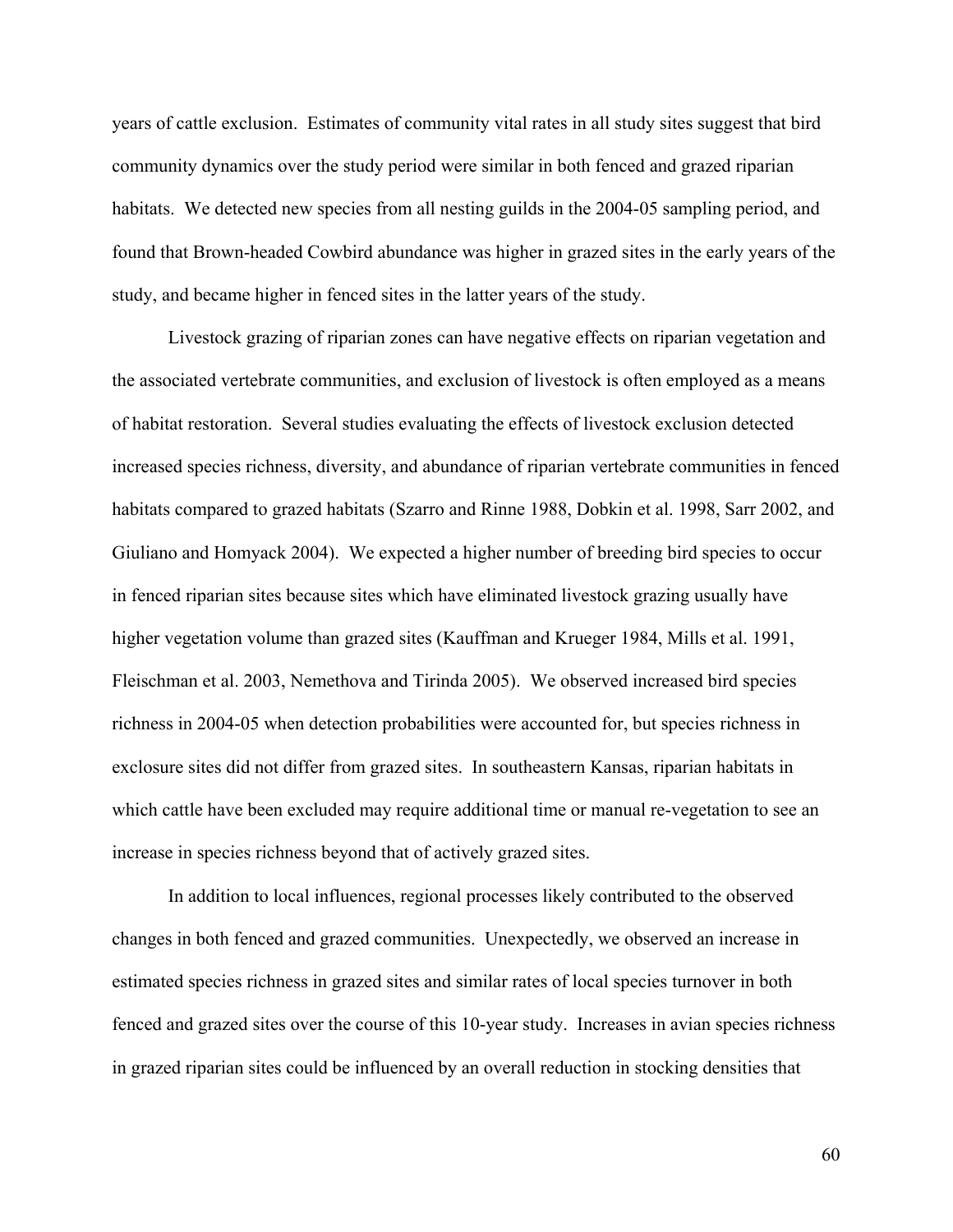years of cattle exclusion. Estimates of community vital rates in all study sites suggest that bird community dynamics over the study period were similar in both fenced and grazed riparian habitats. We detected new species from all nesting guilds in the 2004-05 sampling period, and found that Brown-headed Cowbird abundance was higher in grazed sites in the early years of the study, and became higher in fenced sites in the latter years of the study.

Livestock grazing of riparian zones can have negative effects on riparian vegetation and the associated vertebrate communities, and exclusion of livestock is often employed as a means of habitat restoration. Several studies evaluating the effects of livestock exclusion detected increased species richness, diversity, and abundance of riparian vertebrate communities in fenced habitats compared to grazed habitats (Szarro and Rinne 1988, Dobkin et al. 1998, Sarr 2002, and Giuliano and Homyack 2004). We expected a higher number of breeding bird species to occur in fenced riparian sites because sites which have eliminated livestock grazing usually have higher vegetation volume than grazed sites (Kauffman and Krueger 1984, Mills et al. 1991, Fleischman et al. 2003, Nemethova and Tirinda 2005). We observed increased bird species richness in 2004-05 when detection probabilities were accounted for, but species richness in exclosure sites did not differ from grazed sites. In southeastern Kansas, riparian habitats in which cattle have been excluded may require additional time or manual re-vegetation to see an increase in species richness beyond that of actively grazed sites.

In addition to local influences, regional processes likely contributed to the observed changes in both fenced and grazed communities. Unexpectedly, we observed an increase in estimated species richness in grazed sites and similar rates of local species turnover in both fenced and grazed sites over the course of this 10-year study. Increases in avian species richness in grazed riparian sites could be influenced by an overall reduction in stocking densities that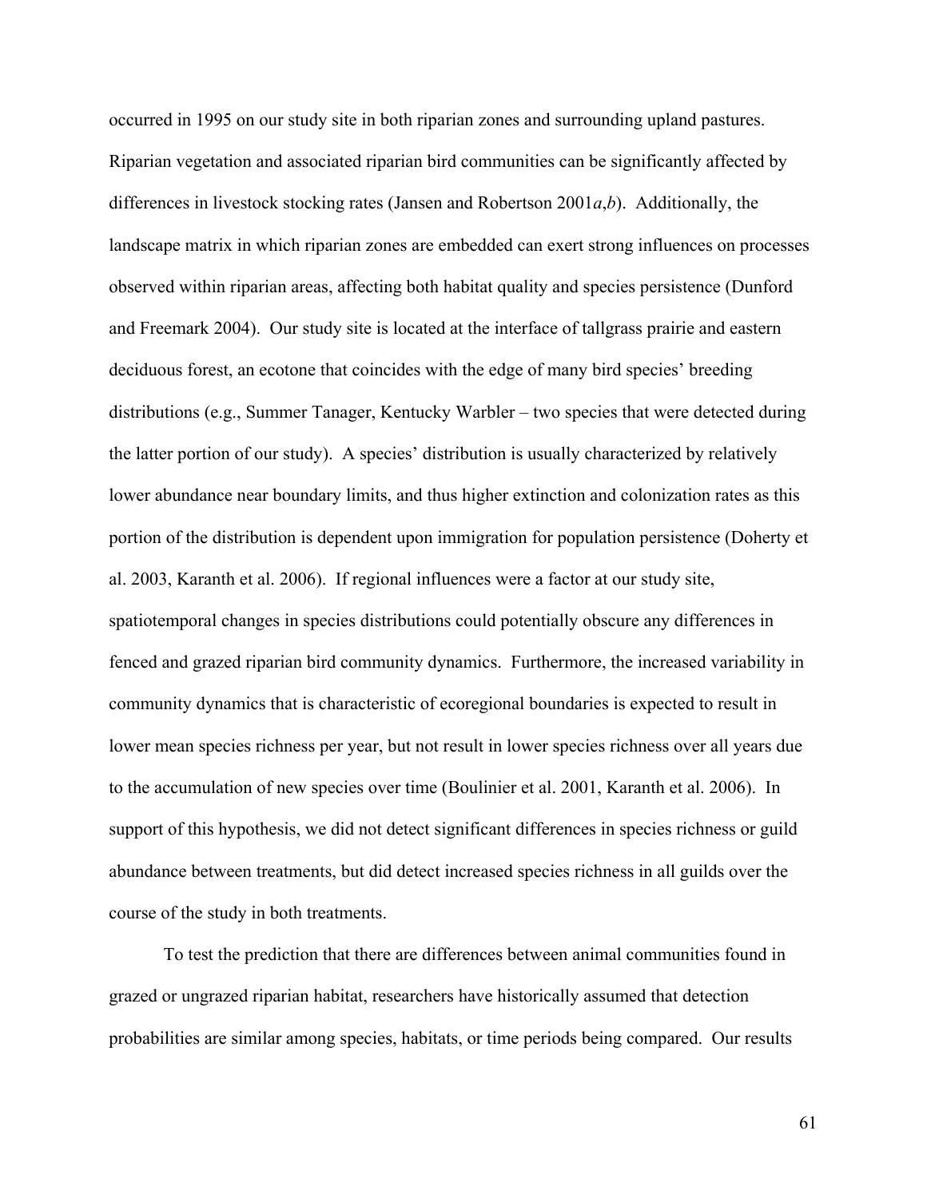occurred in 1995 on our study site in both riparian zones and surrounding upland pastures. Riparian vegetation and associated riparian bird communities can be significantly affected by differences in livestock stocking rates (Jansen and Robertson 2001*a*,*b*). Additionally, the landscape matrix in which riparian zones are embedded can exert strong influences on processes observed within riparian areas, affecting both habitat quality and species persistence (Dunford and Freemark 2004). Our study site is located at the interface of tallgrass prairie and eastern deciduous forest, an ecotone that coincides with the edge of many bird species' breeding distributions (e.g., Summer Tanager, Kentucky Warbler – two species that were detected during the latter portion of our study). A species' distribution is usually characterized by relatively lower abundance near boundary limits, and thus higher extinction and colonization rates as this portion of the distribution is dependent upon immigration for population persistence (Doherty et al. 2003, Karanth et al. 2006). If regional influences were a factor at our study site, spatiotemporal changes in species distributions could potentially obscure any differences in fenced and grazed riparian bird community dynamics. Furthermore, the increased variability in community dynamics that is characteristic of ecoregional boundaries is expected to result in lower mean species richness per year, but not result in lower species richness over all years due to the accumulation of new species over time (Boulinier et al. 2001, Karanth et al. 2006). In support of this hypothesis, we did not detect significant differences in species richness or guild abundance between treatments, but did detect increased species richness in all guilds over the course of the study in both treatments.

To test the prediction that there are differences between animal communities found in grazed or ungrazed riparian habitat, researchers have historically assumed that detection probabilities are similar among species, habitats, or time periods being compared. Our results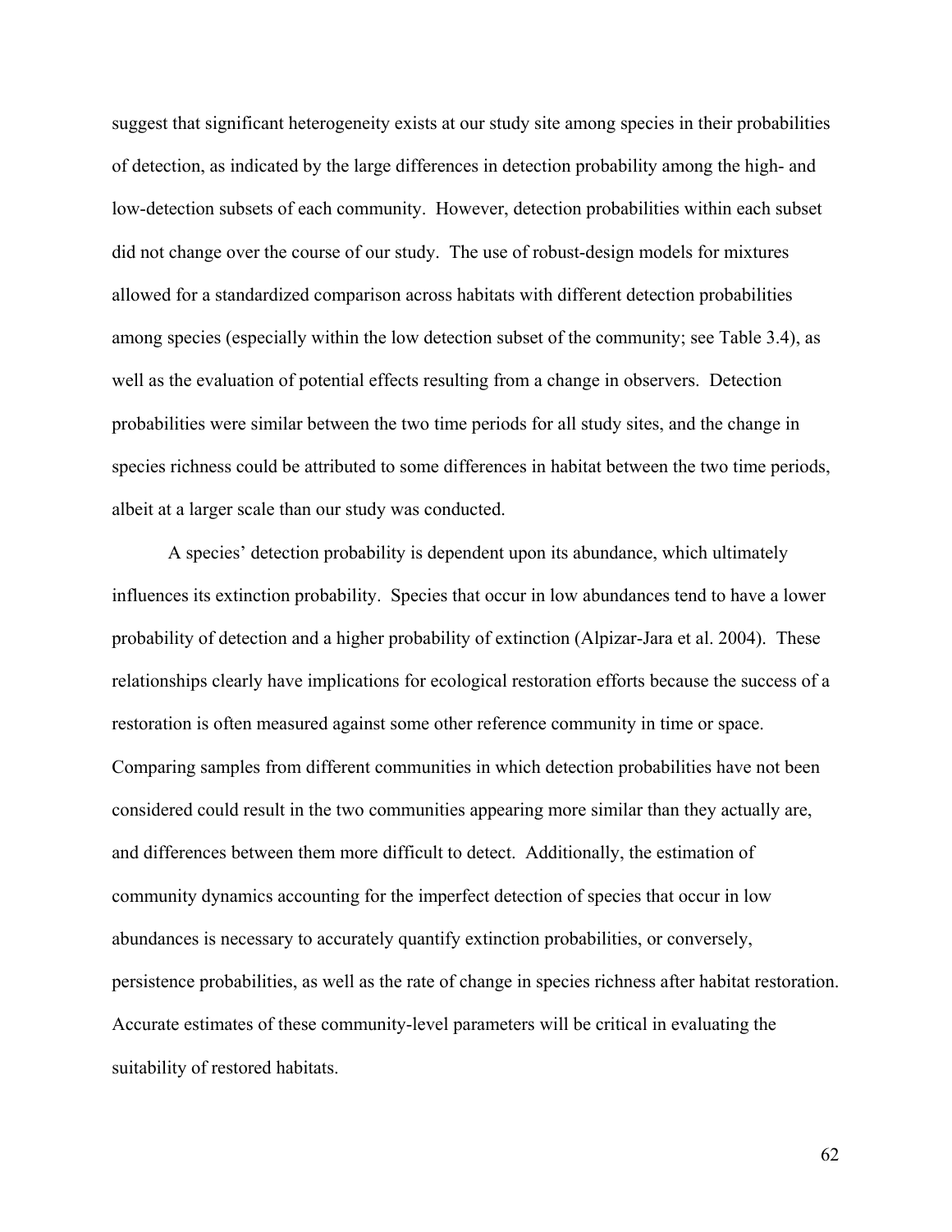suggest that significant heterogeneity exists at our study site among species in their probabilities of detection, as indicated by the large differences in detection probability among the high- and low-detection subsets of each community. However, detection probabilities within each subset did not change over the course of our study. The use of robust-design models for mixtures allowed for a standardized comparison across habitats with different detection probabilities among species (especially within the low detection subset of the community; see Table 3.4), as well as the evaluation of potential effects resulting from a change in observers. Detection probabilities were similar between the two time periods for all study sites, and the change in species richness could be attributed to some differences in habitat between the two time periods, albeit at a larger scale than our study was conducted.

A species' detection probability is dependent upon its abundance, which ultimately influences its extinction probability. Species that occur in low abundances tend to have a lower probability of detection and a higher probability of extinction (Alpizar-Jara et al. 2004). These relationships clearly have implications for ecological restoration efforts because the success of a restoration is often measured against some other reference community in time or space. Comparing samples from different communities in which detection probabilities have not been considered could result in the two communities appearing more similar than they actually are, and differences between them more difficult to detect. Additionally, the estimation of community dynamics accounting for the imperfect detection of species that occur in low abundances is necessary to accurately quantify extinction probabilities, or conversely, persistence probabilities, as well as the rate of change in species richness after habitat restoration. Accurate estimates of these community-level parameters will be critical in evaluating the suitability of restored habitats.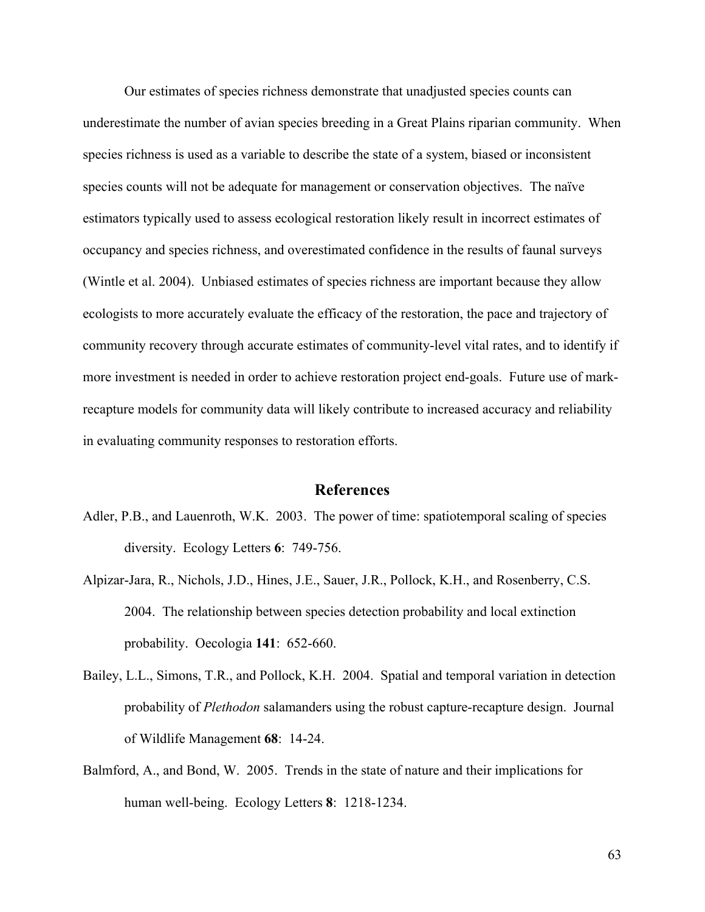Our estimates of species richness demonstrate that unadjusted species counts can underestimate the number of avian species breeding in a Great Plains riparian community. When species richness is used as a variable to describe the state of a system, biased or inconsistent species counts will not be adequate for management or conservation objectives. The naïve estimators typically used to assess ecological restoration likely result in incorrect estimates of occupancy and species richness, and overestimated confidence in the results of faunal surveys (Wintle et al. 2004). Unbiased estimates of species richness are important because they allow ecologists to more accurately evaluate the efficacy of the restoration, the pace and trajectory of community recovery through accurate estimates of community-level vital rates, and to identify if more investment is needed in order to achieve restoration project end-goals. Future use of mark-recapture models for community data will likely contribute to increased accuracy and reliability in evaluating community responses to restoration efforts.

## References

Adler, P.B., and Lauenroth, W.K. 2003. The power of time: spatiotemporal scaling of species diversity. Ecology Letters **6**: 749-756.

Alpizar-Jara, R., Nichols, J.D., Hines, J.E., Sauer, J.R., Pollock, K.H., and Rosenberry, C.S. 2004. The relationship between species detection probability and local extinction probability. Oecologia **141**: 652-660.

Bailey, L.L., Simons, T.R., and Pollock, K.H. 2004. Spatial and temporal variation in detection probability of *Plethodon* salamanders using the robust capture-recapture design. Journal of Wildlife Management **68**: 14-24.

Balmford, A., and Bond, W. 2005. Trends in the state of nature and their implications for human well-being. Ecology Letters **8**: 1218-1234.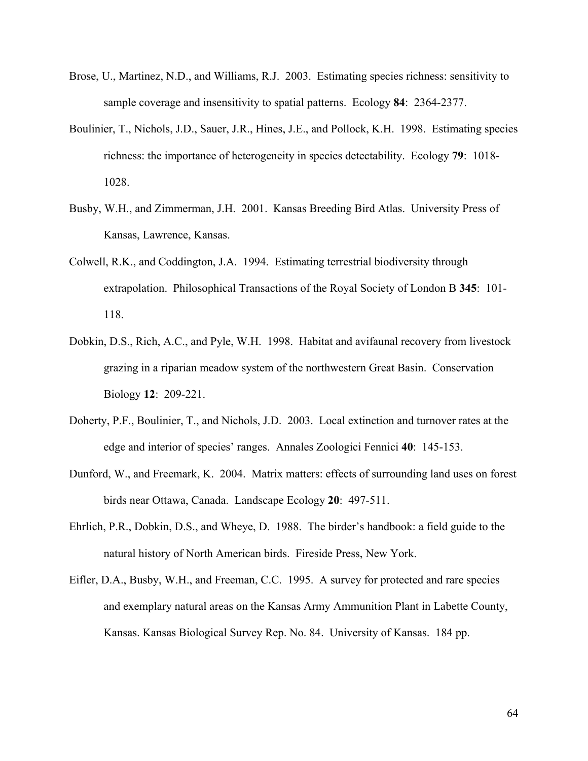Brose, U., Martinez, N.D., and Williams, R.J. 2003. Estimating species richness: sensitivity to sample coverage and insensitivity to spatial patterns. Ecology **84**: 2364-2377.

Boulinier, T., Nichols, J.D., Sauer, J.R., Hines, J.E., and Pollock, K.H. 1998. Estimating species richness: the importance of heterogeneity in species detectability. Ecology **79**: 1018-1028.

Busby, W.H., and Zimmerman, J.H. 2001. Kansas Breeding Bird Atlas. University Press of Kansas, Lawrence, Kansas.

Colwell, R.K., and Coddington, J.A. 1994. Estimating terrestrial biodiversity through extrapolation. Philosophical Transactions of the Royal Society of London B **345**: 101-118.

Dobkin, D.S., Rich, A.C., and Pyle, W.H. 1998. Habitat and avifaunal recovery from livestock grazing in a riparian meadow system of the northwestern Great Basin. Conservation Biology **12**: 209-221.

Doherty, P.F., Boulinier, T., and Nichols, J.D. 2003. Local extinction and turnover rates at the edge and interior of species' ranges. Annales Zoologici Fennici **40**: 145-153.

Dunford, W., and Freemark, K. 2004. Matrix matters: effects of surrounding land uses on forest birds near Ottawa, Canada. Landscape Ecology **20**: 497-511.

Ehrlich, P.R., Dobkin, D.S., and Wheye, D. 1988. The birder's handbook: a field guide to the natural history of North American birds. Fireside Press, New York.

Eifler, D.A., Busby, W.H., and Freeman, C.C. 1995. A survey for protected and rare species and exemplary natural areas on the Kansas Army Ammunition Plant in Labette County, Kansas. Kansas Biological Survey Rep. No. 84. University of Kansas. 184 pp.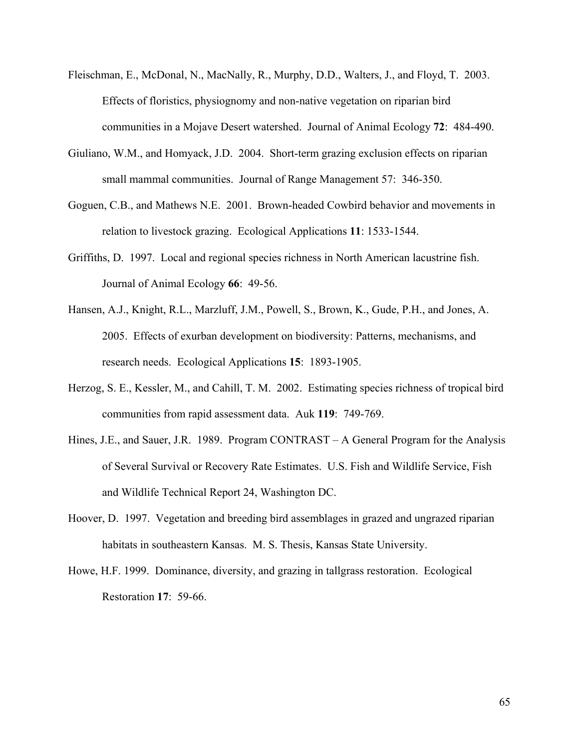Fleischman, E., McDonal, N., MacNally, R., Murphy, D.D., Walters, J., and Floyd, T. 2003. Effects of floristics, physiognomy and non-native vegetation on riparian bird communities in a Mojave Desert watershed. Journal of Animal Ecology **72**: 484-490.

Giuliano, W.M., and Homyack, J.D. 2004. Short-term grazing exclusion effects on riparian small mammal communities. Journal of Range Management 57: 346-350.

Goguen, C.B., and Mathews N.E. 2001. Brown-headed Cowbird behavior and movements in relation to livestock grazing. Ecological Applications **11**: 1533-1544.

Griffiths, D. 1997. Local and regional species richness in North American lacustrine fish. Journal of Animal Ecology **66**: 49-56.

Hansen, A.J., Knight, R.L., Marzluff, J.M., Powell, S., Brown, K., Gude, P.H., and Jones, A. 2005. Effects of exurban development on biodiversity: Patterns, mechanisms, and research needs. Ecological Applications **15**: 1893-1905.

Herzog, S. E., Kessler, M., and Cahill, T. M. 2002. Estimating species richness of tropical bird communities from rapid assessment data. Auk **119**: 749-769.

Hines, J.E., and Sauer, J.R. 1989. Program CONTRAST – A General Program for the Analysis of Several Survival or Recovery Rate Estimates. U.S. Fish and Wildlife Service, Fish and Wildlife Technical Report 24, Washington DC.

Hoover, D. 1997. Vegetation and breeding bird assemblages in grazed and ungrazed riparian habitats in southeastern Kansas. M. S. Thesis, Kansas State University.

Howe, H.F. 1999. Dominance, diversity, and grazing in tallgrass restoration. Ecological Restoration **17**: 59-66.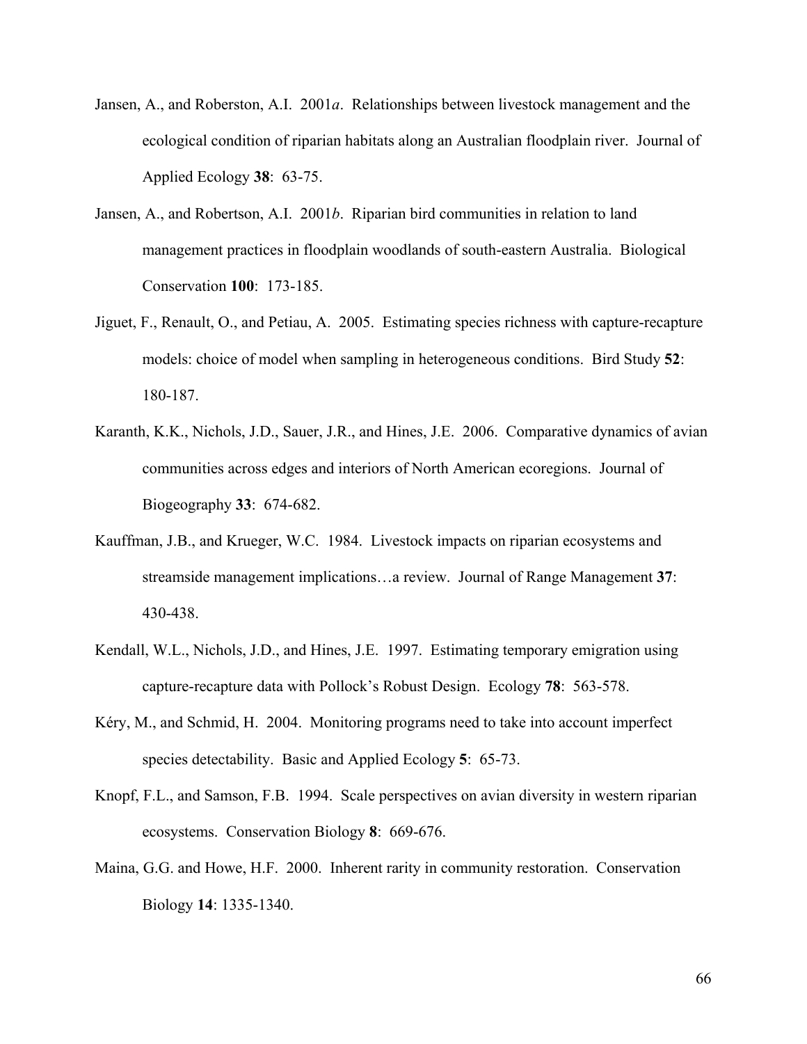Jansen, A., and Roberston, A.I. 2001*a*. Relationships between livestock management and the ecological condition of riparian habitats along an Australian floodplain river. Journal of Applied Ecology **38**: 63-75.

Jansen, A., and Robertson, A.I. 2001*b*. Riparian bird communities in relation to land management practices in floodplain woodlands of south-eastern Australia. Biological Conservation **100**: 173-185.

Jiguet, F., Renault, O., and Petiau, A. 2005. Estimating species richness with capture-recapture models: choice of model when sampling in heterogeneous conditions. Bird Study **52**: 180-187.

Karanth, K.K., Nichols, J.D., Sauer, J.R., and Hines, J.E. 2006. Comparative dynamics of avian communities across edges and interiors of North American ecoregions. Journal of Biogeography **33**: 674-682.

Kauffman, J.B., and Krueger, W.C. 1984. Livestock impacts on riparian ecosystems and streamside management implications…a review. Journal of Range Management **37**: 430-438.

Kendall, W.L., Nichols, J.D., and Hines, J.E. 1997. Estimating temporary emigration using capture-recapture data with Pollock's Robust Design. Ecology **78**: 563-578.

Kéry, M., and Schmid, H. 2004. Monitoring programs need to take into account imperfect species detectability. Basic and Applied Ecology **5**: 65-73.

Knopf, F.L., and Samson, F.B. 1994. Scale perspectives on avian diversity in western riparian ecosystems. Conservation Biology **8**: 669-676.

Maina, G.G. and Howe, H.F. 2000. Inherent rarity in community restoration. Conservation Biology **14**: 1335-1340.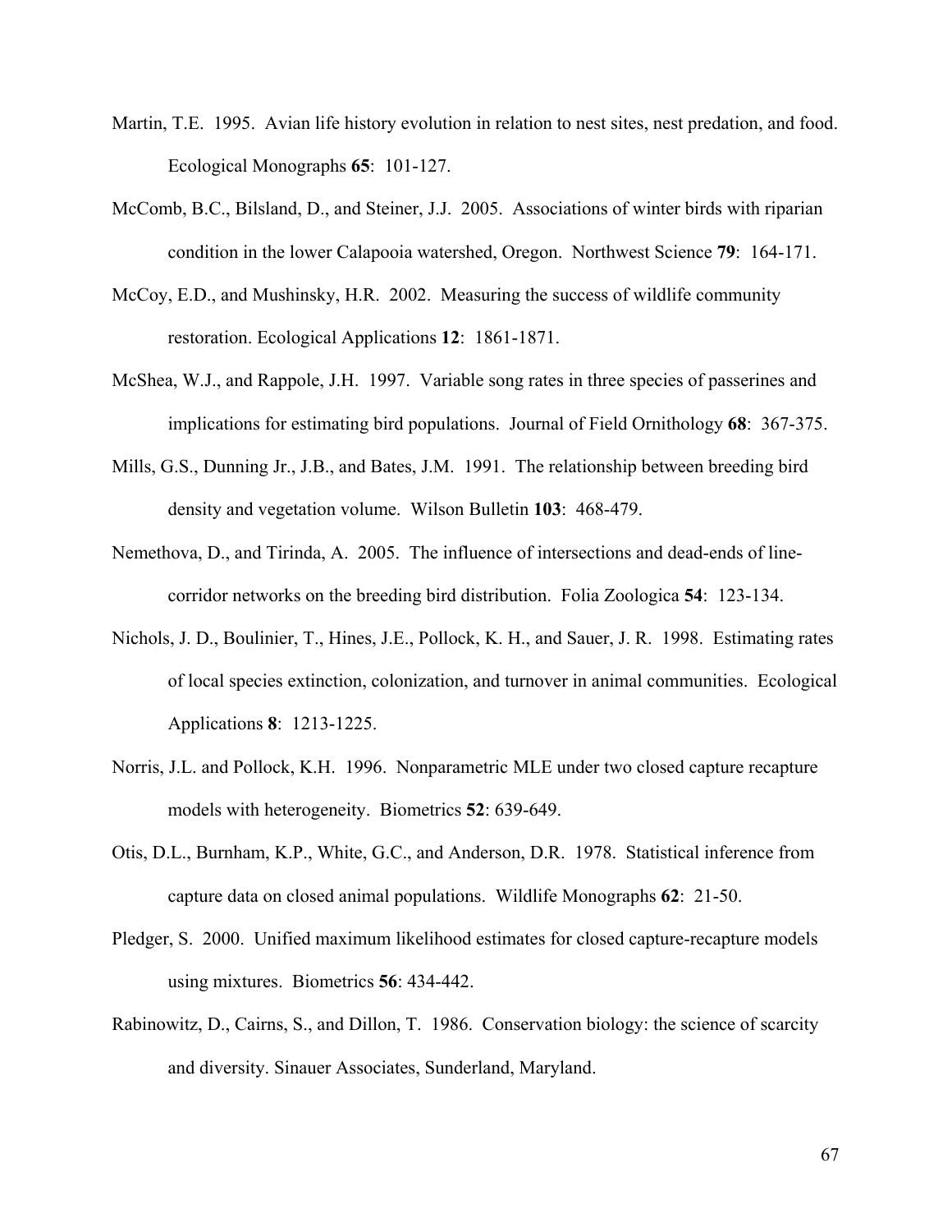Martin, T.E. 1995. Avian life history evolution in relation to nest sites, nest predation, and food. Ecological Monographs **65**: 101-127.

McComb, B.C., Bilsland, D., and Steiner, J.J. 2005. Associations of winter birds with riparian condition in the lower Calapooia watershed, Oregon. Northwest Science **79**: 164-171.

McCoy, E.D., and Mushinsky, H.R. 2002. Measuring the success of wildlife community restoration. Ecological Applications **12**: 1861-1871.

McShea, W.J., and Rappole, J.H. 1997. Variable song rates in three species of passerines and implications for estimating bird populations. Journal of Field Ornithology **68**: 367-375.

Mills, G.S., Dunning Jr., J.B., and Bates, J.M. 1991. The relationship between breeding bird density and vegetation volume. Wilson Bulletin **103**: 468-479.

Nemethova, D., and Tirinda, A. 2005. The influence of intersections and dead-ends of line-corridor networks on the breeding bird distribution. Folia Zoologica **54**: 123-134.

Nichols, J. D., Boulinier, T., Hines, J.E., Pollock, K. H., and Sauer, J. R. 1998. Estimating rates of local species extinction, colonization, and turnover in animal communities. Ecological Applications **8**: 1213-1225.

Norris, J.L. and Pollock, K.H. 1996. Nonparametric MLE under two closed capture recapture models with heterogeneity. Biometrics **52**: 639-649.

Otis, D.L., Burnham, K.P., White, G.C., and Anderson, D.R. 1978. Statistical inference from capture data on closed animal populations. Wildlife Monographs **62**: 21-50.

Pledger, S. 2000. Unified maximum likelihood estimates for closed capture-recapture models using mixtures. Biometrics **56**: 434-442.

Rabinowitz, D., Cairns, S., and Dillon, T. 1986. Conservation biology: the science of scarcity and diversity. Sinauer Associates, Sunderland, Maryland.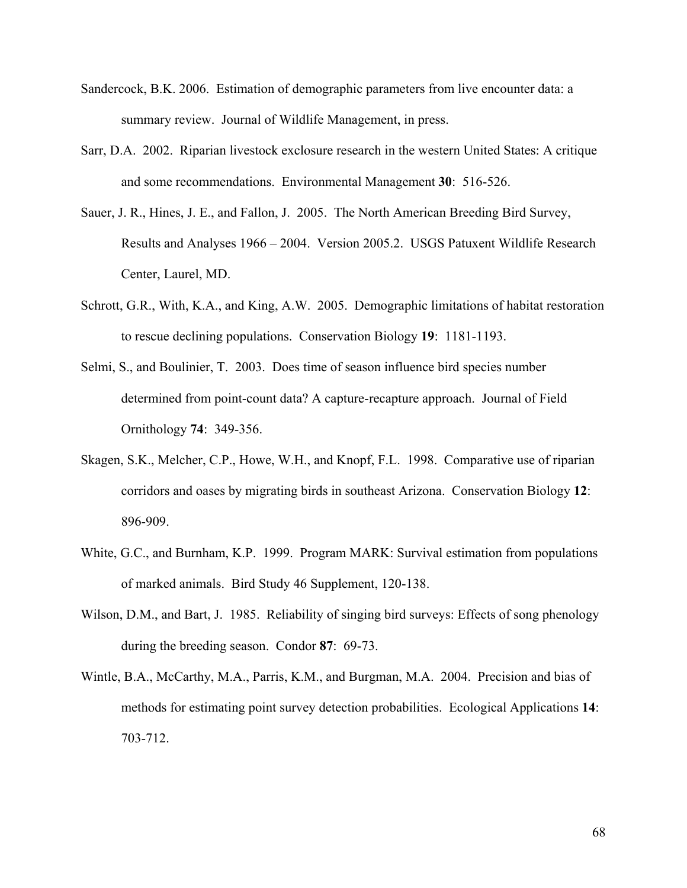Sandercock, B.K. 2006. Estimation of demographic parameters from live encounter data: a summary review. Journal of Wildlife Management, in press.

Sarr, D.A. 2002. Riparian livestock exclosure research in the western United States: A critique and some recommendations. Environmental Management **30**: 516-526.

Sauer, J. R., Hines, J. E., and Fallon, J. 2005. The North American Breeding Bird Survey, Results and Analyses 1966 – 2004. Version 2005.2. USGS Patuxent Wildlife Research Center, Laurel, MD.

Schrott, G.R., With, K.A., and King, A.W. 2005. Demographic limitations of habitat restoration to rescue declining populations. Conservation Biology **19**: 1181-1193.

Selmi, S., and Boulinier, T. 2003. Does time of season influence bird species number determined from point-count data? A capture-recapture approach. Journal of Field Ornithology **74**: 349-356.

Skagen, S.K., Melcher, C.P., Howe, W.H., and Knopf, F.L. 1998. Comparative use of riparian corridors and oases by migrating birds in southeast Arizona. Conservation Biology **12**: 896-909.

White, G.C., and Burnham, K.P. 1999. Program MARK: Survival estimation from populations of marked animals. Bird Study 46 Supplement, 120-138.

Wilson, D.M., and Bart, J. 1985. Reliability of singing bird surveys: Effects of song phenology during the breeding season. Condor **87**: 69-73.

Wintle, B.A., McCarthy, M.A., Parris, K.M., and Burgman, M.A. 2004. Precision and bias of methods for estimating point survey detection probabilities. Ecological Applications **14**: 703-712.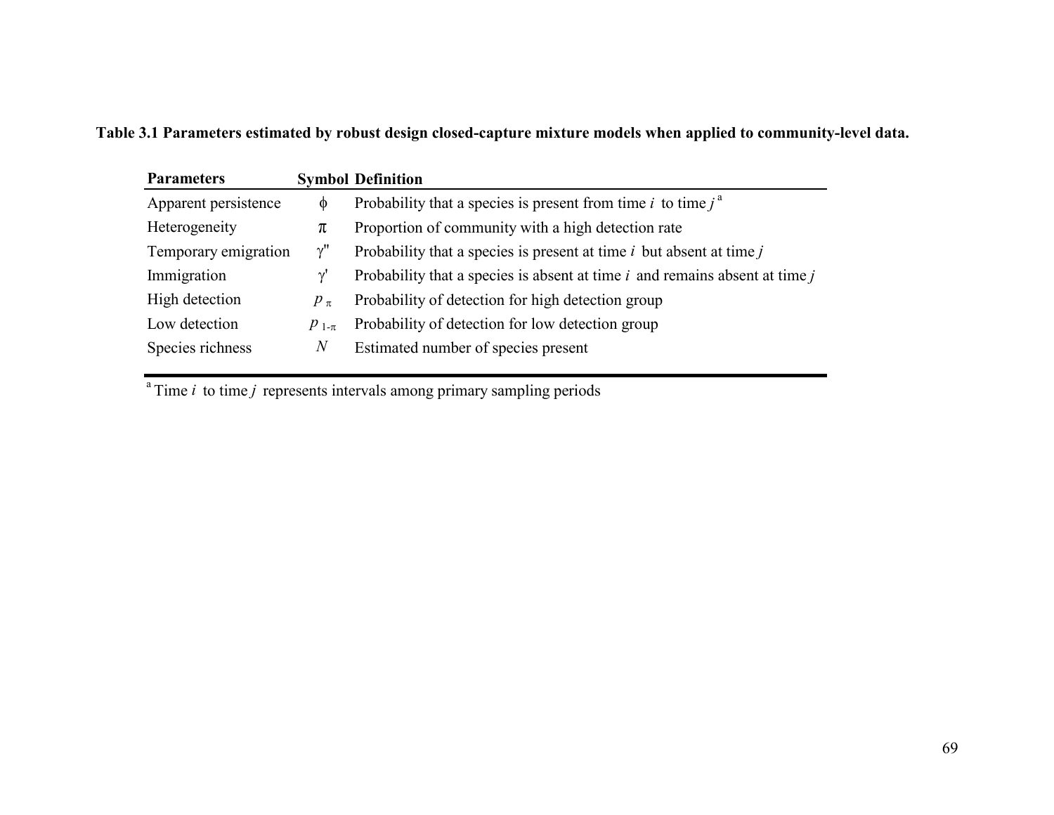**Table 3.1 Parameters estimated by robust design closed-capture mixture models when applied to community-level data.**

| Parameters | Symbol | Definition |
|---|---|---|
| Apparent persistence | $\phi$ | Probability that a species is present from time *i* to time *j* [a] |
| Heterogeneity | $\pi$ | Proportion of community with a high detection rate |
| Temporary emigration | $\gamma''$ | Probability that a species is present at time *i* but absent at time *j* |
| Immigration | $\gamma'$ | Probability that a species is absent at time *i* and remains absent at time *j* |
| High detection | $p_{\pi}$ | Probability of detection for high detection group |
| Low detection | $p_{1-\pi}$ | Probability of detection for low detection group |
| Species richness | $N$ | Estimated number of species present |

[a] Time *i* to time *j* represents intervals among primary sampling periods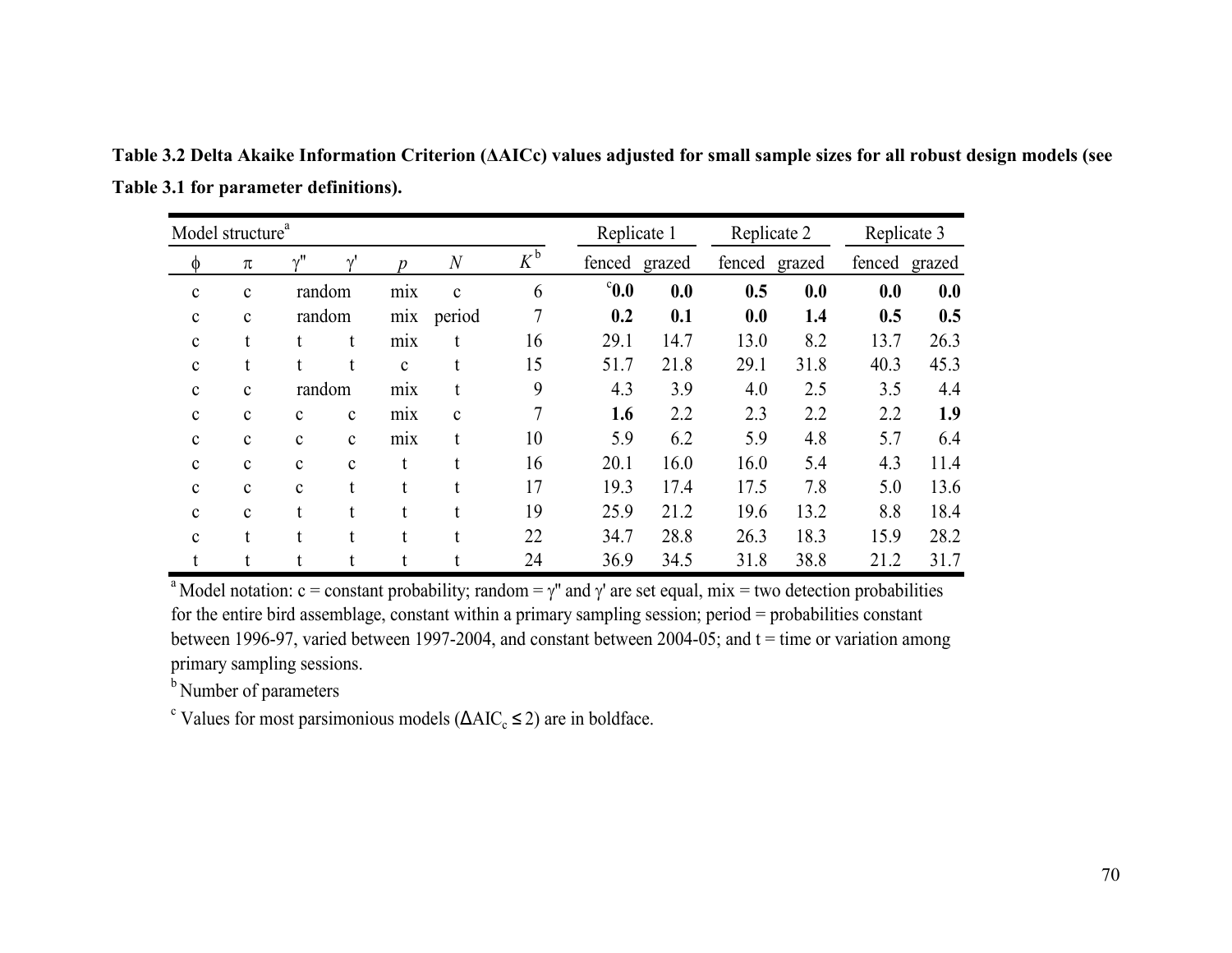**Table 3.2 Delta Akaike Information Criterion (ΔAICc) values adjusted for small sample sizes for all robust design models (see Table 3.1 for parameter definitions).**

| Model structure[a] | | | | | | | Replicate 1 | | Replicate 2 | | Replicate 3 | |
|---|---|---|---|---|---|---|---|---|---|---|---|---|
| ϕ | π | γ" | γ' | *p* | *N* | *K*[b] | fenced | grazed | fenced | grazed | fenced | grazed |
| c | c | random | | mix | c | 6 | [c]**0.0** | **0.0** | **0.5** | **0.0** | **0.0** | **0.0** |
| c | c | random | | mix | period | 7 | **0.2** | **0.1** | **0.0** | **1.4** | **0.5** | **0.5** |
| c | t | t | t | mix | t | 16 | 29.1 | 14.7 | 13.0 | 8.2 | 13.7 | 26.3 |
| c | t | t | t | c | t | 15 | 51.7 | 21.8 | 29.1 | 31.8 | 40.3 | 45.3 |
| c | c | random | | mix | t | 9 | 4.3 | 3.9 | 4.0 | 2.5 | 3.5 | 4.4 |
| c | c | c | c | mix | c | 7 | **1.6** | 2.2 | 2.3 | 2.2 | 2.2 | **1.9** |
| c | c | c | c | mix | t | 10 | 5.9 | 6.2 | 5.9 | 4.8 | 5.7 | 6.4 |
| c | c | c | c | t | t | 16 | 20.1 | 16.0 | 16.0 | 5.4 | 4.3 | 11.4 |
| c | c | c | t | t | t | 17 | 19.3 | 17.4 | 17.5 | 7.8 | 5.0 | 13.6 |
| c | c | t | t | t | t | 19 | 25.9 | 21.2 | 19.6 | 13.2 | 8.8 | 18.4 |
| c | t | t | t | t | t | 22 | 34.7 | 28.8 | 26.3 | 18.3 | 15.9 | 28.2 |
| t | t | t | t | t | t | 24 | 36.9 | 34.5 | 31.8 | 38.8 | 21.2 | 31.7 |

[a] Model notation: c = constant probability; random = γ" and γ' are set equal, mix = two detection probabilities for the entire bird assemblage, constant within a primary sampling session; period = probabilities constant between 1996-97, varied between 1997-2004, and constant between 2004-05; and t = time or variation among primary sampling sessions.

[b] Number of parameters

[c] Values for most parsimonious models ($\Delta AIC_c \leq 2$) are in boldface.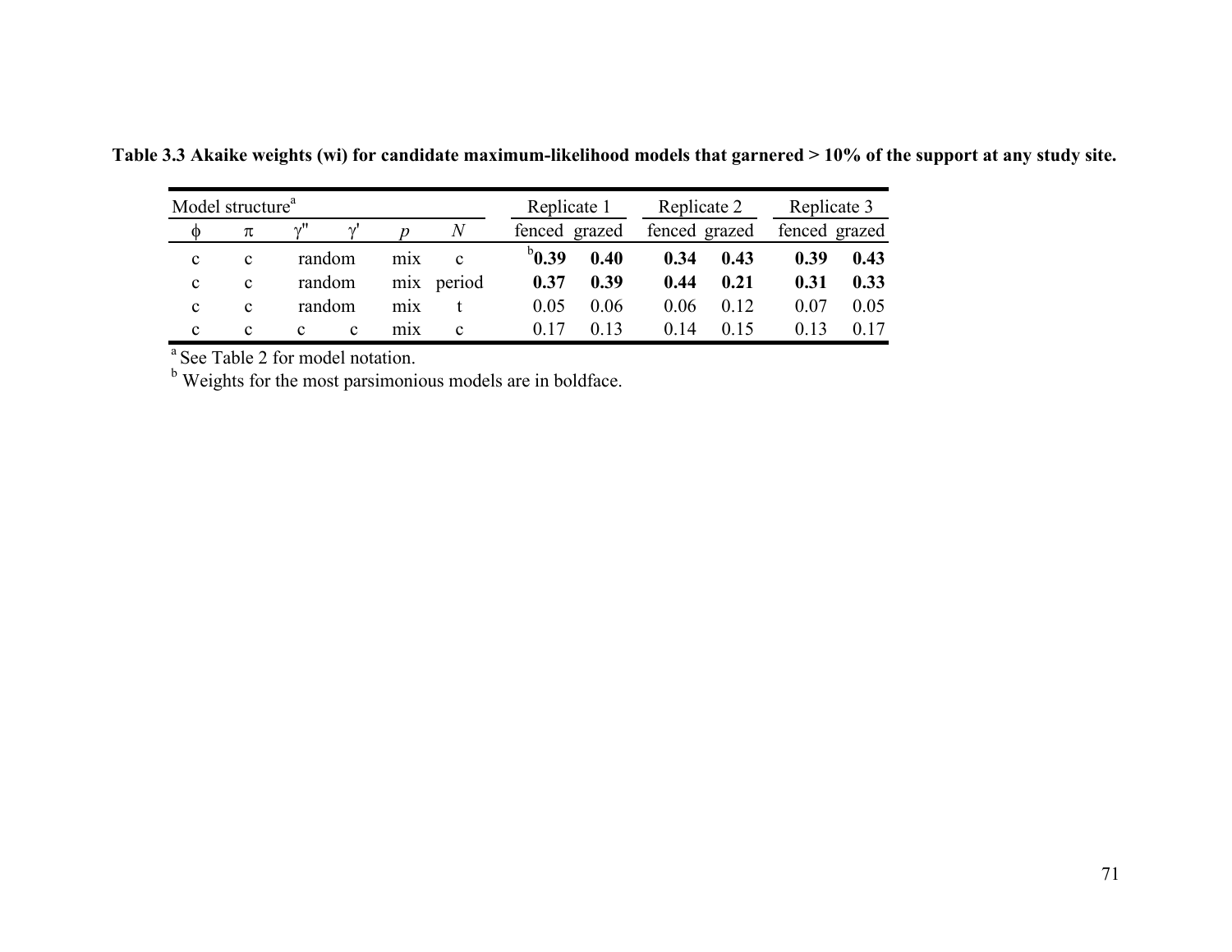**Table 3.3 Akaike weights (wi) for candidate maximum-likelihood models that garnered > 10% of the support at any study site.**

| Model structure[a] | | | | | | Replicate 1 | | Replicate 2 | | Replicate 3 | |
|---|---|---|---|---|---|---|---|---|---|---|---|
| $\phi$ | $\pi$ | $\gamma''$ | $\gamma'$ | $p$ | $N$ | fenced | grazed | fenced | grazed | fenced | grazed |
| c | c | random | | mix | c | [b]**0.39** | **0.40** | **0.34** | **0.43** | **0.39** | **0.43** |
| c | c | random | | mix | period | **0.37** | **0.39** | **0.44** | **0.21** | **0.31** | **0.33** |
| c | c | random | | mix | t | 0.05 | 0.06 | 0.06 | 0.12 | 0.07 | 0.05 |
| c | c | c | c | mix | c | 0.17 | 0.13 | 0.14 | 0.15 | 0.13 | 0.17 |

[a] See Table 2 for model notation.

[b] Weights for the most parsimonious models are in boldface.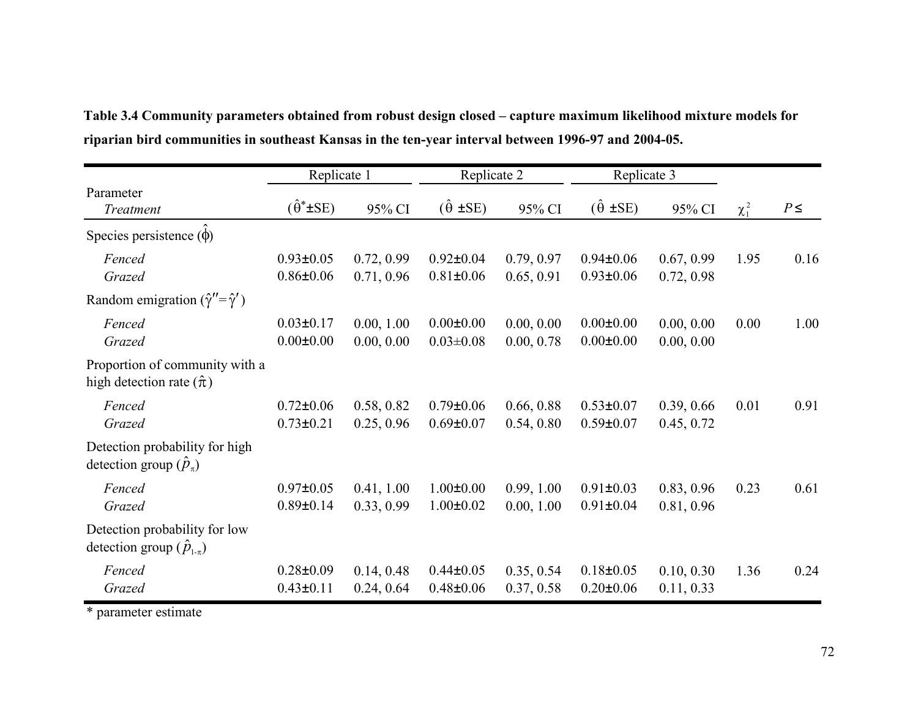**Table 3.4 Community parameters obtained from robust design closed – capture maximum likelihood mixture models for riparian bird communities in southeast Kansas in the ten-year interval between 1996-97 and 2004-05.**

| Parameter<br>*Treatment* | Replicate 1<br>($\hat{\theta}^{*}$±SE) | <br>95% CI | Replicate 2<br>($\hat{\theta}$ ±SE) | <br>95% CI | Replicate 3<br>($\hat{\theta}$ ±SE) | <br>95% CI | $\chi^2_1$ | $P \leq$ |
|---|---|---|---|---|---|---|---|---|
| Species persistence ($\hat{\phi}$) | | | | | | | | |
| *Fenced* | 0.93±0.05 | 0.72, 0.99 | 0.92±0.04 | 0.79, 0.97 | 0.94±0.06 | 0.67, 0.99 | 1.95 | 0.16 |
| *Grazed* | 0.86±0.06 | 0.71, 0.96 | 0.81±0.06 | 0.65, 0.91 | 0.93±0.06 | 0.72, 0.98 | | |
| Random emigration ($\hat{\gamma}''=\hat{\gamma}'$) | | | | | | | | |
| *Fenced* | 0.03±0.17 | 0.00, 1.00 | 0.00±0.00 | 0.00, 0.00 | 0.00±0.00 | 0.00, 0.00 | 0.00 | 1.00 |
| *Grazed* | 0.00±0.00 | 0.00, 0.00 | 0.03±0.08 | 0.00, 0.78 | 0.00±0.00 | 0.00, 0.00 | | |
| Proportion of community with a high detection rate ($\hat{\pi}$) | | | | | | | | |
| *Fenced* | 0.72±0.06 | 0.58, 0.82 | 0.79±0.06 | 0.66, 0.88 | 0.53±0.07 | 0.39, 0.66 | 0.01 | 0.91 |
| *Grazed* | 0.73±0.21 | 0.25, 0.96 | 0.69±0.07 | 0.54, 0.80 | 0.59±0.07 | 0.45, 0.72 | | |
| Detection probability for high detection group ($\hat{p}_{\pi}$) | | | | | | | | |
| *Fenced* | 0.97±0.05 | 0.41, 1.00 | 1.00±0.00 | 0.99, 1.00 | 0.91±0.03 | 0.83, 0.96 | 0.23 | 0.61 |
| *Grazed* | 0.89±0.14 | 0.33, 0.99 | 1.00±0.02 | 0.00, 1.00 | 0.91±0.04 | 0.81, 0.96 | | |
| Detection probability for low detection group ($\hat{p}_{1-\pi}$) | | | | | | | | |
| *Fenced* | 0.28±0.09 | 0.14, 0.48 | 0.44±0.05 | 0.35, 0.54 | 0.18±0.05 | 0.10, 0.30 | 1.36 | 0.24 |
| *Grazed* | 0.43±0.11 | 0.24, 0.64 | 0.48±0.06 | 0.37, 0.58 | 0.20±0.06 | 0.11, 0.33 | | |

\* parameter estimate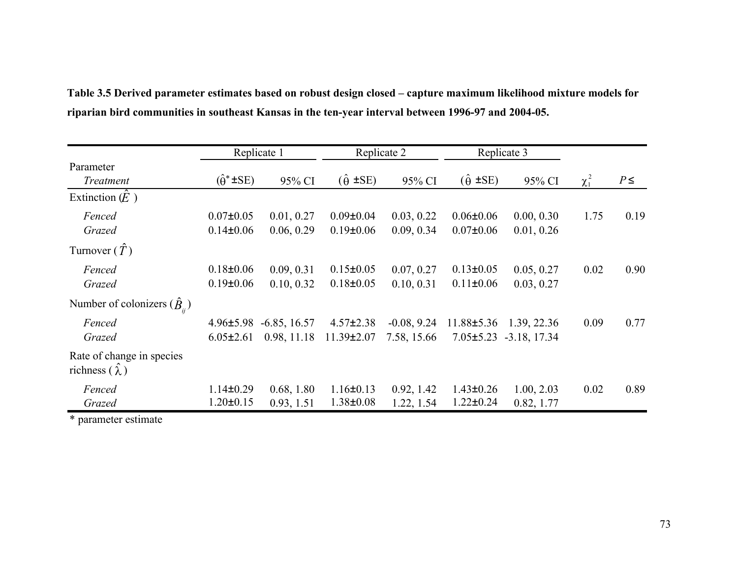**Table 3.5 Derived parameter estimates based on robust design closed – capture maximum likelihood mixture models for riparian bird communities in southeast Kansas in the ten-year interval between 1996-97 and 2004-05.**

| Parameter | Replicate 1 | | Replicate 2 | | Replicate 3 | | | |
|---|---|---|---|---|---|---|---|---|
| *Treatment* | ($\hat{\theta}^*$ ±SE) | 95% CI | ($\hat{\theta}$ ±SE) | 95% CI | ($\hat{\theta}$ ±SE) | 95% CI | $\chi^2_1$ | $P \leq$ |
| Extinction ($\hat{E}$) | | | | | | | | |
| *Fenced* | 0.07±0.05 | 0.01, 0.27 | 0.09±0.04 | 0.03, 0.22 | 0.06±0.06 | 0.00, 0.30 | 1.75 | 0.19 |
| *Grazed* | 0.14±0.06 | 0.06, 0.29 | 0.19±0.06 | 0.09, 0.34 | 0.07±0.06 | 0.01, 0.26 | | |
| Turnover ($\hat{T}$) | | | | | | | | |
| *Fenced* | 0.18±0.06 | 0.09, 0.31 | 0.15±0.05 | 0.07, 0.27 | 0.13±0.05 | 0.05, 0.27 | 0.02 | 0.90 |
| *Grazed* | 0.19±0.06 | 0.10, 0.32 | 0.18±0.05 | 0.10, 0.31 | 0.11±0.06 | 0.03, 0.27 | | |
| Number of colonizers ($\hat{B}_{ij}$) | | | | | | | | |
| *Fenced* | 4.96±5.98 | -6.85, 16.57 | 4.57±2.38 | -0.08, 9.24 | 11.88±5.36 | 1.39, 22.36 | 0.09 | 0.77 |
| *Grazed* | 6.05±2.61 | 0.98, 11.18 | 11.39±2.07 | 7.58, 15.66 | 7.05±5.23 | -3.18, 17.34 | | |
| Rate of change in species richness ($\hat{\lambda}$) | | | | | | | | |
| *Fenced* | 1.14±0.29 | 0.68, 1.80 | 1.16±0.13 | 0.92, 1.42 | 1.43±0.26 | 1.00, 2.03 | 0.02 | 0.89 |
| *Grazed* | 1.20±0.15 | 0.93, 1.51 | 1.38±0.08 | 1.22, 1.54 | 1.22±0.24 | 0.82, 1.77 | | |

\* parameter estimate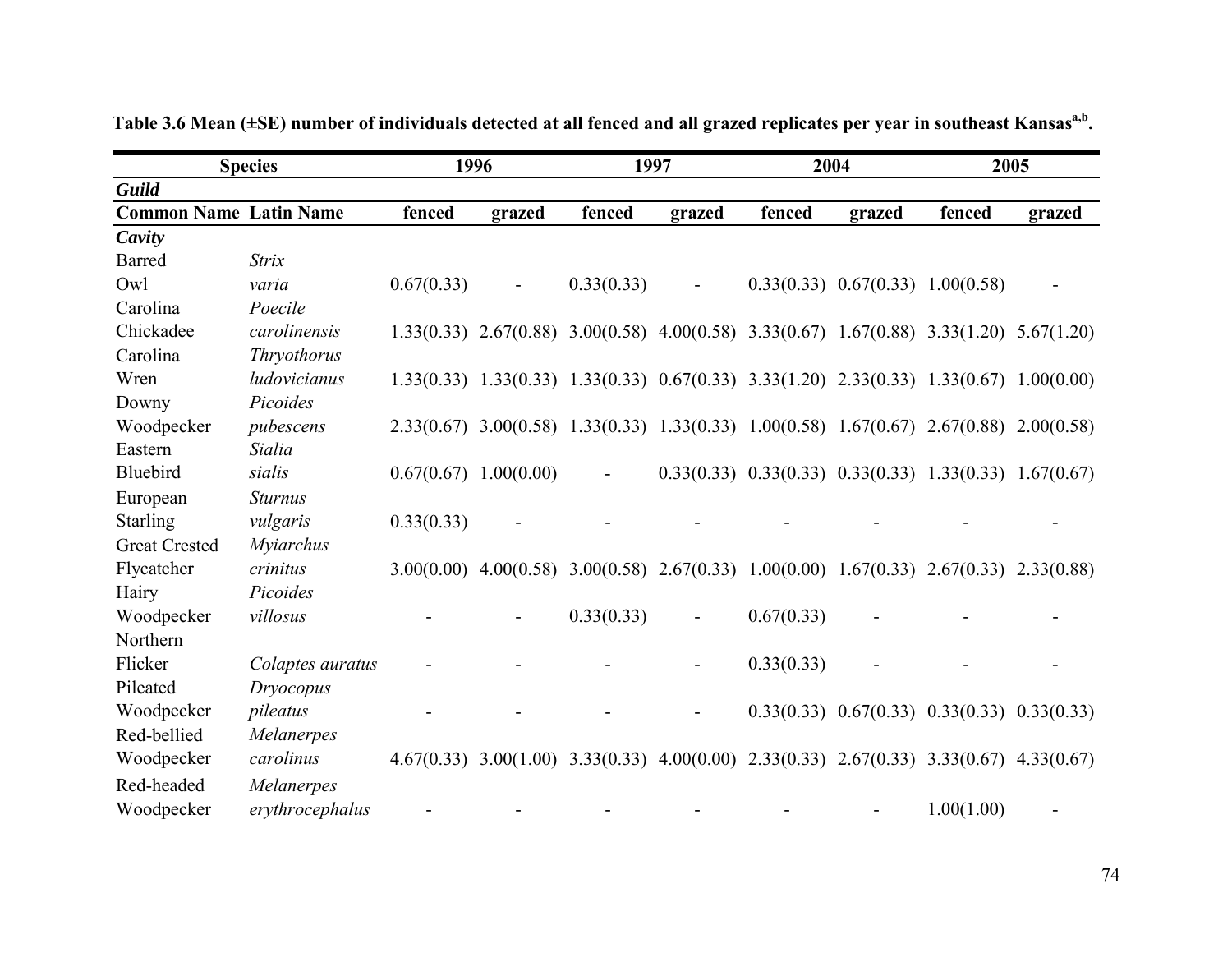**Table 3.6 Mean (±SE) number of individuals detected at all fenced and all grazed replicates per year in southeast Kansas[a,b].**

| Species | | 1996 | | 1997 | | 2004 | | 2005 | |
|---|---|---|---|---|---|---|---|---|---|
| ***Guild*** | | | | | | | | | |
| **Common Name** | **Latin Name** | **fenced** | **grazed** | **fenced** | **grazed** | **fenced** | **grazed** | **fenced** | **grazed** |
| ***Cavity*** | | | | | | | | | |
| Barred Owl | *Strix varia* | 0.67(0.33) | - | 0.33(0.33) | - | 0.33(0.33) | 0.67(0.33) | 1.00(0.58) | - |
| Carolina Chickadee | *Poecile carolinensis* | 1.33(0.33) | 2.67(0.88) | 3.00(0.58) | 4.00(0.58) | 3.33(0.67) | 1.67(0.88) | 3.33(1.20) | 5.67(1.20) |
| Carolina Wren | *Thryothorus ludovicianus* | 1.33(0.33) | 1.33(0.33) | 1.33(0.33) | 0.67(0.33) | 3.33(1.20) | 2.33(0.33) | 1.33(0.67) | 1.00(0.00) |
| Downy Woodpecker | *Picoides pubescens* | 2.33(0.67) | 3.00(0.58) | 1.33(0.33) | 1.33(0.33) | 1.00(0.58) | 1.67(0.67) | 2.67(0.88) | 2.00(0.58) |
| Eastern Bluebird | *Sialia sialis* | 0.67(0.67) | 1.00(0.00) | - | 0.33(0.33) | 0.33(0.33) | 0.33(0.33) | 1.33(0.33) | 1.67(0.67) |
| European Starling | *Sturnus vulgaris* | 0.33(0.33) | - | - | - | - | - | - | - |
| Great Crested Flycatcher | *Myiarchus crinitus* | 3.00(0.00) | 4.00(0.58) | 3.00(0.58) | 2.67(0.33) | 1.00(0.00) | 1.67(0.33) | 2.67(0.33) | 2.33(0.88) |
| Hairy Woodpecker | *Picoides villosus* | - | - | 0.33(0.33) | - | 0.67(0.33) | - | - | - |
| Northern Flicker | *Colaptes auratus* | - | - | - | - | 0.33(0.33) | - | - | - |
| Pileated Woodpecker | *Dryocopus pileatus* | - | - | - | - | 0.33(0.33) | 0.67(0.33) | 0.33(0.33) | 0.33(0.33) |
| Red-bellied Woodpecker | *Melanerpes carolinus* | 4.67(0.33) | 3.00(1.00) | 3.33(0.33) | 4.00(0.00) | 2.33(0.33) | 2.67(0.33) | 3.33(0.67) | 4.33(0.67) |
| Red-headed Woodpecker | *Melanerpes erythrocephalus* | - | - | - | - | - | - | 1.00(1.00) | - |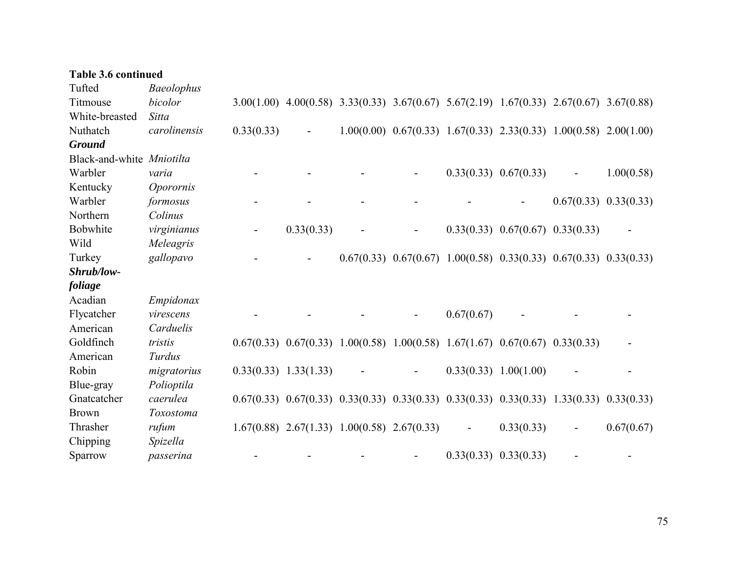**Table 3.6 continued**

| | | | | | | | | | |
|---|---|---|---|---|---|---|---|---|---|
| Tufted Titmouse | *Baeolophus bicolor* | 3.00(1.00) | 4.00(0.58) | 3.33(0.33) | 3.67(0.67) | 5.67(2.19) | 1.67(0.33) | 2.67(0.67) | 3.67(0.88) |
| White-breasted Nuthatch | *Sitta carolinensis* | 0.33(0.33) | - | 1.00(0.00) | 0.67(0.33) | 1.67(0.33) | 2.33(0.33) | 1.00(0.58) | 2.00(1.00) |
| ***Ground*** | | | | | | | | | |
| Black-and-white Warbler | *Mniotilta varia* | - | - | - | - | 0.33(0.33) | 0.67(0.33) | - | 1.00(0.58) |
| Kentucky Warbler | *Oporornis formosus* | - | - | - | - | - | - | 0.67(0.33) | 0.33(0.33) |
| Northern Bobwhite | *Colinus virginianus* | - | 0.33(0.33) | - | - | 0.33(0.33) | 0.67(0.67) | 0.33(0.33) | - |
| Wild Turkey | *Meleagris gallopavo* | - | - | 0.67(0.33) | 0.67(0.67) | 1.00(0.58) | 0.33(0.33) | 0.67(0.33) | 0.33(0.33) |
| ***Shrub/low-foliage*** | | | | | | | | | |
| Acadian Flycatcher | *Empidonax virescens* | - | - | - | - | 0.67(0.67) | - | - | - |
| American Goldfinch | *Carduelis tristis* | 0.67(0.33) | 0.67(0.33) | 1.00(0.58) | 1.00(0.58) | 1.67(1.67) | 0.67(0.67) | 0.33(0.33) | - |
| American Robin | *Turdus migratorius* | 0.33(0.33) | 1.33(1.33) | - | - | 0.33(0.33) | 1.00(1.00) | - | - |
| Blue-gray Gnatcatcher | *Polioptila caerulea* | 0.67(0.33) | 0.67(0.33) | 0.33(0.33) | 0.33(0.33) | 0.33(0.33) | 0.33(0.33) | 1.33(0.33) | 0.33(0.33) |
| Brown Thrasher | *Toxostoma rufum* | 1.67(0.88) | 2.67(1.33) | 1.00(0.58) | 2.67(0.33) | - | 0.33(0.33) | - | 0.67(0.67) |
| Chipping Sparrow | *Spizella passerina* | - | - | - | - | 0.33(0.33) | 0.33(0.33) | - | - |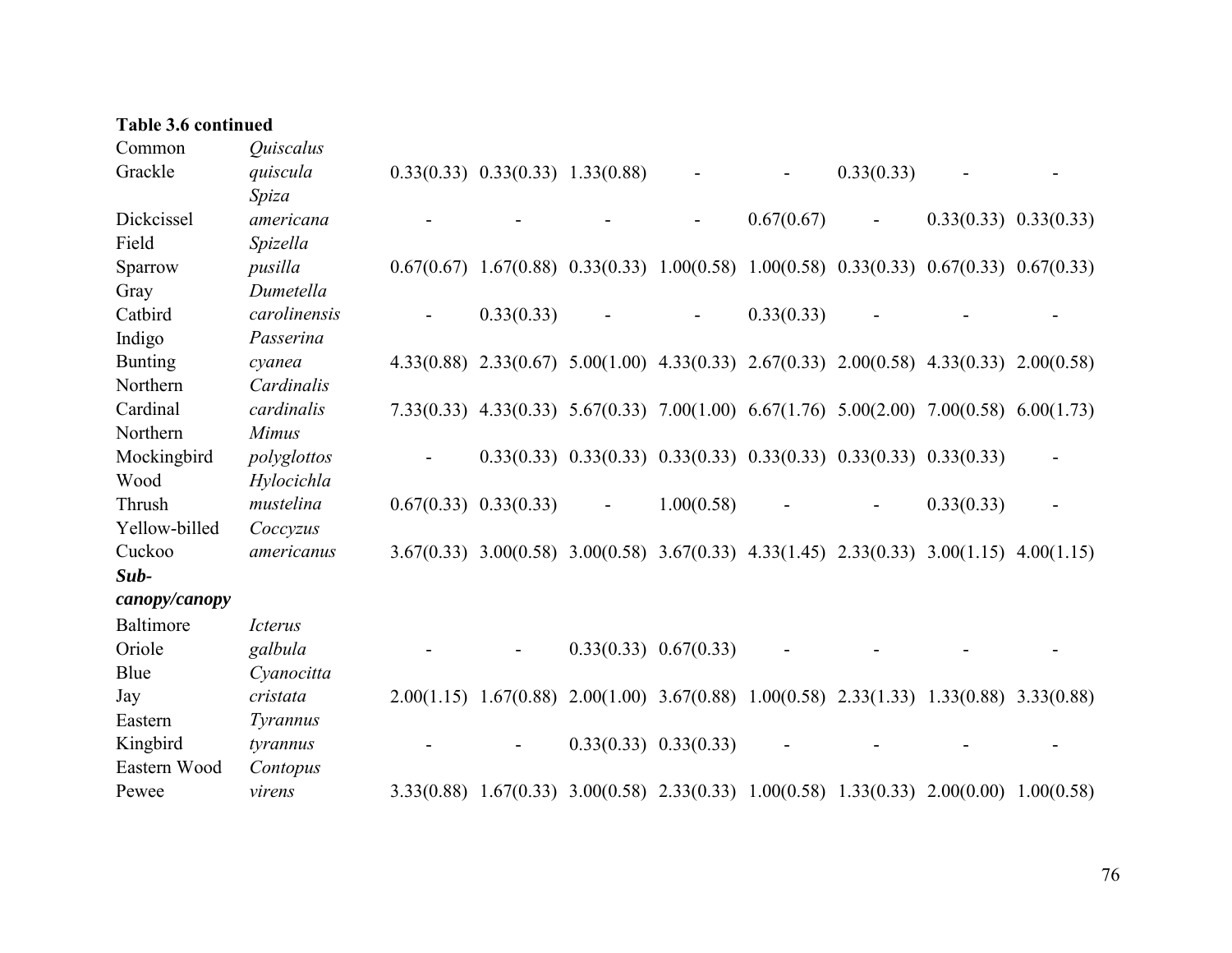**Table 3.6 continued**

| | | | | | | | | | |
|---|---|---|---|---|---|---|---|---|---|
| Common Grackle | *Quiscalus quiscula* | 0.33(0.33) | 0.33(0.33) | 1.33(0.88) | - | - | 0.33(0.33) | - | - |
| Dickcissel | *Spiza americana* | - | - | - | - | 0.67(0.67) | - | 0.33(0.33) | 0.33(0.33) |
| Field Sparrow | *Spizella pusilla* | 0.67(0.67) | 1.67(0.88) | 0.33(0.33) | 1.00(0.58) | 1.00(0.58) | 0.33(0.33) | 0.67(0.33) | 0.67(0.33) |
| Gray Catbird | *Dumetella carolinensis* | - | 0.33(0.33) | - | - | 0.33(0.33) | - | - | - |
| Indigo Bunting | *Passerina cyanea* | 4.33(0.88) | 2.33(0.67) | 5.00(1.00) | 4.33(0.33) | 2.67(0.33) | 2.00(0.58) | 4.33(0.33) | 2.00(0.58) |
| Northern Cardinal | *Cardinalis cardinalis* | 7.33(0.33) | 4.33(0.33) | 5.67(0.33) | 7.00(1.00) | 6.67(1.76) | 5.00(2.00) | 7.00(0.58) | 6.00(1.73) |
| Northern Mockingbird | *Mimus polyglottos* | - | 0.33(0.33) | 0.33(0.33) | 0.33(0.33) | 0.33(0.33) | 0.33(0.33) | 0.33(0.33) | - |
| Wood Thrush | *Hylocichla mustelina* | 0.67(0.33) | 0.33(0.33) | - | 1.00(0.58) | - | - | 0.33(0.33) | - |
| Yellow-billed Cuckoo | *Coccyzus americanus* | 3.67(0.33) | 3.00(0.58) | 3.00(0.58) | 3.67(0.33) | 4.33(1.45) | 2.33(0.33) | 3.00(1.15) | 4.00(1.15) |
| ***Sub-canopy/canopy*** | | | | | | | | | |
| Baltimore Oriole | *Icterus galbula* | - | - | 0.33(0.33) | 0.67(0.33) | - | - | - | - |
| Blue Jay | *Cyanocitta cristata* | 2.00(1.15) | 1.67(0.88) | 2.00(1.00) | 3.67(0.88) | 1.00(0.58) | 2.33(1.33) | 1.33(0.88) | 3.33(0.88) |
| Eastern Kingbird | *Tyrannus tyrannus* | - | - | 0.33(0.33) | 0.33(0.33) | - | - | - | - |
| Eastern Wood Pewee | *Contopus virens* | 3.33(0.88) | 1.67(0.33) | 3.00(0.58) | 2.33(0.33) | 1.00(0.58) | 1.33(0.33) | 2.00(0.00) | 1.00(0.58) |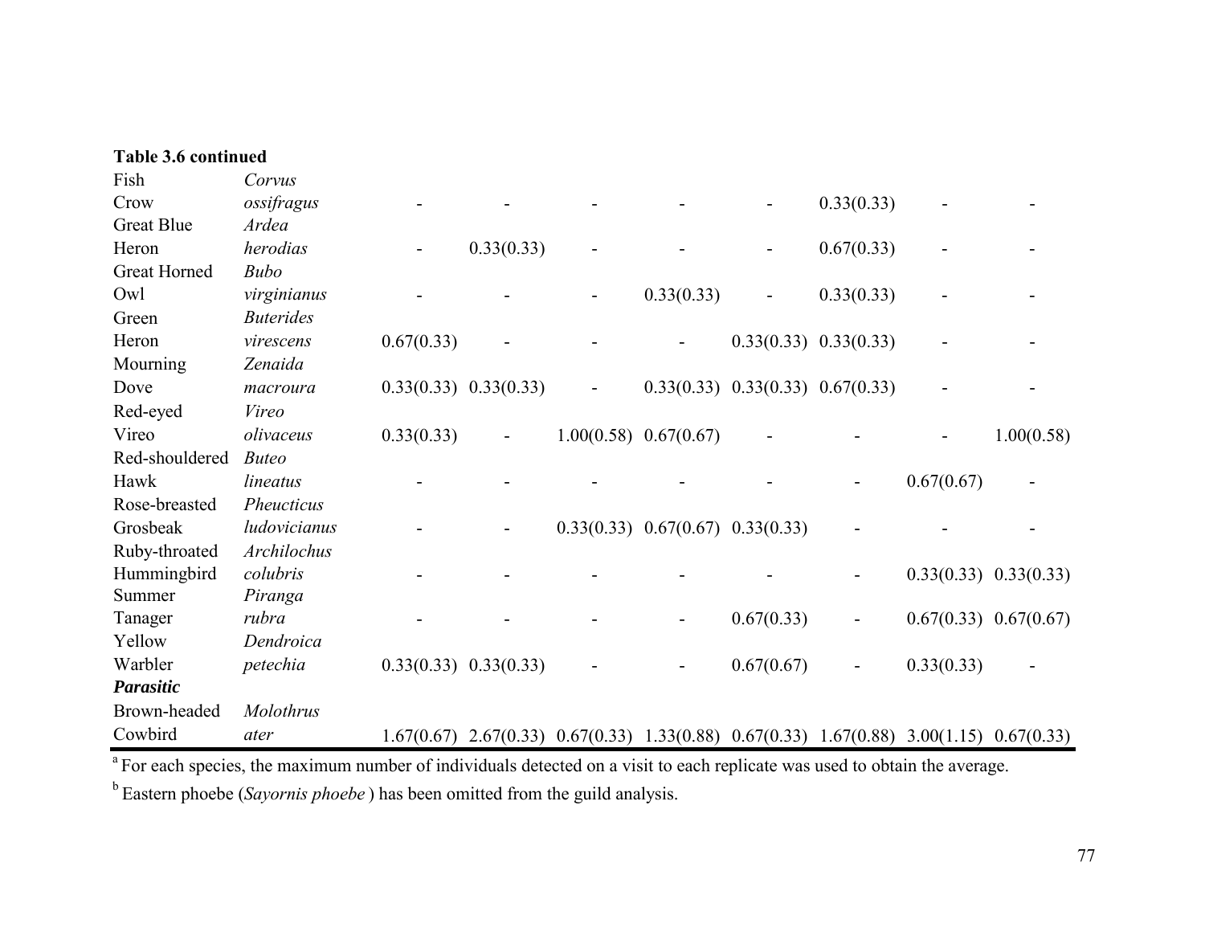**Table 3.6 continued**

| | | | | | | | | | |
|---|---|---|---|---|---|---|---|---|---|
| Fish Crow | *Corvus ossifragus* | - | - | - | - | - | 0.33(0.33) | - | - |
| Great Blue Heron | *Ardea herodias* | - | 0.33(0.33) | - | - | - | 0.67(0.33) | - | - |
| Great Horned Owl | *Bubo virginianus* | - | - | - | 0.33(0.33) | - | 0.33(0.33) | - | - |
| Green Heron | *Buterides virescens* | 0.67(0.33) | - | - | - | 0.33(0.33) | 0.33(0.33) | - | - |
| Mourning Dove | *Zenaida macroura* | 0.33(0.33) | 0.33(0.33) | - | 0.33(0.33) | 0.33(0.33) | 0.67(0.33) | - | - |
| Red-eyed Vireo | *Vireo olivaceus* | 0.33(0.33) | - | 1.00(0.58) | 0.67(0.67) | - | - | - | 1.00(0.58) |
| Red-shouldered Hawk | *Buteo lineatus* | - | - | - | - | - | - | 0.67(0.67) | - |
| Rose-breasted Grosbeak | *Pheucticus ludovicianus* | - | - | 0.33(0.33) | 0.67(0.67) | 0.33(0.33) | - | - | - |
| Ruby-throated Hummingbird | *Archilochus colubris* | - | - | - | - | - | - | 0.33(0.33) | 0.33(0.33) |
| Summer Tanager | *Piranga rubra* | - | - | - | - | 0.67(0.33) | - | 0.67(0.33) | 0.67(0.67) |
| Yellow Warbler | *Dendroica petechia* | 0.33(0.33) | 0.33(0.33) | - | - | 0.67(0.67) | - | 0.33(0.33) | - |
| ***Parasitic*** | | | | | | | | | |
| Brown-headed Cowbird | *Molothrus ater* | 1.67(0.67) | 2.67(0.33) | 0.67(0.33) | 1.33(0.88) | 0.67(0.33) | 1.67(0.88) | 3.00(1.15) | 0.67(0.33) |

[a] For each species, the maximum number of individuals detected on a visit to each replicate was used to obtain the average.

[b] Eastern phoebe (*Sayornis phoebe*) has been omitted from the guild analysis.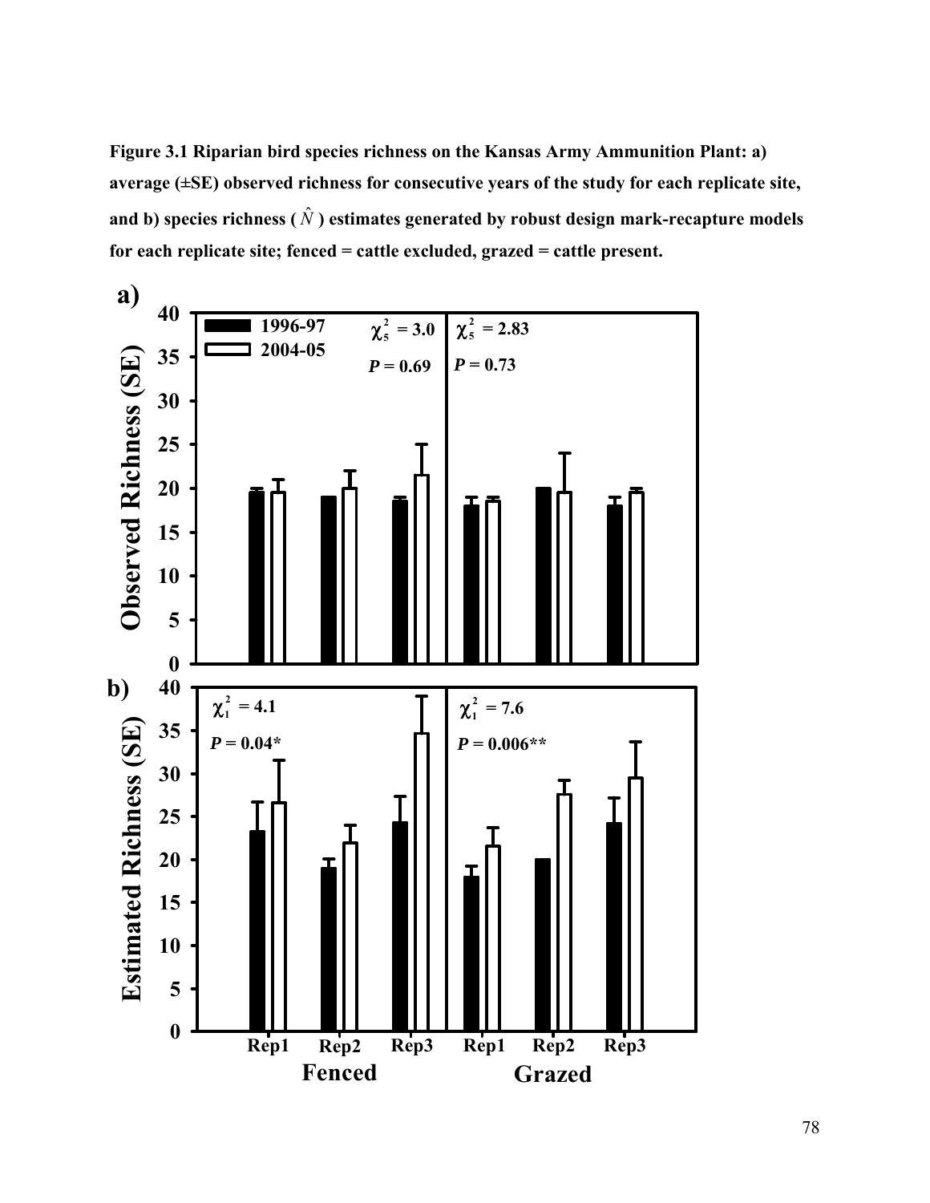**Figure 3.1 Riparian bird species richness on the Kansas Army Ammunition Plant: a) average (±SE) observed richness for consecutive years of the study for each replicate site, and b) species richness ($\hat{N}$) estimates generated by robust design mark-recapture models for each replicate site; fenced = cattle excluded, grazed = cattle present.**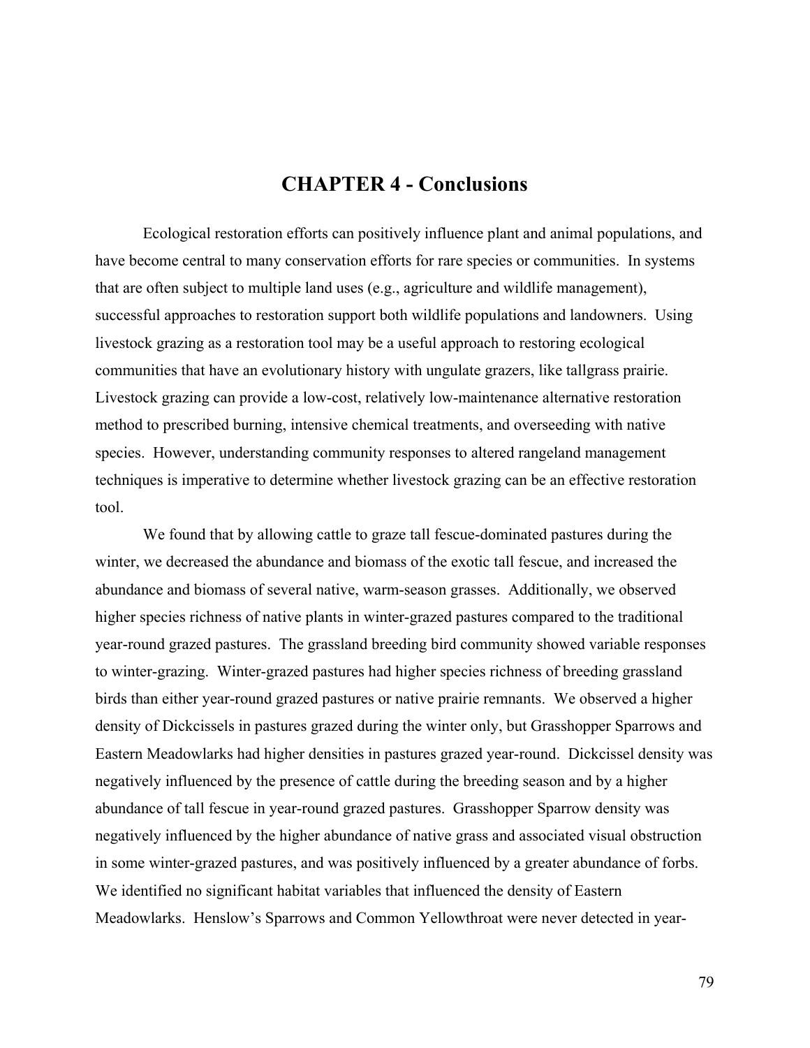# CHAPTER 4 - Conclusions

Ecological restoration efforts can positively influence plant and animal populations, and have become central to many conservation efforts for rare species or communities. In systems that are often subject to multiple land uses (e.g., agriculture and wildlife management), successful approaches to restoration support both wildlife populations and landowners. Using livestock grazing as a restoration tool may be a useful approach to restoring ecological communities that have an evolutionary history with ungulate grazers, like tallgrass prairie. Livestock grazing can provide a low-cost, relatively low-maintenance alternative restoration method to prescribed burning, intensive chemical treatments, and overseeding with native species. However, understanding community responses to altered rangeland management techniques is imperative to determine whether livestock grazing can be an effective restoration tool.

We found that by allowing cattle to graze tall fescue-dominated pastures during the winter, we decreased the abundance and biomass of the exotic tall fescue, and increased the abundance and biomass of several native, warm-season grasses. Additionally, we observed higher species richness of native plants in winter-grazed pastures compared to the traditional year-round grazed pastures. The grassland breeding bird community showed variable responses to winter-grazing. Winter-grazed pastures had higher species richness of breeding grassland birds than either year-round grazed pastures or native prairie remnants. We observed a higher density of Dickcissels in pastures grazed during the winter only, but Grasshopper Sparrows and Eastern Meadowlarks had higher densities in pastures grazed year-round. Dickcissel density was negatively influenced by the presence of cattle during the breeding season and by a higher abundance of tall fescue in year-round grazed pastures. Grasshopper Sparrow density was negatively influenced by the higher abundance of native grass and associated visual obstruction in some winter-grazed pastures, and was positively influenced by a greater abundance of forbs. We identified no significant habitat variables that influenced the density of Eastern Meadowlarks. Henslow's Sparrows and Common Yellowthroat were never detected in year-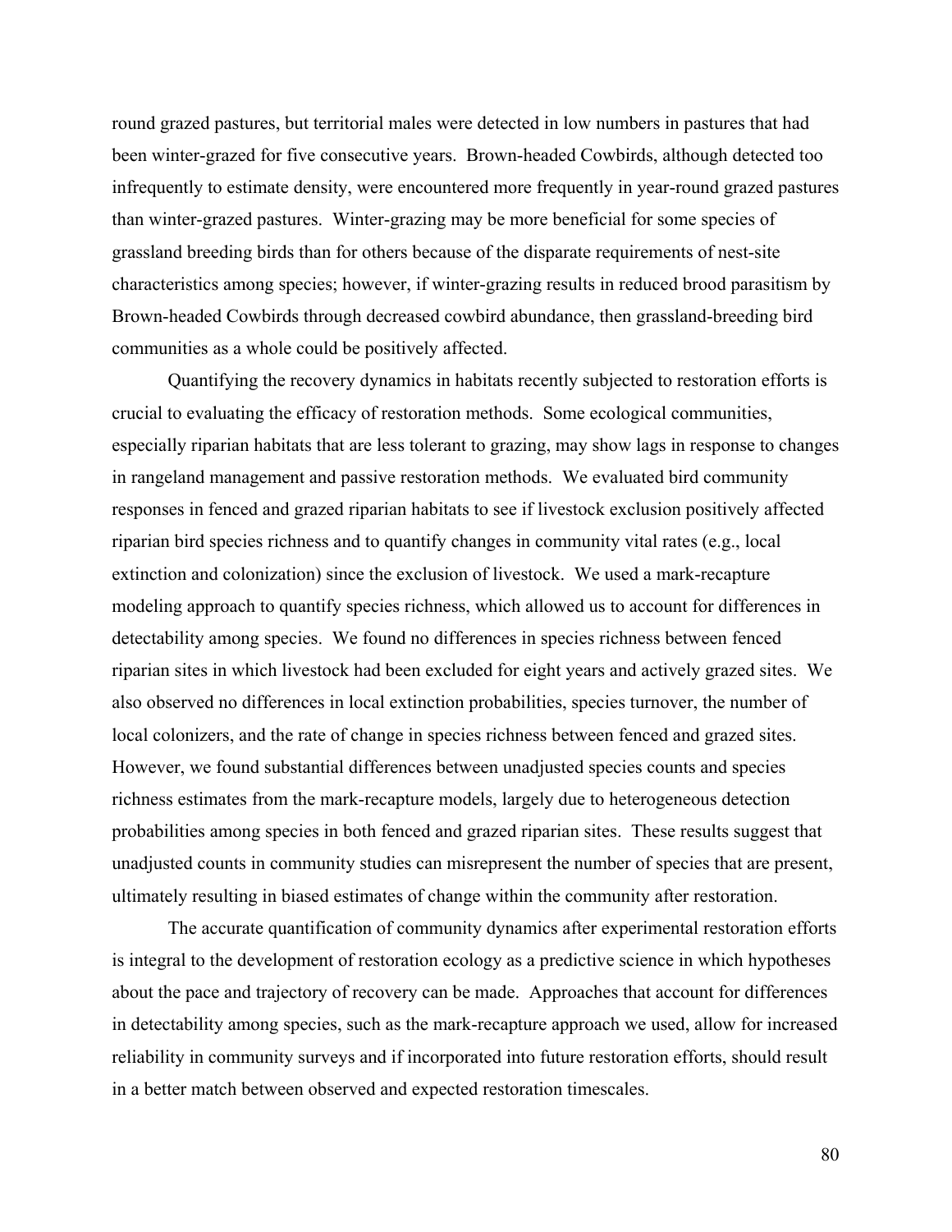round grazed pastures, but territorial males were detected in low numbers in pastures that had been winter-grazed for five consecutive years. Brown-headed Cowbirds, although detected too infrequently to estimate density, were encountered more frequently in year-round grazed pastures than winter-grazed pastures. Winter-grazing may be more beneficial for some species of grassland breeding birds than for others because of the disparate requirements of nest-site characteristics among species; however, if winter-grazing results in reduced brood parasitism by Brown-headed Cowbirds through decreased cowbird abundance, then grassland-breeding bird communities as a whole could be positively affected.

Quantifying the recovery dynamics in habitats recently subjected to restoration efforts is crucial to evaluating the efficacy of restoration methods. Some ecological communities, especially riparian habitats that are less tolerant to grazing, may show lags in response to changes in rangeland management and passive restoration methods. We evaluated bird community responses in fenced and grazed riparian habitats to see if livestock exclusion positively affected riparian bird species richness and to quantify changes in community vital rates (e.g., local extinction and colonization) since the exclusion of livestock. We used a mark-recapture modeling approach to quantify species richness, which allowed us to account for differences in detectability among species. We found no differences in species richness between fenced riparian sites in which livestock had been excluded for eight years and actively grazed sites. We also observed no differences in local extinction probabilities, species turnover, the number of local colonizers, and the rate of change in species richness between fenced and grazed sites. However, we found substantial differences between unadjusted species counts and species richness estimates from the mark-recapture models, largely due to heterogeneous detection probabilities among species in both fenced and grazed riparian sites. These results suggest that unadjusted counts in community studies can misrepresent the number of species that are present, ultimately resulting in biased estimates of change within the community after restoration.

The accurate quantification of community dynamics after experimental restoration efforts is integral to the development of restoration ecology as a predictive science in which hypotheses about the pace and trajectory of recovery can be made. Approaches that account for differences in detectability among species, such as the mark-recapture approach we used, allow for increased reliability in community surveys and if incorporated into future restoration efforts, should result in a better match between observed and expected restoration timescales.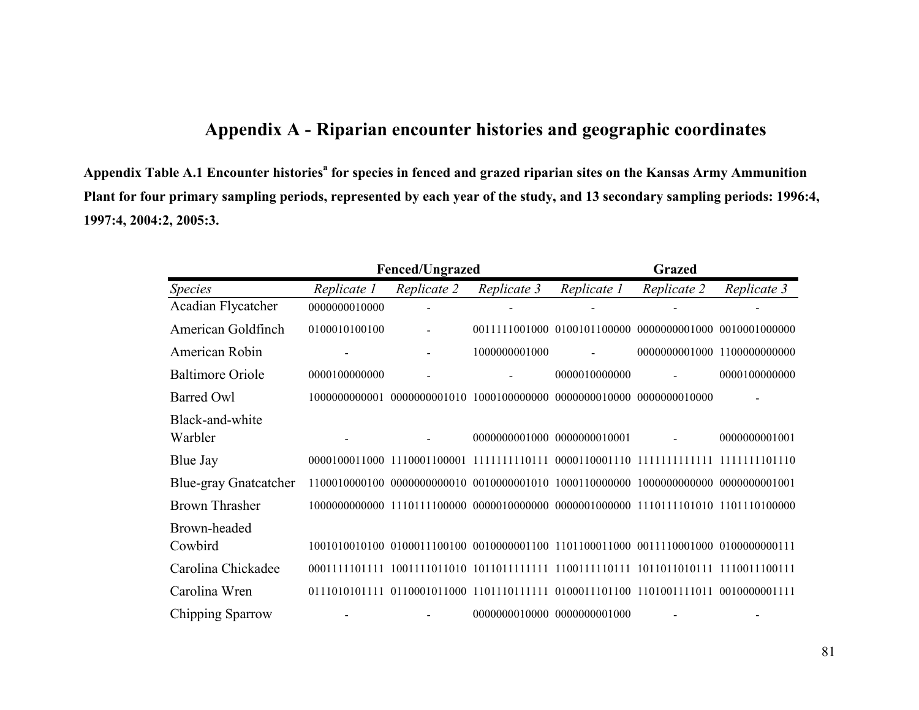# Appendix A - Riparian encounter histories and geographic coordinates

**Appendix Table A.1 Encounter histories[a] for species in fenced and grazed riparian sites on the Kansas Army Ammunition Plant for four primary sampling periods, represented by each year of the study, and 13 secondary sampling periods: 1996:4, 1997:4, 2004:2, 2005:3.**

| | Fenced/Ungrazed | | | Grazed | | |
|---|---|---|---|---|---|---|
| *Species* | *Replicate 1* | *Replicate 2* | *Replicate 3* | *Replicate 1* | *Replicate 2* | *Replicate 3* |
| Acadian Flycatcher | 0000000010000 | - | - | - | - | - |
| American Goldfinch | 0100010100100 | - | 0011111001000 | 0100101100000 | 0000000001000 | 0010001000000 |
| American Robin | - | - | 1000000001000 | - | 0000000001000 | 1100000000000 |
| Baltimore Oriole | 0000100000000 | - | - | 0000010000000 | - | 0000100000000 |
| Barred Owl | 1000000000001 | 0000000001010 | 1000100000000 | 0000000010000 | 0000000010000 | - |
| Black-and-white Warbler | - | - | 0000000001000 | 0000000010001 | - | 0000000001001 |
| Blue Jay | 0000100011000 | 1110001100001 | 1111111110111 | 0000110001110 | 1111111111111 | 1111111101110 |
| Blue-gray Gnatcatcher | 1100010000100 | 0000000000010 | 0010000001010 | 1000110000000 | 1000000000000 | 0000000001001 |
| Brown Thrasher | 1000000000000 | 1110111100000 | 0000010000000 | 0000001000000 | 1110111101010 | 1101110100000 |
| Brown-headed Cowbird | 1001010010100 | 0100011100100 | 0010000001100 | 1101100011000 | 0011110001000 | 0100000000111 |
| Carolina Chickadee | 0001111101111 | 1001111011010 | 1011011111111 | 1100111110111 | 1011011010111 | 1110011100111 |
| Carolina Wren | 0111010101111 | 0110001011000 | 1101110111111 | 0100011101100 | 1101001111011 | 0010000001111 |
| Chipping Sparrow | - | - | 0000000010000 | 0000000001000 | - | - |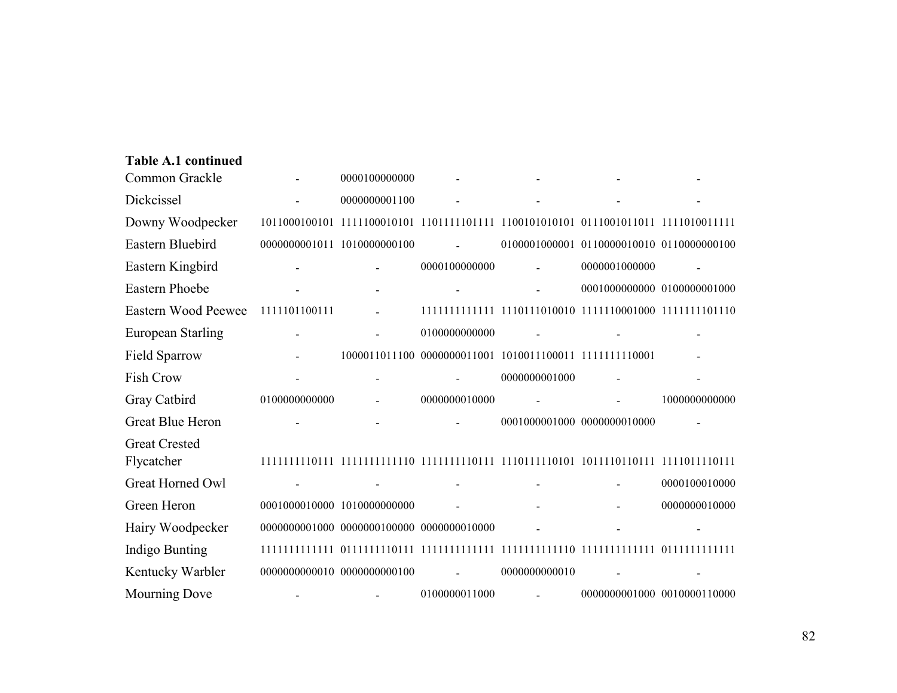**Table A.1 continued**

| | | | | | | |
|---|---|---|---|---|---|---|
| Common Grackle | - | 0000100000000 | - | - | - | - |
| Dickcissel | - | 0000000001100 | - | - | - | - |
| Downy Woodpecker | 1011000100101 | 1111100010101 | 1101111101111 | 1100101010101 | 0111001011011 | 1111010011111 |
| Eastern Bluebird | 0000000001011 | 1010000000100 | - | 0100001000001 | 0110000010010 | 0110000000100 |
| Eastern Kingbird | - | - | 0000100000000 | - | 0000001000000 | - |
| Eastern Phoebe | - | - | - | - | 0001000000000 | 0100000001000 |
| Eastern Wood Peewee | 1111101100111 | - | 1111111111111 | 1110111010010 | 1111110001000 | 1111111101110 |
| European Starling | - | - | 0100000000000 | - | - | - |
| Field Sparrow | - | 1000011011100 | 0000000011001 | 1010011100011 | 1111111110001 | - |
| Fish Crow | - | - | - | 0000000001000 | - | - |
| Gray Catbird | 0100000000000 | - | 0000000010000 | - | - | 1000000000000 |
| Great Blue Heron | - | - | - | 0001000001000 | 0000000010000 | - |
| Great Crested Flycatcher | 1111111110111 | 1111111111110 | 1111111110111 | 1110111110101 | 1011110110111 | 1111011110111 |
| Great Horned Owl | - | - | - | - | - | 0000100010000 |
| Green Heron | 0001000010000 | 1010000000000 | - | - | - | 0000000010000 |
| Hairy Woodpecker | 0000000001000 | 0000000100000 | 0000000010000 | - | - | - |
| Indigo Bunting | 1111111111111 | 0111111110111 | 1111111111111 | 1111111111110 | 1111111111111 | 0111111111111 |
| Kentucky Warbler | 0000000000010 | 0000000000100 | - | 0000000000010 | - | - |
| Mourning Dove | - | - | 0100000011000 | - | 0000000001000 | 0010000110000 |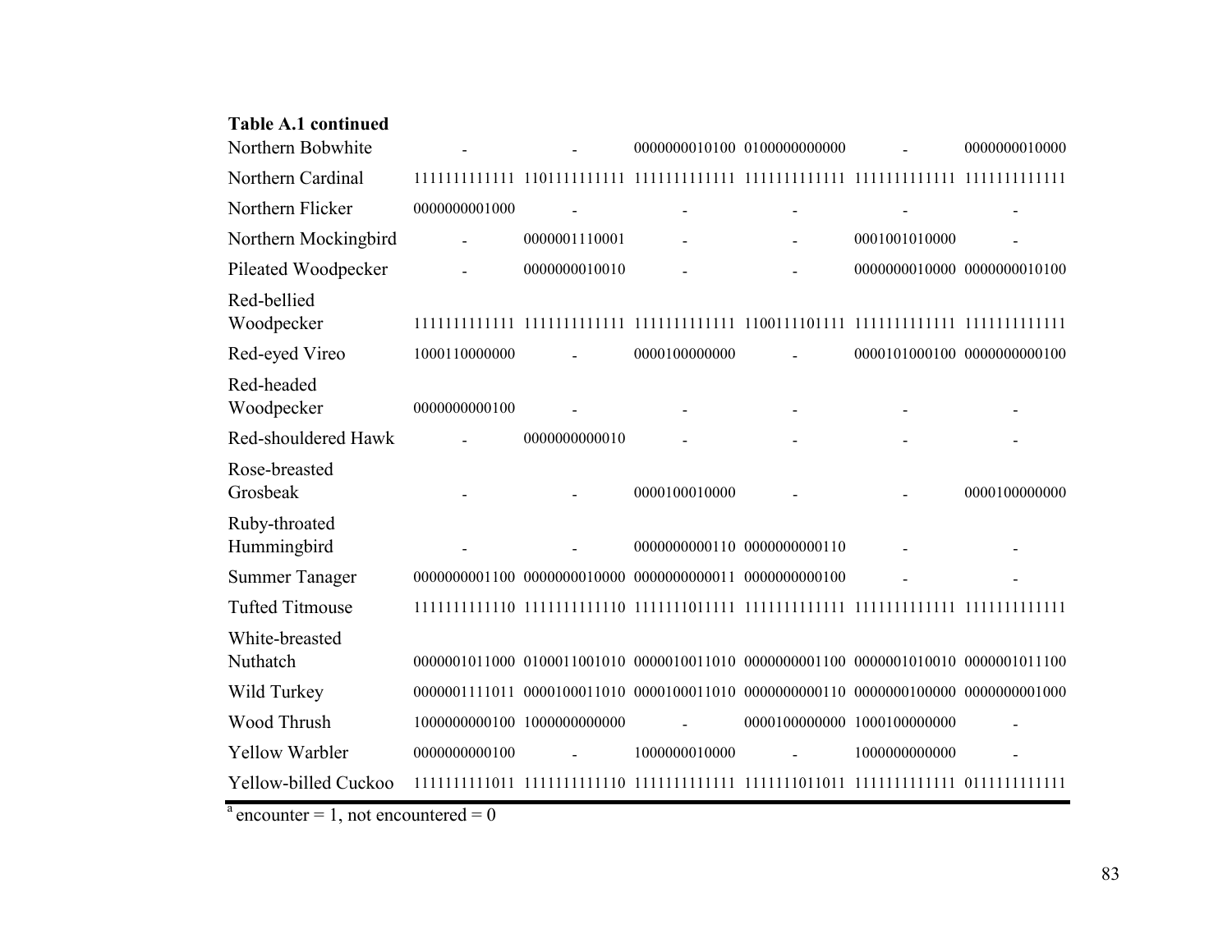**Table A.1 continued**

| | | | | | | |
|---|---|---|---|---|---|---|
| Northern Bobwhite | - | - | 0000000010100 | 0100000000000 | - | 0000000010000 |
| Northern Cardinal | 1111111111111 | 1101111111111 | 1111111111111 | 1111111111111 | 1111111111111 | 1111111111111 |
| Northern Flicker | 0000000001000 | - | - | - | - | - |
| Northern Mockingbird | - | 0000001110001 | - | - | 0001001010000 | - |
| Pileated Woodpecker | - | 0000000010010 | - | - | 0000000010000 | 0000000010100 |
| Red-bellied Woodpecker | 1111111111111 | 1111111111111 | 1111111111111 | 1100111101111 | 1111111111111 | 1111111111111 |
| Red-eyed Vireo | 1000110000000 | - | 0000100000000 | - | 0000101000100 | 0000000000100 |
| Red-headed Woodpecker | 0000000000100 | - | - | - | - | - |
| Red-shouldered Hawk | - | 0000000000010 | - | - | - | - |
| Rose-breasted Grosbeak | - | - | 0000100010000 | - | - | 0000100000000 |
| Ruby-throated Hummingbird | - | - | 0000000000110 | 0000000000110 | - | - |
| Summer Tanager | 0000000001100 | 0000000010000 | 0000000000011 | 0000000000100 | - | - |
| Tufted Titmouse | 1111111111110 | 1111111111110 | 1111111011111 | 1111111111111 | 1111111111111 | 1111111111111 |
| White-breasted Nuthatch | 0000001011000 | 0100011001010 | 0000010011010 | 0000000001100 | 0000001010010 | 0000001011100 |
| Wild Turkey | 0000001111011 | 0000100011010 | 0000100011010 | 0000000000110 | 0000000100000 | 0000000001000 |
| Wood Thrush | 1000000000100 | 1000000000000 | - | 0000100000000 | 1000100000000 | - |
| Yellow Warbler | 0000000000100 | - | 1000000010000 | - | 1000000000000 | - |
| Yellow-billed Cuckoo | 1111111111011 | 1111111111110 | 1111111111111 | 1111111011011 | 1111111111111 | 0111111111111 |

[a] encounter = 1, not encountered = 0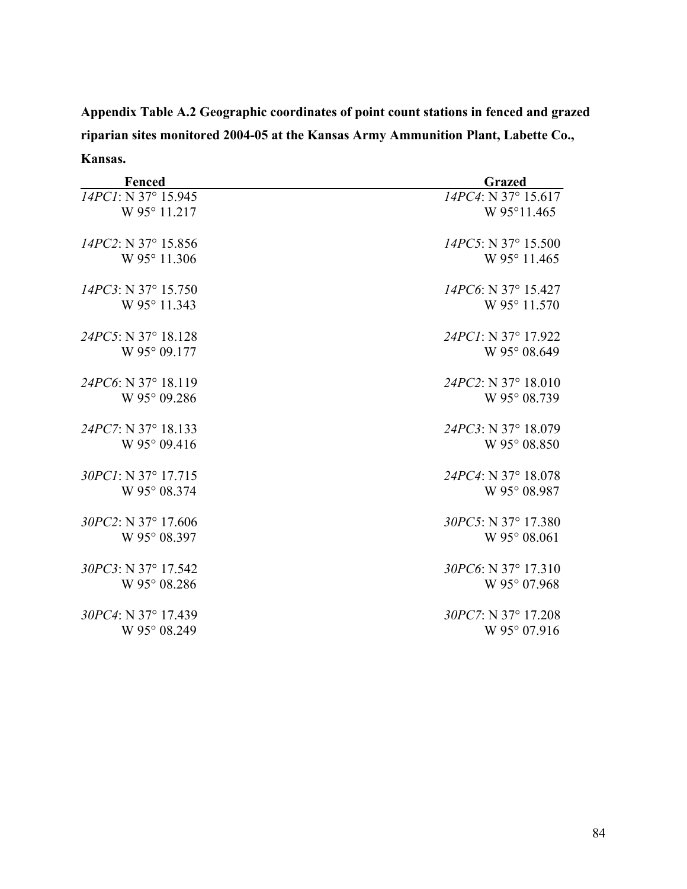**Appendix Table A.2 Geographic coordinates of point count stations in fenced and grazed riparian sites monitored 2004-05 at the Kansas Army Ammunition Plant, Labette Co., Kansas.**

| Fenced | Grazed |
|---|---|
| *14PC1*: N 37° 15.945<br>W 95° 11.217 | *14PC4*: N 37° 15.617<br>W 95°11.465 |
| *14PC2*: N 37° 15.856<br>W 95° 11.306 | *14PC5*: N 37° 15.500<br>W 95° 11.465 |
| *14PC3*: N 37° 15.750<br>W 95° 11.343 | *14PC6*: N 37° 15.427<br>W 95° 11.570 |
| *24PC5*: N 37° 18.128<br>W 95° 09.177 | *24PC1*: N 37° 17.922<br>W 95° 08.649 |
| *24PC6*: N 37° 18.119<br>W 95° 09.286 | *24PC2*: N 37° 18.010<br>W 95° 08.739 |
| *24PC7*: N 37° 18.133<br>W 95° 09.416 | *24PC3*: N 37° 18.079<br>W 95° 08.850 |
| *30PC1*: N 37° 17.715<br>W 95° 08.374 | *24PC4*: N 37° 18.078<br>W 95° 08.987 |
| *30PC2*: N 37° 17.606<br>W 95° 08.397 | *30PC5*: N 37° 17.380<br>W 95° 08.061 |
| *30PC3*: N 37° 17.542<br>W 95° 08.286 | *30PC6*: N 37° 17.310<br>W 95° 07.968 |
| *30PC4*: N 37° 17.439<br>W 95° 08.249 | *30PC7*: N 37° 17.208<br>W 95° 07.916 |